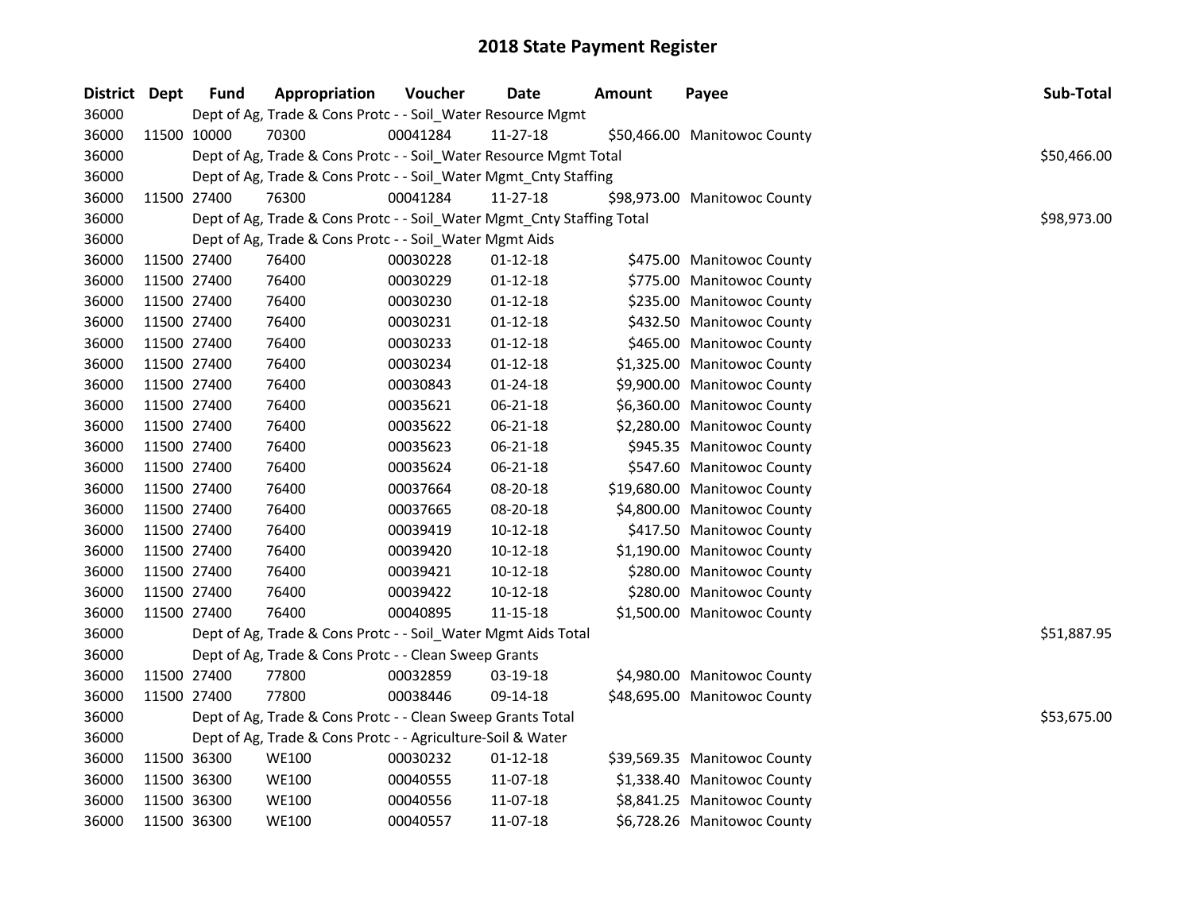# 2018 State Payment Register

| District | Dept | Fund | Appropriation | Voucher | Date | Amount | Payee | Sub-Total |
|---|---|---|---|---|---|---|---|---|
| 36000 | | Dept of Ag, Trade & Cons Protc - - Soil_Water Resource Mgmt | | | | | | |
| 36000 | 11500 | 10000 | 70300 | 00041284 | 11-27-18 | $50,466.00 | Manitowoc County | |
| 36000 | | Dept of Ag, Trade & Cons Protc - - Soil_Water Resource Mgmt Total | | | | | | $50,466.00 |
| 36000 | | Dept of Ag, Trade & Cons Protc - - Soil_Water Mgmt_Cnty Staffing | | | | | | |
| 36000 | 11500 | 27400 | 76300 | 00041284 | 11-27-18 | $98,973.00 | Manitowoc County | |
| 36000 | | Dept of Ag, Trade & Cons Protc - - Soil_Water Mgmt_Cnty Staffing Total | | | | | | $98,973.00 |
| 36000 | | Dept of Ag, Trade & Cons Protc - - Soil_Water Mgmt Aids | | | | | | |
| 36000 | 11500 | 27400 | 76400 | 00030228 | 01-12-18 | $475.00 | Manitowoc County | |
| 36000 | 11500 | 27400 | 76400 | 00030229 | 01-12-18 | $775.00 | Manitowoc County | |
| 36000 | 11500 | 27400 | 76400 | 00030230 | 01-12-18 | $235.00 | Manitowoc County | |
| 36000 | 11500 | 27400 | 76400 | 00030231 | 01-12-18 | $432.50 | Manitowoc County | |
| 36000 | 11500 | 27400 | 76400 | 00030233 | 01-12-18 | $465.00 | Manitowoc County | |
| 36000 | 11500 | 27400 | 76400 | 00030234 | 01-12-18 | $1,325.00 | Manitowoc County | |
| 36000 | 11500 | 27400 | 76400 | 00030843 | 01-24-18 | $9,900.00 | Manitowoc County | |
| 36000 | 11500 | 27400 | 76400 | 00035621 | 06-21-18 | $6,360.00 | Manitowoc County | |
| 36000 | 11500 | 27400 | 76400 | 00035622 | 06-21-18 | $2,280.00 | Manitowoc County | |
| 36000 | 11500 | 27400 | 76400 | 00035623 | 06-21-18 | $945.35 | Manitowoc County | |
| 36000 | 11500 | 27400 | 76400 | 00035624 | 06-21-18 | $547.60 | Manitowoc County | |
| 36000 | 11500 | 27400 | 76400 | 00037664 | 08-20-18 | $19,680.00 | Manitowoc County | |
| 36000 | 11500 | 27400 | 76400 | 00037665 | 08-20-18 | $4,800.00 | Manitowoc County | |
| 36000 | 11500 | 27400 | 76400 | 00039419 | 10-12-18 | $417.50 | Manitowoc County | |
| 36000 | 11500 | 27400 | 76400 | 00039420 | 10-12-18 | $1,190.00 | Manitowoc County | |
| 36000 | 11500 | 27400 | 76400 | 00039421 | 10-12-18 | $280.00 | Manitowoc County | |
| 36000 | 11500 | 27400 | 76400 | 00039422 | 10-12-18 | $280.00 | Manitowoc County | |
| 36000 | 11500 | 27400 | 76400 | 00040895 | 11-15-18 | $1,500.00 | Manitowoc County | |
| 36000 | | Dept of Ag, Trade & Cons Protc - - Soil_Water Mgmt Aids Total | | | | | | $51,887.95 |
| 36000 | | Dept of Ag, Trade & Cons Protc - - Clean Sweep Grants | | | | | | |
| 36000 | 11500 | 27400 | 77800 | 00032859 | 03-19-18 | $4,980.00 | Manitowoc County | |
| 36000 | 11500 | 27400 | 77800 | 00038446 | 09-14-18 | $48,695.00 | Manitowoc County | |
| 36000 | | Dept of Ag, Trade & Cons Protc - - Clean Sweep Grants Total | | | | | | $53,675.00 |
| 36000 | | Dept of Ag, Trade & Cons Protc - - Agriculture-Soil & Water | | | | | | |
| 36000 | 11500 | 36300 | WE100 | 00030232 | 01-12-18 | $39,569.35 | Manitowoc County | |
| 36000 | 11500 | 36300 | WE100 | 00040555 | 11-07-18 | $1,338.40 | Manitowoc County | |
| 36000 | 11500 | 36300 | WE100 | 00040556 | 11-07-18 | $8,841.25 | Manitowoc County | |
| 36000 | 11500 | 36300 | WE100 | 00040557 | 11-07-18 | $6,728.26 | Manitowoc County | |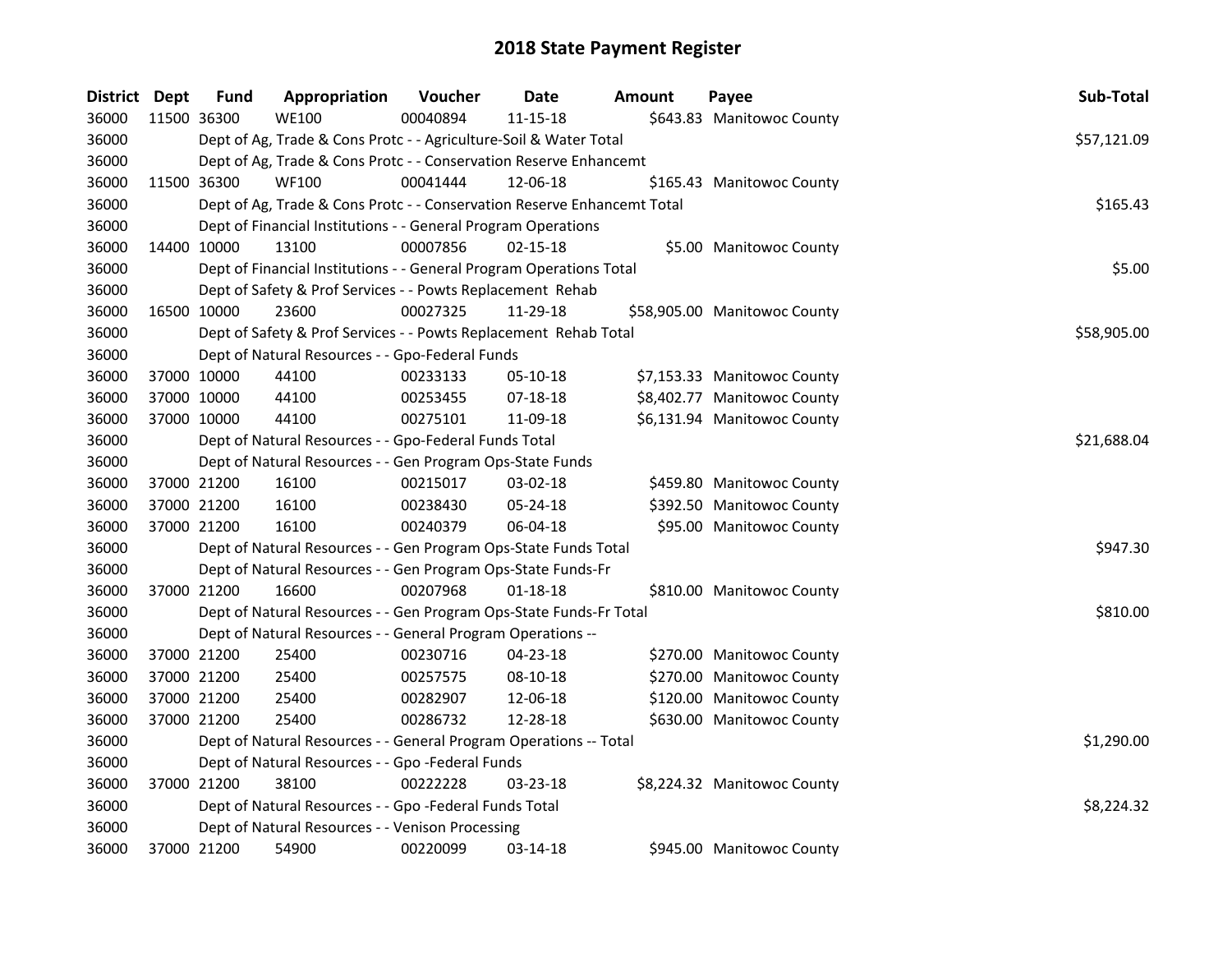# 2018 State Payment Register

| District | Dept | Fund | Appropriation | Voucher | Date | Amount | Payee | Sub-Total |
|---|---|---|---|---|---|---|---|---|
| 36000 | 11500 | 36300 | WE100 | 00040894 | 11-15-18 | $643.83 | Manitowoc County | |
| 36000 | | Dept of Ag, Trade & Cons Protc - - Agriculture-Soil & Water Total | | | | | | $57,121.09 |
| 36000 | | Dept of Ag, Trade & Cons Protc - - Conservation Reserve Enhancemt | | | | | | |
| 36000 | 11500 | 36300 | WF100 | 00041444 | 12-06-18 | $165.43 | Manitowoc County | |
| 36000 | | Dept of Ag, Trade & Cons Protc - - Conservation Reserve Enhancemt Total | | | | | | $165.43 |
| 36000 | | Dept of Financial Institutions - - General Program Operations | | | | | | |
| 36000 | 14400 | 10000 | 13100 | 00007856 | 02-15-18 | $5.00 | Manitowoc County | |
| 36000 | | Dept of Financial Institutions - - General Program Operations Total | | | | | | $5.00 |
| 36000 | | Dept of Safety & Prof Services - - Powts Replacement Rehab | | | | | | |
| 36000 | 16500 | 10000 | 23600 | 00027325 | 11-29-18 | $58,905.00 | Manitowoc County | |
| 36000 | | Dept of Safety & Prof Services - - Powts Replacement Rehab Total | | | | | | $58,905.00 |
| 36000 | | Dept of Natural Resources - - Gpo-Federal Funds | | | | | | |
| 36000 | 37000 | 10000 | 44100 | 00233133 | 05-10-18 | $7,153.33 | Manitowoc County | |
| 36000 | 37000 | 10000 | 44100 | 00253455 | 07-18-18 | $8,402.77 | Manitowoc County | |
| 36000 | 37000 | 10000 | 44100 | 00275101 | 11-09-18 | $6,131.94 | Manitowoc County | |
| 36000 | | Dept of Natural Resources - - Gpo-Federal Funds Total | | | | | | $21,688.04 |
| 36000 | | Dept of Natural Resources - - Gen Program Ops-State Funds | | | | | | |
| 36000 | 37000 | 21200 | 16100 | 00215017 | 03-02-18 | $459.80 | Manitowoc County | |
| 36000 | 37000 | 21200 | 16100 | 00238430 | 05-24-18 | $392.50 | Manitowoc County | |
| 36000 | 37000 | 21200 | 16100 | 00240379 | 06-04-18 | $95.00 | Manitowoc County | |
| 36000 | | Dept of Natural Resources - - Gen Program Ops-State Funds Total | | | | | | $947.30 |
| 36000 | | Dept of Natural Resources - - Gen Program Ops-State Funds-Fr | | | | | | |
| 36000 | 37000 | 21200 | 16600 | 00207968 | 01-18-18 | $810.00 | Manitowoc County | |
| 36000 | | Dept of Natural Resources - - Gen Program Ops-State Funds-Fr Total | | | | | | $810.00 |
| 36000 | | Dept of Natural Resources - - General Program Operations -- | | | | | | |
| 36000 | 37000 | 21200 | 25400 | 00230716 | 04-23-18 | $270.00 | Manitowoc County | |
| 36000 | 37000 | 21200 | 25400 | 00257575 | 08-10-18 | $270.00 | Manitowoc County | |
| 36000 | 37000 | 21200 | 25400 | 00282907 | 12-06-18 | $120.00 | Manitowoc County | |
| 36000 | 37000 | 21200 | 25400 | 00286732 | 12-28-18 | $630.00 | Manitowoc County | |
| 36000 | | Dept of Natural Resources - - General Program Operations -- Total | | | | | | $1,290.00 |
| 36000 | | Dept of Natural Resources - - Gpo -Federal Funds | | | | | | |
| 36000 | 37000 | 21200 | 38100 | 00222228 | 03-23-18 | $8,224.32 | Manitowoc County | |
| 36000 | | Dept of Natural Resources - - Gpo -Federal Funds Total | | | | | | $8,224.32 |
| 36000 | | Dept of Natural Resources - - Venison Processing | | | | | | |
| 36000 | 37000 | 21200 | 54900 | 00220099 | 03-14-18 | $945.00 | Manitowoc County | |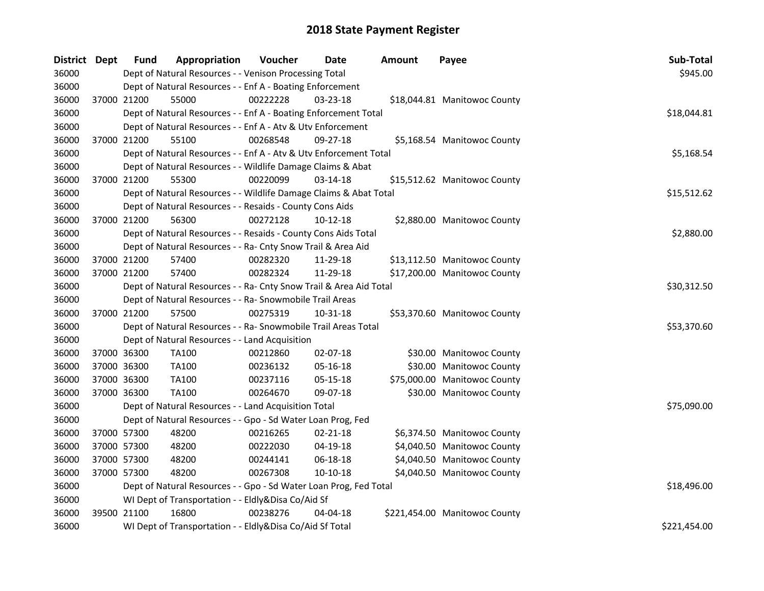# 2018 State Payment Register

| District | Dept | Fund | Appropriation | Voucher | Date | Amount | Payee | Sub-Total |
|---|---|---|---|---|---|---|---|---|
| 36000 | | Dept of Natural Resources - - Venison Processing Total | | | | | | $945.00 |
| 36000 | | Dept of Natural Resources - - Enf A - Boating Enforcement | | | | | | |
| 36000 | 37000 | 21200 | 55000 | 00222228 | 03-23-18 | $18,044.81 | Manitowoc County | |
| 36000 | | Dept of Natural Resources - - Enf A - Boating Enforcement Total | | | | | | $18,044.81 |
| 36000 | | Dept of Natural Resources - - Enf A - Atv & Utv Enforcement | | | | | | |
| 36000 | 37000 | 21200 | 55100 | 00268548 | 09-27-18 | $5,168.54 | Manitowoc County | |
| 36000 | | Dept of Natural Resources - - Enf A - Atv & Utv Enforcement Total | | | | | | $5,168.54 |
| 36000 | | Dept of Natural Resources - - Wildlife Damage Claims & Abat | | | | | | |
| 36000 | 37000 | 21200 | 55300 | 00220099 | 03-14-18 | $15,512.62 | Manitowoc County | |
| 36000 | | Dept of Natural Resources - - Wildlife Damage Claims & Abat Total | | | | | | $15,512.62 |
| 36000 | | Dept of Natural Resources - - Resaids - County Cons Aids | | | | | | |
| 36000 | 37000 | 21200 | 56300 | 00272128 | 10-12-18 | $2,880.00 | Manitowoc County | |
| 36000 | | Dept of Natural Resources - - Resaids - County Cons Aids Total | | | | | | $2,880.00 |
| 36000 | | Dept of Natural Resources - - Ra- Cnty Snow Trail & Area Aid | | | | | | |
| 36000 | 37000 | 21200 | 57400 | 00282320 | 11-29-18 | $13,112.50 | Manitowoc County | |
| 36000 | 37000 | 21200 | 57400 | 00282324 | 11-29-18 | $17,200.00 | Manitowoc County | |
| 36000 | | Dept of Natural Resources - - Ra- Cnty Snow Trail & Area Aid Total | | | | | | $30,312.50 |
| 36000 | | Dept of Natural Resources - - Ra- Snowmobile Trail Areas | | | | | | |
| 36000 | 37000 | 21200 | 57500 | 00275319 | 10-31-18 | $53,370.60 | Manitowoc County | |
| 36000 | | Dept of Natural Resources - - Ra- Snowmobile Trail Areas Total | | | | | | $53,370.60 |
| 36000 | | Dept of Natural Resources - - Land Acquisition | | | | | | |
| 36000 | 37000 | 36300 | TA100 | 00212860 | 02-07-18 | $30.00 | Manitowoc County | |
| 36000 | 37000 | 36300 | TA100 | 00236132 | 05-16-18 | $30.00 | Manitowoc County | |
| 36000 | 37000 | 36300 | TA100 | 00237116 | 05-15-18 | $75,000.00 | Manitowoc County | |
| 36000 | 37000 | 36300 | TA100 | 00264670 | 09-07-18 | $30.00 | Manitowoc County | |
| 36000 | | Dept of Natural Resources - - Land Acquisition Total | | | | | | $75,090.00 |
| 36000 | | Dept of Natural Resources - - Gpo - Sd Water Loan Prog, Fed | | | | | | |
| 36000 | 37000 | 57300 | 48200 | 00216265 | 02-21-18 | $6,374.50 | Manitowoc County | |
| 36000 | 37000 | 57300 | 48200 | 00222030 | 04-19-18 | $4,040.50 | Manitowoc County | |
| 36000 | 37000 | 57300 | 48200 | 00244141 | 06-18-18 | $4,040.50 | Manitowoc County | |
| 36000 | 37000 | 57300 | 48200 | 00267308 | 10-10-18 | $4,040.50 | Manitowoc County | |
| 36000 | | Dept of Natural Resources - - Gpo - Sd Water Loan Prog, Fed Total | | | | | | $18,496.00 |
| 36000 | | WI Dept of Transportation - - Eldly&Disa Co/Aid Sf | | | | | | |
| 36000 | 39500 | 21100 | 16800 | 00238276 | 04-04-18 | $221,454.00 | Manitowoc County | |
| 36000 | | WI Dept of Transportation - - Eldly&Disa Co/Aid Sf Total | | | | | | $221,454.00 |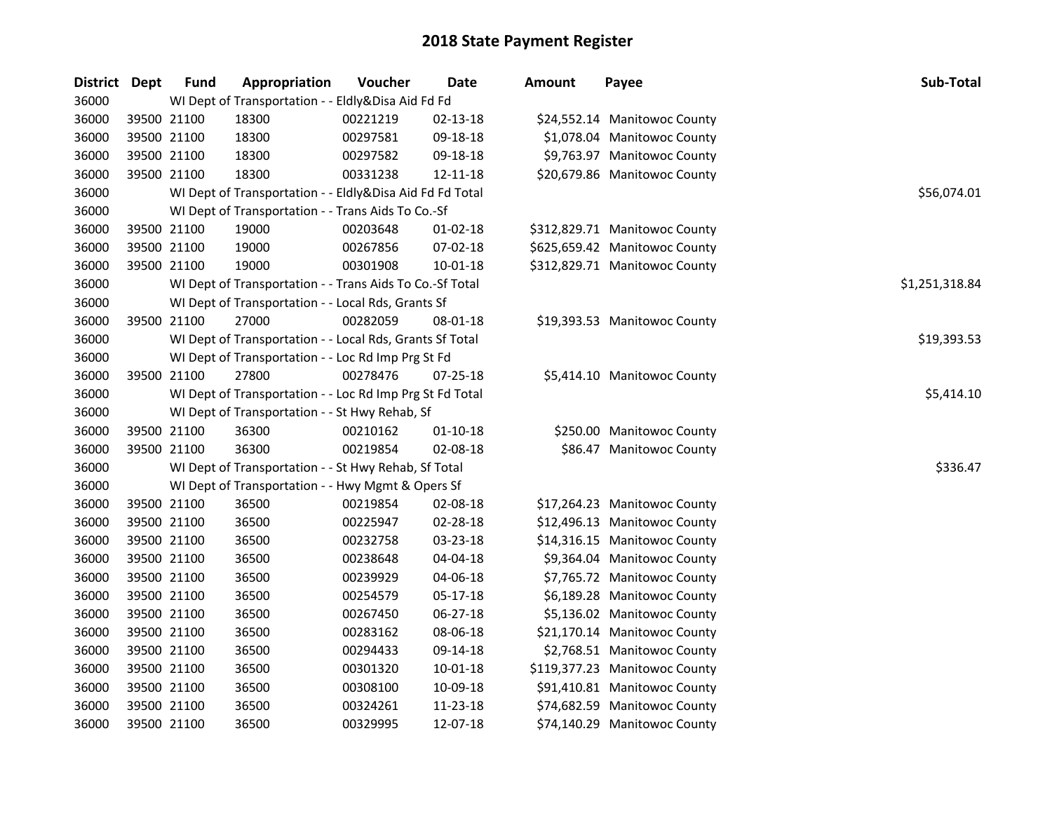# 2018 State Payment Register

| District | Dept | Fund | Appropriation | Voucher | Date | Amount | Payee | Sub-Total |
|---|---|---|---|---|---|---|---|---|
| 36000 | | WI Dept of Transportation - - Eldly&Disa Aid Fd Fd | | | | | | |
| 36000 | 39500 | 21100 | 18300 | 00221219 | 02-13-18 | $24,552.14 | Manitowoc County | |
| 36000 | 39500 | 21100 | 18300 | 00297581 | 09-18-18 | $1,078.04 | Manitowoc County | |
| 36000 | 39500 | 21100 | 18300 | 00297582 | 09-18-18 | $9,763.97 | Manitowoc County | |
| 36000 | 39500 | 21100 | 18300 | 00331238 | 12-11-18 | $20,679.86 | Manitowoc County | |
| 36000 | | WI Dept of Transportation - - Eldly&Disa Aid Fd Fd Total | | | | | | $56,074.01 |
| 36000 | | WI Dept of Transportation - - Trans Aids To Co.-Sf | | | | | | |
| 36000 | 39500 | 21100 | 19000 | 00203648 | 01-02-18 | $312,829.71 | Manitowoc County | |
| 36000 | 39500 | 21100 | 19000 | 00267856 | 07-02-18 | $625,659.42 | Manitowoc County | |
| 36000 | 39500 | 21100 | 19000 | 00301908 | 10-01-18 | $312,829.71 | Manitowoc County | |
| 36000 | | WI Dept of Transportation - - Trans Aids To Co.-Sf Total | | | | | | $1,251,318.84 |
| 36000 | | WI Dept of Transportation - - Local Rds, Grants Sf | | | | | | |
| 36000 | 39500 | 21100 | 27000 | 00282059 | 08-01-18 | $19,393.53 | Manitowoc County | |
| 36000 | | WI Dept of Transportation - - Local Rds, Grants Sf Total | | | | | | $19,393.53 |
| 36000 | | WI Dept of Transportation - - Loc Rd Imp Prg St Fd | | | | | | |
| 36000 | 39500 | 21100 | 27800 | 00278476 | 07-25-18 | $5,414.10 | Manitowoc County | |
| 36000 | | WI Dept of Transportation - - Loc Rd Imp Prg St Fd Total | | | | | | $5,414.10 |
| 36000 | | WI Dept of Transportation - - St Hwy Rehab, Sf | | | | | | |
| 36000 | 39500 | 21100 | 36300 | 00210162 | 01-10-18 | $250.00 | Manitowoc County | |
| 36000 | 39500 | 21100 | 36300 | 00219854 | 02-08-18 | $86.47 | Manitowoc County | |
| 36000 | | WI Dept of Transportation - - St Hwy Rehab, Sf Total | | | | | | $336.47 |
| 36000 | | WI Dept of Transportation - - Hwy Mgmt & Opers Sf | | | | | | |
| 36000 | 39500 | 21100 | 36500 | 00219854 | 02-08-18 | $17,264.23 | Manitowoc County | |
| 36000 | 39500 | 21100 | 36500 | 00225947 | 02-28-18 | $12,496.13 | Manitowoc County | |
| 36000 | 39500 | 21100 | 36500 | 00232758 | 03-23-18 | $14,316.15 | Manitowoc County | |
| 36000 | 39500 | 21100 | 36500 | 00238648 | 04-04-18 | $9,364.04 | Manitowoc County | |
| 36000 | 39500 | 21100 | 36500 | 00239929 | 04-06-18 | $7,765.72 | Manitowoc County | |
| 36000 | 39500 | 21100 | 36500 | 00254579 | 05-17-18 | $6,189.28 | Manitowoc County | |
| 36000 | 39500 | 21100 | 36500 | 00267450 | 06-27-18 | $5,136.02 | Manitowoc County | |
| 36000 | 39500 | 21100 | 36500 | 00283162 | 08-06-18 | $21,170.14 | Manitowoc County | |
| 36000 | 39500 | 21100 | 36500 | 00294433 | 09-14-18 | $2,768.51 | Manitowoc County | |
| 36000 | 39500 | 21100 | 36500 | 00301320 | 10-01-18 | $119,377.23 | Manitowoc County | |
| 36000 | 39500 | 21100 | 36500 | 00308100 | 10-09-18 | $91,410.81 | Manitowoc County | |
| 36000 | 39500 | 21100 | 36500 | 00324261 | 11-23-18 | $74,682.59 | Manitowoc County | |
| 36000 | 39500 | 21100 | 36500 | 00329995 | 12-07-18 | $74,140.29 | Manitowoc County | |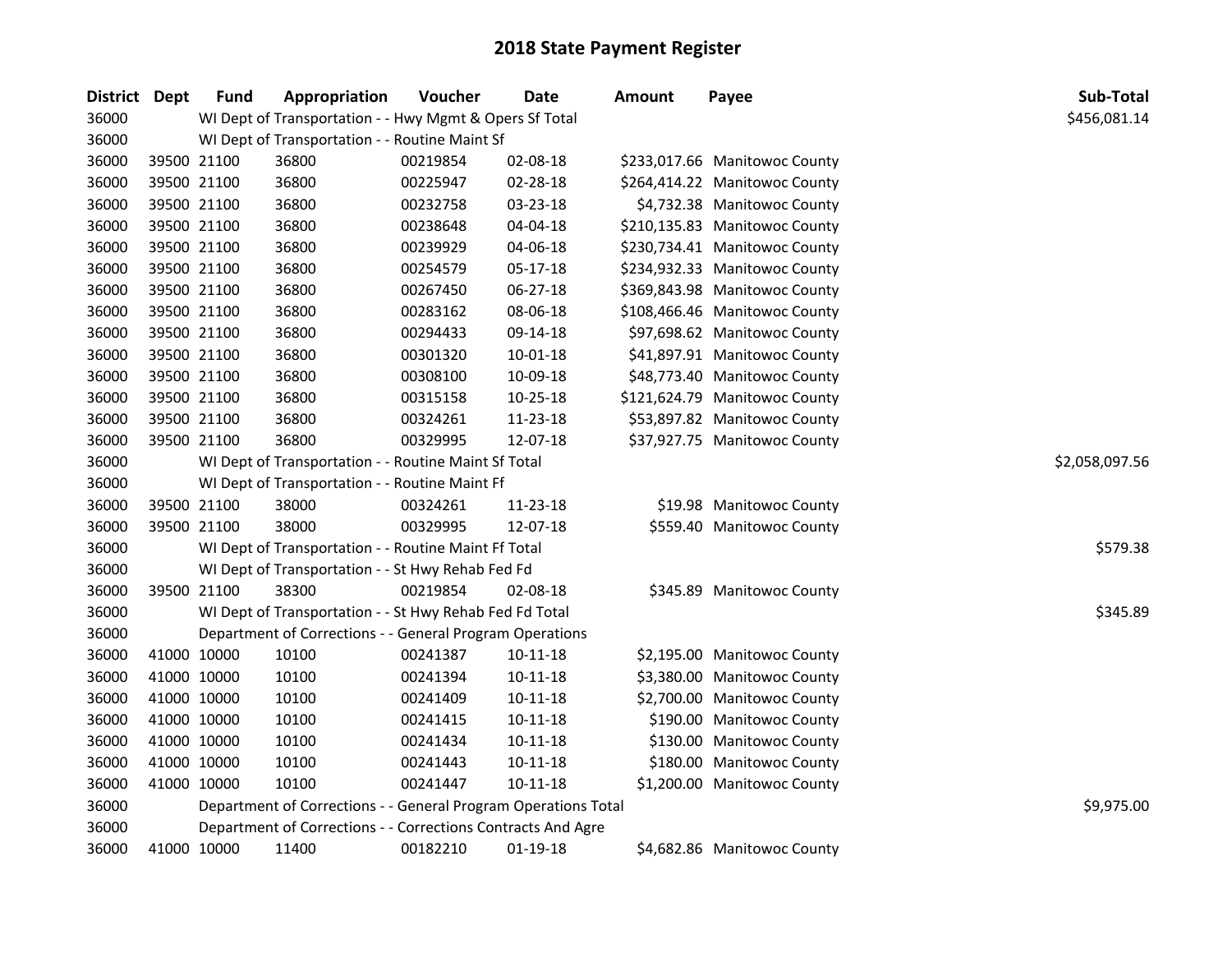# 2018 State Payment Register

| District | Dept | Fund | Appropriation | Voucher | Date | Amount | Payee | Sub-Total |
|---|---|---|---|---|---|---|---|---|
| 36000 | | WI Dept of Transportation - - Hwy Mgmt & Opers Sf Total | | | | | | $456,081.14 |
| 36000 | | WI Dept of Transportation - - Routine Maint Sf | | | | | | |
| 36000 | 39500 | 21100 | 36800 | 00219854 | 02-08-18 | $233,017.66 | Manitowoc County | |
| 36000 | 39500 | 21100 | 36800 | 00225947 | 02-28-18 | $264,414.22 | Manitowoc County | |
| 36000 | 39500 | 21100 | 36800 | 00232758 | 03-23-18 | $4,732.38 | Manitowoc County | |
| 36000 | 39500 | 21100 | 36800 | 00238648 | 04-04-18 | $210,135.83 | Manitowoc County | |
| 36000 | 39500 | 21100 | 36800 | 00239929 | 04-06-18 | $230,734.41 | Manitowoc County | |
| 36000 | 39500 | 21100 | 36800 | 00254579 | 05-17-18 | $234,932.33 | Manitowoc County | |
| 36000 | 39500 | 21100 | 36800 | 00267450 | 06-27-18 | $369,843.98 | Manitowoc County | |
| 36000 | 39500 | 21100 | 36800 | 00283162 | 08-06-18 | $108,466.46 | Manitowoc County | |
| 36000 | 39500 | 21100 | 36800 | 00294433 | 09-14-18 | $97,698.62 | Manitowoc County | |
| 36000 | 39500 | 21100 | 36800 | 00301320 | 10-01-18 | $41,897.91 | Manitowoc County | |
| 36000 | 39500 | 21100 | 36800 | 00308100 | 10-09-18 | $48,773.40 | Manitowoc County | |
| 36000 | 39500 | 21100 | 36800 | 00315158 | 10-25-18 | $121,624.79 | Manitowoc County | |
| 36000 | 39500 | 21100 | 36800 | 00324261 | 11-23-18 | $53,897.82 | Manitowoc County | |
| 36000 | 39500 | 21100 | 36800 | 00329995 | 12-07-18 | $37,927.75 | Manitowoc County | |
| 36000 | | WI Dept of Transportation - - Routine Maint Sf Total | | | | | | $2,058,097.56 |
| 36000 | | WI Dept of Transportation - - Routine Maint Ff | | | | | | |
| 36000 | 39500 | 21100 | 38000 | 00324261 | 11-23-18 | $19.98 | Manitowoc County | |
| 36000 | 39500 | 21100 | 38000 | 00329995 | 12-07-18 | $559.40 | Manitowoc County | |
| 36000 | | WI Dept of Transportation - - Routine Maint Ff Total | | | | | | $579.38 |
| 36000 | | WI Dept of Transportation - - St Hwy Rehab Fed Fd | | | | | | |
| 36000 | 39500 | 21100 | 38300 | 00219854 | 02-08-18 | $345.89 | Manitowoc County | |
| 36000 | | WI Dept of Transportation - - St Hwy Rehab Fed Fd Total | | | | | | $345.89 |
| 36000 | | Department of Corrections - - General Program Operations | | | | | | |
| 36000 | 41000 | 10000 | 10100 | 00241387 | 10-11-18 | $2,195.00 | Manitowoc County | |
| 36000 | 41000 | 10000 | 10100 | 00241394 | 10-11-18 | $3,380.00 | Manitowoc County | |
| 36000 | 41000 | 10000 | 10100 | 00241409 | 10-11-18 | $2,700.00 | Manitowoc County | |
| 36000 | 41000 | 10000 | 10100 | 00241415 | 10-11-18 | $190.00 | Manitowoc County | |
| 36000 | 41000 | 10000 | 10100 | 00241434 | 10-11-18 | $130.00 | Manitowoc County | |
| 36000 | 41000 | 10000 | 10100 | 00241443 | 10-11-18 | $180.00 | Manitowoc County | |
| 36000 | 41000 | 10000 | 10100 | 00241447 | 10-11-18 | $1,200.00 | Manitowoc County | |
| 36000 | | Department of Corrections - - General Program Operations Total | | | | | | $9,975.00 |
| 36000 | | Department of Corrections - - Corrections Contracts And Agre | | | | | | |
| 36000 | 41000 | 10000 | 11400 | 00182210 | 01-19-18 | $4,682.86 | Manitowoc County | |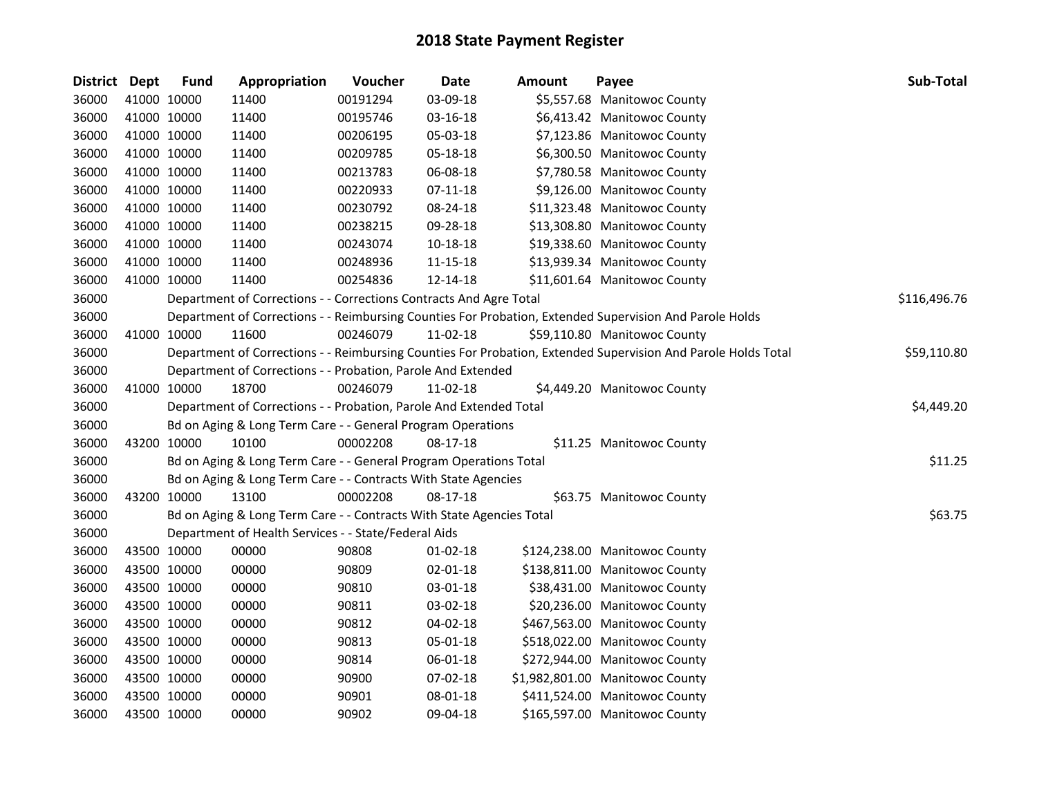# 2018 State Payment Register

| District | Dept | Fund | Appropriation | Voucher | Date | Amount | Payee | Sub-Total |
|---|---|---|---|---|---|---|---|---|
| 36000 | 41000 | 10000 | 11400 | 00191294 | 03-09-18 | $5,557.68 | Manitowoc County | |
| 36000 | 41000 | 10000 | 11400 | 00195746 | 03-16-18 | $6,413.42 | Manitowoc County | |
| 36000 | 41000 | 10000 | 11400 | 00206195 | 05-03-18 | $7,123.86 | Manitowoc County | |
| 36000 | 41000 | 10000 | 11400 | 00209785 | 05-18-18 | $6,300.50 | Manitowoc County | |
| 36000 | 41000 | 10000 | 11400 | 00213783 | 06-08-18 | $7,780.58 | Manitowoc County | |
| 36000 | 41000 | 10000 | 11400 | 00220933 | 07-11-18 | $9,126.00 | Manitowoc County | |
| 36000 | 41000 | 10000 | 11400 | 00230792 | 08-24-18 | $11,323.48 | Manitowoc County | |
| 36000 | 41000 | 10000 | 11400 | 00238215 | 09-28-18 | $13,308.80 | Manitowoc County | |
| 36000 | 41000 | 10000 | 11400 | 00243074 | 10-18-18 | $19,338.60 | Manitowoc County | |
| 36000 | 41000 | 10000 | 11400 | 00248936 | 11-15-18 | $13,939.34 | Manitowoc County | |
| 36000 | 41000 | 10000 | 11400 | 00254836 | 12-14-18 | $11,601.64 | Manitowoc County | |
| 36000 | | Department of Corrections - - Corrections Contracts And Agre Total | | | | | | $116,496.76 |
| 36000 | | Department of Corrections - - Reimbursing Counties For Probation, Extended Supervision And Parole Holds | | | | | | |
| 36000 | 41000 | 10000 | 11600 | 00246079 | 11-02-18 | $59,110.80 | Manitowoc County | |
| 36000 | | Department of Corrections - - Reimbursing Counties For Probation, Extended Supervision And Parole Holds Total | | | | | | $59,110.80 |
| 36000 | | Department of Corrections - - Probation, Parole And Extended | | | | | | |
| 36000 | 41000 | 10000 | 18700 | 00246079 | 11-02-18 | $4,449.20 | Manitowoc County | |
| 36000 | | Department of Corrections - - Probation, Parole And Extended Total | | | | | | $4,449.20 |
| 36000 | | Bd on Aging & Long Term Care - - General Program Operations | | | | | | |
| 36000 | 43200 | 10000 | 10100 | 00002208 | 08-17-18 | $11.25 | Manitowoc County | |
| 36000 | | Bd on Aging & Long Term Care - - General Program Operations Total | | | | | | $11.25 |
| 36000 | | Bd on Aging & Long Term Care - - Contracts With State Agencies | | | | | | |
| 36000 | 43200 | 10000 | 13100 | 00002208 | 08-17-18 | $63.75 | Manitowoc County | |
| 36000 | | Bd on Aging & Long Term Care - - Contracts With State Agencies Total | | | | | | $63.75 |
| 36000 | | Department of Health Services - - State/Federal Aids | | | | | | |
| 36000 | 43500 | 10000 | 00000 | 90808 | 01-02-18 | $124,238.00 | Manitowoc County | |
| 36000 | 43500 | 10000 | 00000 | 90809 | 02-01-18 | $138,811.00 | Manitowoc County | |
| 36000 | 43500 | 10000 | 00000 | 90810 | 03-01-18 | $38,431.00 | Manitowoc County | |
| 36000 | 43500 | 10000 | 00000 | 90811 | 03-02-18 | $20,236.00 | Manitowoc County | |
| 36000 | 43500 | 10000 | 00000 | 90812 | 04-02-18 | $467,563.00 | Manitowoc County | |
| 36000 | 43500 | 10000 | 00000 | 90813 | 05-01-18 | $518,022.00 | Manitowoc County | |
| 36000 | 43500 | 10000 | 00000 | 90814 | 06-01-18 | $272,944.00 | Manitowoc County | |
| 36000 | 43500 | 10000 | 00000 | 90900 | 07-02-18 | $1,982,801.00 | Manitowoc County | |
| 36000 | 43500 | 10000 | 00000 | 90901 | 08-01-18 | $411,524.00 | Manitowoc County | |
| 36000 | 43500 | 10000 | 00000 | 90902 | 09-04-18 | $165,597.00 | Manitowoc County | |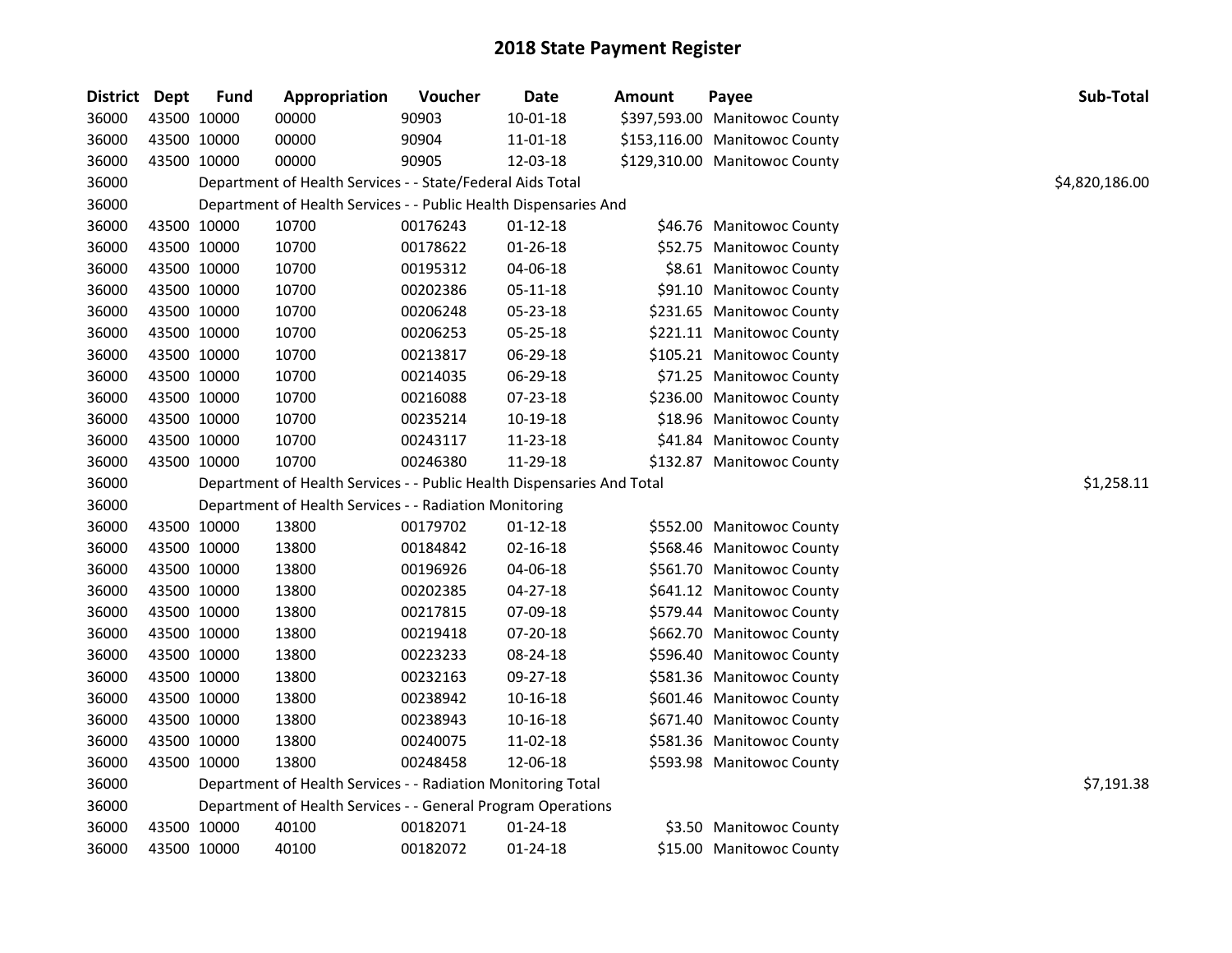# 2018 State Payment Register

| District | Dept | Fund | Appropriation | Voucher | Date | Amount | Payee | Sub-Total |
|---|---|---|---|---|---|---|---|---|
| 36000 | 43500 | 10000 | 00000 | 90903 | 10-01-18 | $397,593.00 | Manitowoc County | |
| 36000 | 43500 | 10000 | 00000 | 90904 | 11-01-18 | $153,116.00 | Manitowoc County | |
| 36000 | 43500 | 10000 | 00000 | 90905 | 12-03-18 | $129,310.00 | Manitowoc County | |
| 36000 | | Department of Health Services - - State/Federal Aids Total | | | | | | $4,820,186.00 |
| 36000 | | Department of Health Services - - Public Health Dispensaries And | | | | | | |
| 36000 | 43500 | 10000 | 10700 | 00176243 | 01-12-18 | $46.76 | Manitowoc County | |
| 36000 | 43500 | 10000 | 10700 | 00178622 | 01-26-18 | $52.75 | Manitowoc County | |
| 36000 | 43500 | 10000 | 10700 | 00195312 | 04-06-18 | $8.61 | Manitowoc County | |
| 36000 | 43500 | 10000 | 10700 | 00202386 | 05-11-18 | $91.10 | Manitowoc County | |
| 36000 | 43500 | 10000 | 10700 | 00206248 | 05-23-18 | $231.65 | Manitowoc County | |
| 36000 | 43500 | 10000 | 10700 | 00206253 | 05-25-18 | $221.11 | Manitowoc County | |
| 36000 | 43500 | 10000 | 10700 | 00213817 | 06-29-18 | $105.21 | Manitowoc County | |
| 36000 | 43500 | 10000 | 10700 | 00214035 | 06-29-18 | $71.25 | Manitowoc County | |
| 36000 | 43500 | 10000 | 10700 | 00216088 | 07-23-18 | $236.00 | Manitowoc County | |
| 36000 | 43500 | 10000 | 10700 | 00235214 | 10-19-18 | $18.96 | Manitowoc County | |
| 36000 | 43500 | 10000 | 10700 | 00243117 | 11-23-18 | $41.84 | Manitowoc County | |
| 36000 | 43500 | 10000 | 10700 | 00246380 | 11-29-18 | $132.87 | Manitowoc County | |
| 36000 | | Department of Health Services - - Public Health Dispensaries And Total | | | | | | $1,258.11 |
| 36000 | | Department of Health Services - - Radiation Monitoring | | | | | | |
| 36000 | 43500 | 10000 | 13800 | 00179702 | 01-12-18 | $552.00 | Manitowoc County | |
| 36000 | 43500 | 10000 | 13800 | 00184842 | 02-16-18 | $568.46 | Manitowoc County | |
| 36000 | 43500 | 10000 | 13800 | 00196926 | 04-06-18 | $561.70 | Manitowoc County | |
| 36000 | 43500 | 10000 | 13800 | 00202385 | 04-27-18 | $641.12 | Manitowoc County | |
| 36000 | 43500 | 10000 | 13800 | 00217815 | 07-09-18 | $579.44 | Manitowoc County | |
| 36000 | 43500 | 10000 | 13800 | 00219418 | 07-20-18 | $662.70 | Manitowoc County | |
| 36000 | 43500 | 10000 | 13800 | 00223233 | 08-24-18 | $596.40 | Manitowoc County | |
| 36000 | 43500 | 10000 | 13800 | 00232163 | 09-27-18 | $581.36 | Manitowoc County | |
| 36000 | 43500 | 10000 | 13800 | 00238942 | 10-16-18 | $601.46 | Manitowoc County | |
| 36000 | 43500 | 10000 | 13800 | 00238943 | 10-16-18 | $671.40 | Manitowoc County | |
| 36000 | 43500 | 10000 | 13800 | 00240075 | 11-02-18 | $581.36 | Manitowoc County | |
| 36000 | 43500 | 10000 | 13800 | 00248458 | 12-06-18 | $593.98 | Manitowoc County | |
| 36000 | | Department of Health Services - - Radiation Monitoring Total | | | | | | $7,191.38 |
| 36000 | | Department of Health Services - - General Program Operations | | | | | | |
| 36000 | 43500 | 10000 | 40100 | 00182071 | 01-24-18 | $3.50 | Manitowoc County | |
| 36000 | 43500 | 10000 | 40100 | 00182072 | 01-24-18 | $15.00 | Manitowoc County | |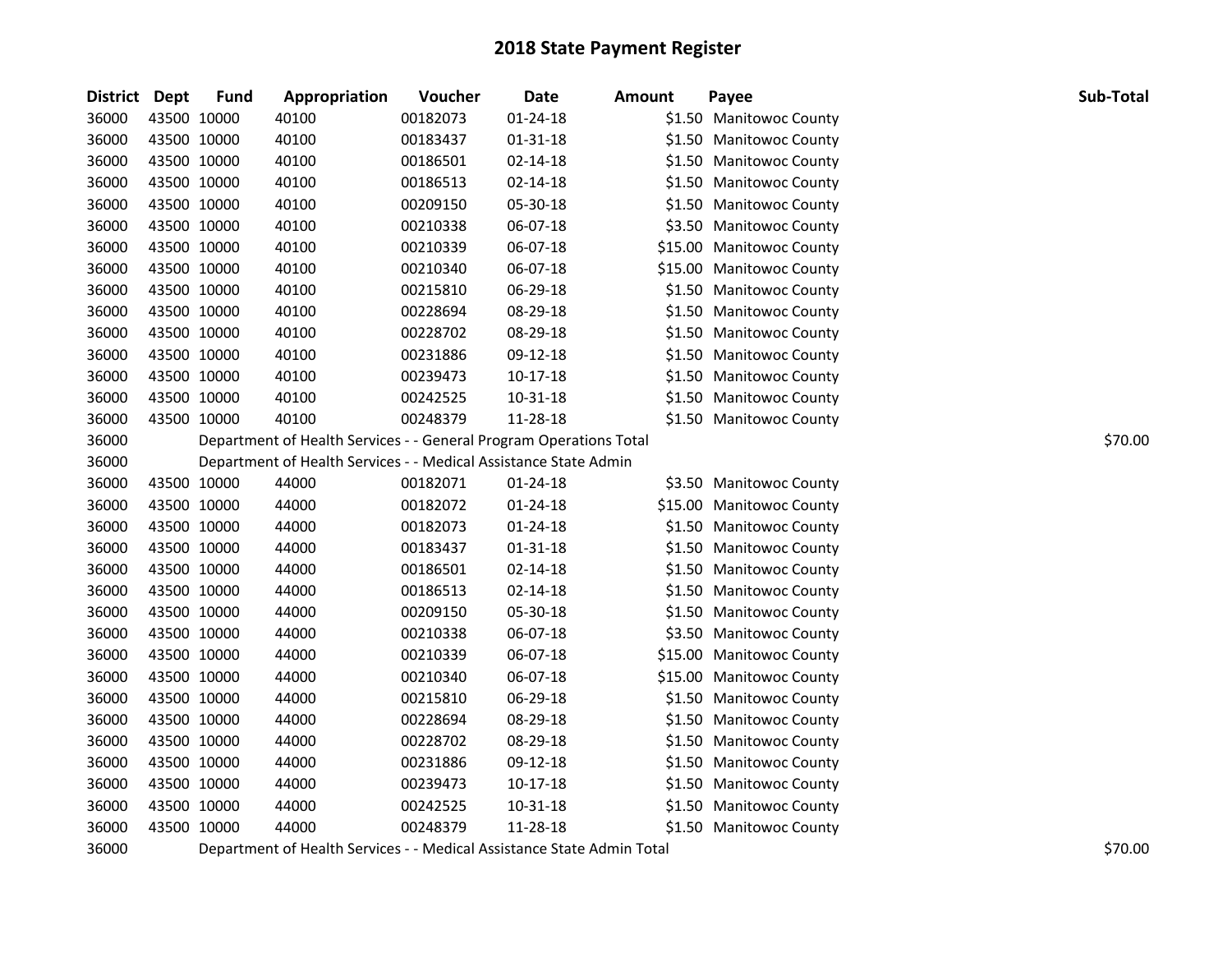# 2018 State Payment Register

| District | Dept | Fund | Appropriation | Voucher | Date | Amount | Payee | Sub-Total |
|---|---|---|---|---|---|---|---|---|
| 36000 | 43500 | 10000 | 40100 | 00182073 | 01-24-18 | $1.50 | Manitowoc County | |
| 36000 | 43500 | 10000 | 40100 | 00183437 | 01-31-18 | $1.50 | Manitowoc County | |
| 36000 | 43500 | 10000 | 40100 | 00186501 | 02-14-18 | $1.50 | Manitowoc County | |
| 36000 | 43500 | 10000 | 40100 | 00186513 | 02-14-18 | $1.50 | Manitowoc County | |
| 36000 | 43500 | 10000 | 40100 | 00209150 | 05-30-18 | $1.50 | Manitowoc County | |
| 36000 | 43500 | 10000 | 40100 | 00210338 | 06-07-18 | $3.50 | Manitowoc County | |
| 36000 | 43500 | 10000 | 40100 | 00210339 | 06-07-18 | $15.00 | Manitowoc County | |
| 36000 | 43500 | 10000 | 40100 | 00210340 | 06-07-18 | $15.00 | Manitowoc County | |
| 36000 | 43500 | 10000 | 40100 | 00215810 | 06-29-18 | $1.50 | Manitowoc County | |
| 36000 | 43500 | 10000 | 40100 | 00228694 | 08-29-18 | $1.50 | Manitowoc County | |
| 36000 | 43500 | 10000 | 40100 | 00228702 | 08-29-18 | $1.50 | Manitowoc County | |
| 36000 | 43500 | 10000 | 40100 | 00231886 | 09-12-18 | $1.50 | Manitowoc County | |
| 36000 | 43500 | 10000 | 40100 | 00239473 | 10-17-18 | $1.50 | Manitowoc County | |
| 36000 | 43500 | 10000 | 40100 | 00242525 | 10-31-18 | $1.50 | Manitowoc County | |
| 36000 | 43500 | 10000 | 40100 | 00248379 | 11-28-18 | $1.50 | Manitowoc County | |
| 36000 | | | Department of Health Services - - General Program Operations Total | | | | | $70.00 |
| 36000 | | | Department of Health Services - - Medical Assistance State Admin | | | | | |
| 36000 | 43500 | 10000 | 44000 | 00182071 | 01-24-18 | $3.50 | Manitowoc County | |
| 36000 | 43500 | 10000 | 44000 | 00182072 | 01-24-18 | $15.00 | Manitowoc County | |
| 36000 | 43500 | 10000 | 44000 | 00182073 | 01-24-18 | $1.50 | Manitowoc County | |
| 36000 | 43500 | 10000 | 44000 | 00183437 | 01-31-18 | $1.50 | Manitowoc County | |
| 36000 | 43500 | 10000 | 44000 | 00186501 | 02-14-18 | $1.50 | Manitowoc County | |
| 36000 | 43500 | 10000 | 44000 | 00186513 | 02-14-18 | $1.50 | Manitowoc County | |
| 36000 | 43500 | 10000 | 44000 | 00209150 | 05-30-18 | $1.50 | Manitowoc County | |
| 36000 | 43500 | 10000 | 44000 | 00210338 | 06-07-18 | $3.50 | Manitowoc County | |
| 36000 | 43500 | 10000 | 44000 | 00210339 | 06-07-18 | $15.00 | Manitowoc County | |
| 36000 | 43500 | 10000 | 44000 | 00210340 | 06-07-18 | $15.00 | Manitowoc County | |
| 36000 | 43500 | 10000 | 44000 | 00215810 | 06-29-18 | $1.50 | Manitowoc County | |
| 36000 | 43500 | 10000 | 44000 | 00228694 | 08-29-18 | $1.50 | Manitowoc County | |
| 36000 | 43500 | 10000 | 44000 | 00228702 | 08-29-18 | $1.50 | Manitowoc County | |
| 36000 | 43500 | 10000 | 44000 | 00231886 | 09-12-18 | $1.50 | Manitowoc County | |
| 36000 | 43500 | 10000 | 44000 | 00239473 | 10-17-18 | $1.50 | Manitowoc County | |
| 36000 | 43500 | 10000 | 44000 | 00242525 | 10-31-18 | $1.50 | Manitowoc County | |
| 36000 | 43500 | 10000 | 44000 | 00248379 | 11-28-18 | $1.50 | Manitowoc County | |
| 36000 | | | Department of Health Services - - Medical Assistance State Admin Total | | | | | $70.00 |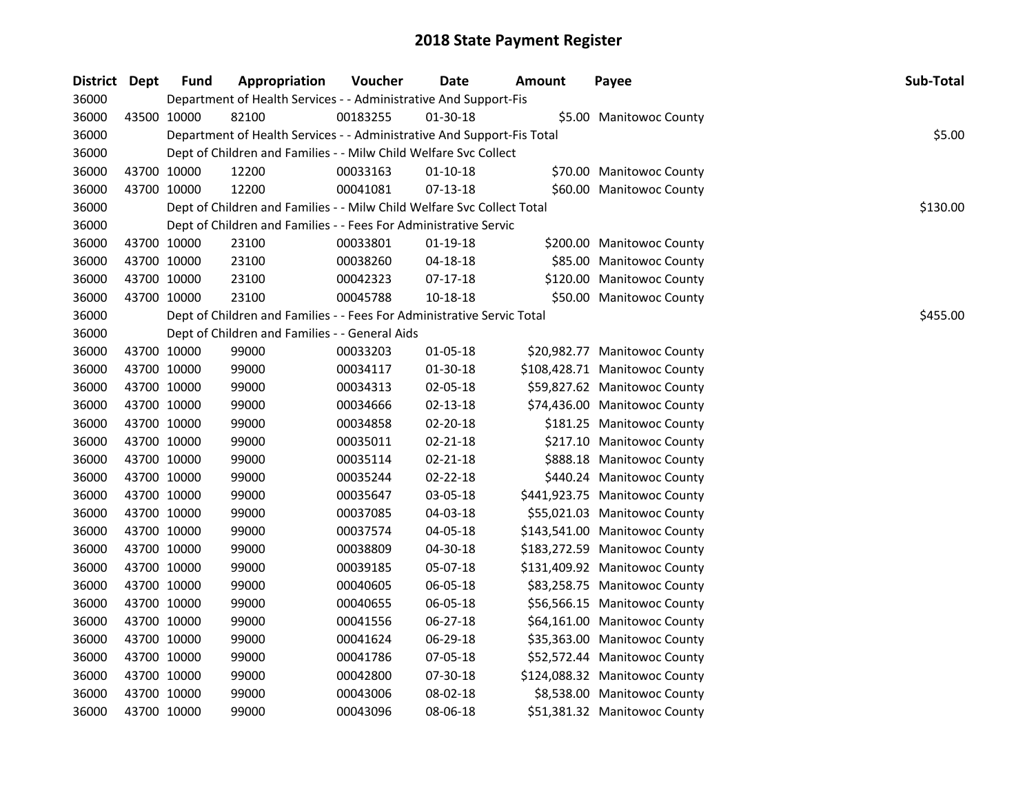# 2018 State Payment Register

| District | Dept | Fund | Appropriation | Voucher | Date | Amount | Payee | Sub-Total |
|---|---|---|---|---|---|---|---|---|
| 36000 | | Department of Health Services - - Administrative And Support-Fis | | | | | | |
| 36000 | 43500 | 10000 | 82100 | 00183255 | 01-30-18 | $5.00 | Manitowoc County | |
| 36000 | | Department of Health Services - - Administrative And Support-Fis Total | | | | | | $5.00 |
| 36000 | | Dept of Children and Families - - Milw Child Welfare Svc Collect | | | | | | |
| 36000 | 43700 | 10000 | 12200 | 00033163 | 01-10-18 | $70.00 | Manitowoc County | |
| 36000 | 43700 | 10000 | 12200 | 00041081 | 07-13-18 | $60.00 | Manitowoc County | |
| 36000 | | Dept of Children and Families - - Milw Child Welfare Svc Collect Total | | | | | | $130.00 |
| 36000 | | Dept of Children and Families - - Fees For Administrative Servic | | | | | | |
| 36000 | 43700 | 10000 | 23100 | 00033801 | 01-19-18 | $200.00 | Manitowoc County | |
| 36000 | 43700 | 10000 | 23100 | 00038260 | 04-18-18 | $85.00 | Manitowoc County | |
| 36000 | 43700 | 10000 | 23100 | 00042323 | 07-17-18 | $120.00 | Manitowoc County | |
| 36000 | 43700 | 10000 | 23100 | 00045788 | 10-18-18 | $50.00 | Manitowoc County | |
| 36000 | | Dept of Children and Families - - Fees For Administrative Servic Total | | | | | | $455.00 |
| 36000 | | Dept of Children and Families - - General Aids | | | | | | |
| 36000 | 43700 | 10000 | 99000 | 00033203 | 01-05-18 | $20,982.77 | Manitowoc County | |
| 36000 | 43700 | 10000 | 99000 | 00034117 | 01-30-18 | $108,428.71 | Manitowoc County | |
| 36000 | 43700 | 10000 | 99000 | 00034313 | 02-05-18 | $59,827.62 | Manitowoc County | |
| 36000 | 43700 | 10000 | 99000 | 00034666 | 02-13-18 | $74,436.00 | Manitowoc County | |
| 36000 | 43700 | 10000 | 99000 | 00034858 | 02-20-18 | $181.25 | Manitowoc County | |
| 36000 | 43700 | 10000 | 99000 | 00035011 | 02-21-18 | $217.10 | Manitowoc County | |
| 36000 | 43700 | 10000 | 99000 | 00035114 | 02-21-18 | $888.18 | Manitowoc County | |
| 36000 | 43700 | 10000 | 99000 | 00035244 | 02-22-18 | $440.24 | Manitowoc County | |
| 36000 | 43700 | 10000 | 99000 | 00035647 | 03-05-18 | $441,923.75 | Manitowoc County | |
| 36000 | 43700 | 10000 | 99000 | 00037085 | 04-03-18 | $55,021.03 | Manitowoc County | |
| 36000 | 43700 | 10000 | 99000 | 00037574 | 04-05-18 | $143,541.00 | Manitowoc County | |
| 36000 | 43700 | 10000 | 99000 | 00038809 | 04-30-18 | $183,272.59 | Manitowoc County | |
| 36000 | 43700 | 10000 | 99000 | 00039185 | 05-07-18 | $131,409.92 | Manitowoc County | |
| 36000 | 43700 | 10000 | 99000 | 00040605 | 06-05-18 | $83,258.75 | Manitowoc County | |
| 36000 | 43700 | 10000 | 99000 | 00040655 | 06-05-18 | $56,566.15 | Manitowoc County | |
| 36000 | 43700 | 10000 | 99000 | 00041556 | 06-27-18 | $64,161.00 | Manitowoc County | |
| 36000 | 43700 | 10000 | 99000 | 00041624 | 06-29-18 | $35,363.00 | Manitowoc County | |
| 36000 | 43700 | 10000 | 99000 | 00041786 | 07-05-18 | $52,572.44 | Manitowoc County | |
| 36000 | 43700 | 10000 | 99000 | 00042800 | 07-30-18 | $124,088.32 | Manitowoc County | |
| 36000 | 43700 | 10000 | 99000 | 00043006 | 08-02-18 | $8,538.00 | Manitowoc County | |
| 36000 | 43700 | 10000 | 99000 | 00043096 | 08-06-18 | $51,381.32 | Manitowoc County | |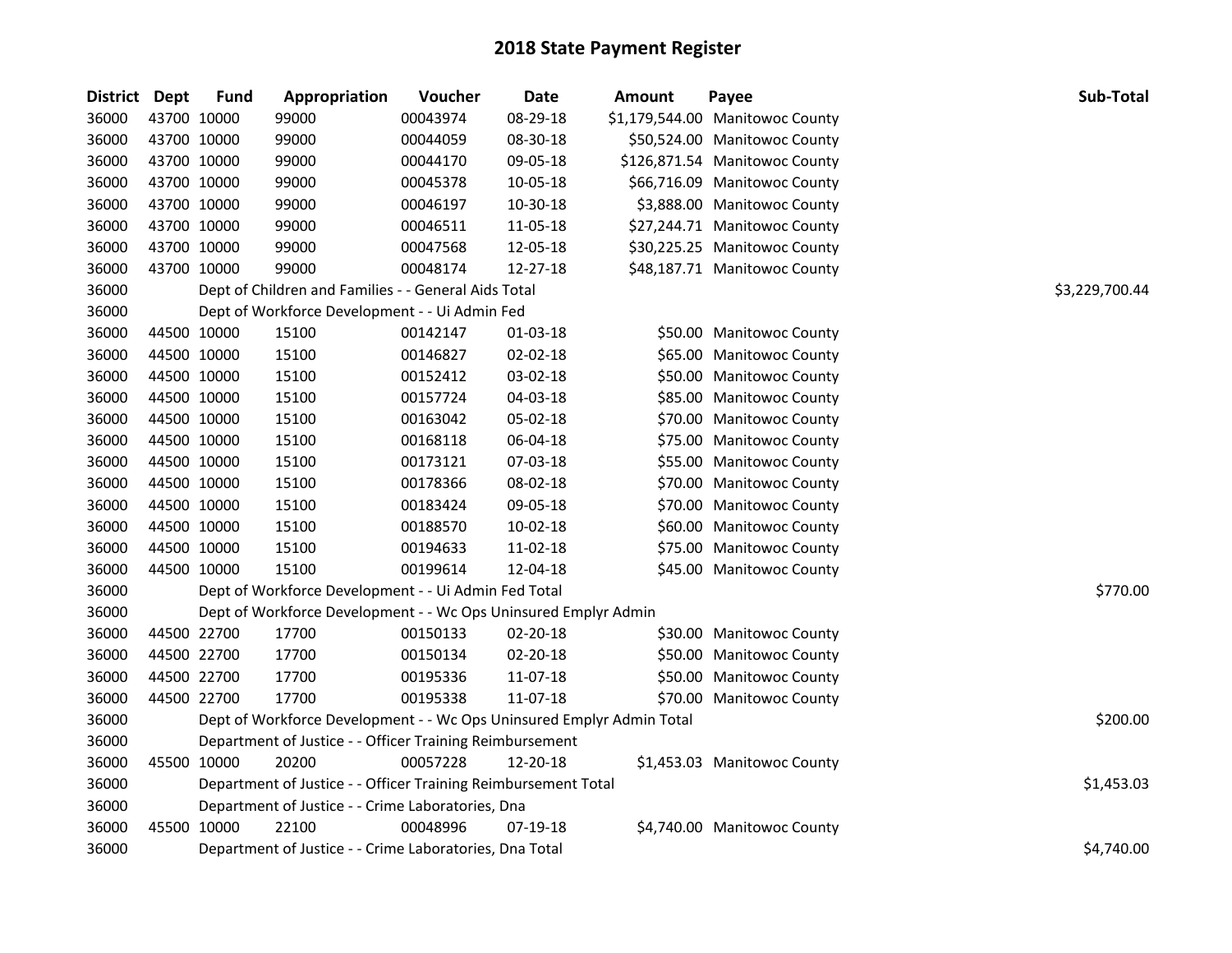# 2018 State Payment Register

| District | Dept | Fund | Appropriation | Voucher | Date | Amount | Payee | Sub-Total |
|---|---|---|---|---|---|---|---|---|
| 36000 | 43700 | 10000 | 99000 | 00043974 | 08-29-18 | $1,179,544.00 | Manitowoc County | |
| 36000 | 43700 | 10000 | 99000 | 00044059 | 08-30-18 | $50,524.00 | Manitowoc County | |
| 36000 | 43700 | 10000 | 99000 | 00044170 | 09-05-18 | $126,871.54 | Manitowoc County | |
| 36000 | 43700 | 10000 | 99000 | 00045378 | 10-05-18 | $66,716.09 | Manitowoc County | |
| 36000 | 43700 | 10000 | 99000 | 00046197 | 10-30-18 | $3,888.00 | Manitowoc County | |
| 36000 | 43700 | 10000 | 99000 | 00046511 | 11-05-18 | $27,244.71 | Manitowoc County | |
| 36000 | 43700 | 10000 | 99000 | 00047568 | 12-05-18 | $30,225.25 | Manitowoc County | |
| 36000 | 43700 | 10000 | 99000 | 00048174 | 12-27-18 | $48,187.71 | Manitowoc County | |
| 36000 | | Dept of Children and Families - - General Aids Total | | | | | | $3,229,700.44 |
| 36000 | | Dept of Workforce Development - - Ui Admin Fed | | | | | | |
| 36000 | 44500 | 10000 | 15100 | 00142147 | 01-03-18 | $50.00 | Manitowoc County | |
| 36000 | 44500 | 10000 | 15100 | 00146827 | 02-02-18 | $65.00 | Manitowoc County | |
| 36000 | 44500 | 10000 | 15100 | 00152412 | 03-02-18 | $50.00 | Manitowoc County | |
| 36000 | 44500 | 10000 | 15100 | 00157724 | 04-03-18 | $85.00 | Manitowoc County | |
| 36000 | 44500 | 10000 | 15100 | 00163042 | 05-02-18 | $70.00 | Manitowoc County | |
| 36000 | 44500 | 10000 | 15100 | 00168118 | 06-04-18 | $75.00 | Manitowoc County | |
| 36000 | 44500 | 10000 | 15100 | 00173121 | 07-03-18 | $55.00 | Manitowoc County | |
| 36000 | 44500 | 10000 | 15100 | 00178366 | 08-02-18 | $70.00 | Manitowoc County | |
| 36000 | 44500 | 10000 | 15100 | 00183424 | 09-05-18 | $70.00 | Manitowoc County | |
| 36000 | 44500 | 10000 | 15100 | 00188570 | 10-02-18 | $60.00 | Manitowoc County | |
| 36000 | 44500 | 10000 | 15100 | 00194633 | 11-02-18 | $75.00 | Manitowoc County | |
| 36000 | 44500 | 10000 | 15100 | 00199614 | 12-04-18 | $45.00 | Manitowoc County | |
| 36000 | | Dept of Workforce Development - - Ui Admin Fed Total | | | | | | $770.00 |
| 36000 | | Dept of Workforce Development - - Wc Ops Uninsured Emplyr Admin | | | | | | |
| 36000 | 44500 | 22700 | 17700 | 00150133 | 02-20-18 | $30.00 | Manitowoc County | |
| 36000 | 44500 | 22700 | 17700 | 00150134 | 02-20-18 | $50.00 | Manitowoc County | |
| 36000 | 44500 | 22700 | 17700 | 00195336 | 11-07-18 | $50.00 | Manitowoc County | |
| 36000 | 44500 | 22700 | 17700 | 00195338 | 11-07-18 | $70.00 | Manitowoc County | |
| 36000 | | Dept of Workforce Development - - Wc Ops Uninsured Emplyr Admin Total | | | | | | $200.00 |
| 36000 | | Department of Justice - - Officer Training Reimbursement | | | | | | |
| 36000 | 45500 | 10000 | 20200 | 00057228 | 12-20-18 | $1,453.03 | Manitowoc County | |
| 36000 | | Department of Justice - - Officer Training Reimbursement Total | | | | | | $1,453.03 |
| 36000 | | Department of Justice - - Crime Laboratories, Dna | | | | | | |
| 36000 | 45500 | 10000 | 22100 | 00048996 | 07-19-18 | $4,740.00 | Manitowoc County | |
| 36000 | | Department of Justice - - Crime Laboratories, Dna Total | | | | | | $4,740.00 |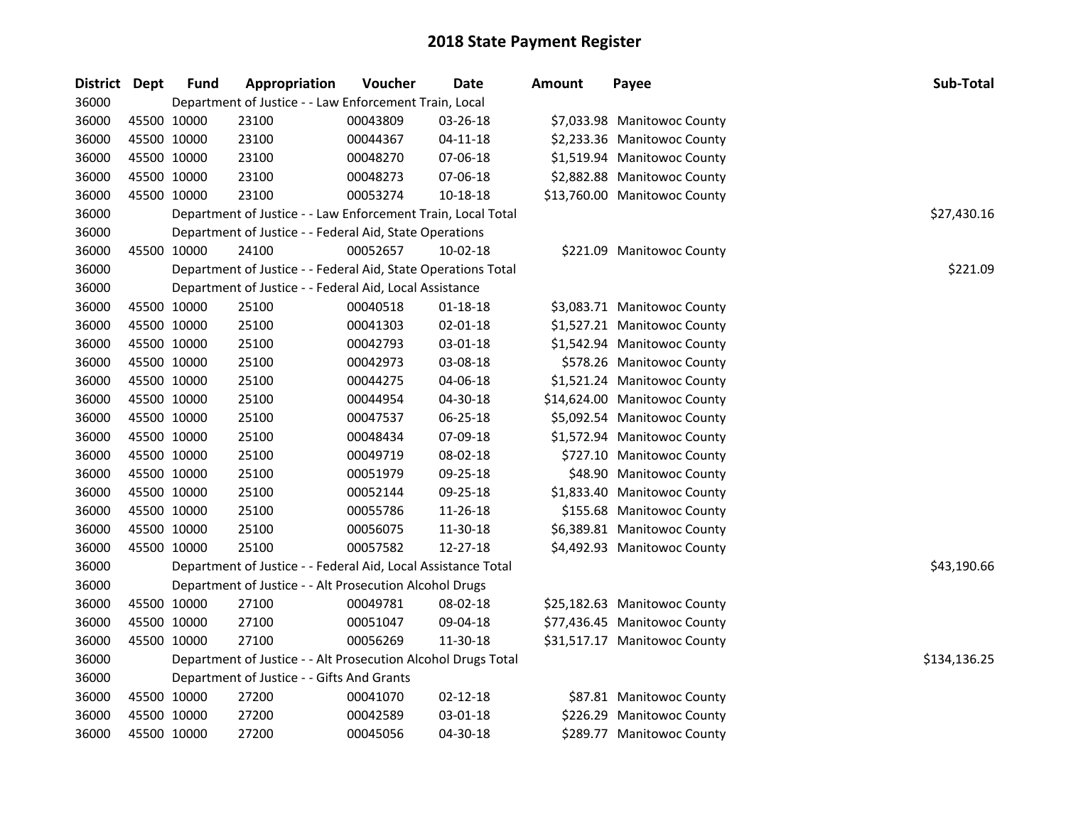# 2018 State Payment Register

| District | Dept | Fund | Appropriation | Voucher | Date | Amount | Payee | Sub-Total |
|---|---|---|---|---|---|---|---|---|
| 36000 | | Department of Justice - - Law Enforcement Train, Local | | | | | | |
| 36000 | 45500 | 10000 | 23100 | 00043809 | 03-26-18 | $7,033.98 | Manitowoc County | |
| 36000 | 45500 | 10000 | 23100 | 00044367 | 04-11-18 | $2,233.36 | Manitowoc County | |
| 36000 | 45500 | 10000 | 23100 | 00048270 | 07-06-18 | $1,519.94 | Manitowoc County | |
| 36000 | 45500 | 10000 | 23100 | 00048273 | 07-06-18 | $2,882.88 | Manitowoc County | |
| 36000 | 45500 | 10000 | 23100 | 00053274 | 10-18-18 | $13,760.00 | Manitowoc County | |
| 36000 | | Department of Justice - - Law Enforcement Train, Local Total | | | | | | $27,430.16 |
| 36000 | | Department of Justice - - Federal Aid, State Operations | | | | | | |
| 36000 | 45500 | 10000 | 24100 | 00052657 | 10-02-18 | $221.09 | Manitowoc County | |
| 36000 | | Department of Justice - - Federal Aid, State Operations Total | | | | | | $221.09 |
| 36000 | | Department of Justice - - Federal Aid, Local Assistance | | | | | | |
| 36000 | 45500 | 10000 | 25100 | 00040518 | 01-18-18 | $3,083.71 | Manitowoc County | |
| 36000 | 45500 | 10000 | 25100 | 00041303 | 02-01-18 | $1,527.21 | Manitowoc County | |
| 36000 | 45500 | 10000 | 25100 | 00042793 | 03-01-18 | $1,542.94 | Manitowoc County | |
| 36000 | 45500 | 10000 | 25100 | 00042973 | 03-08-18 | $578.26 | Manitowoc County | |
| 36000 | 45500 | 10000 | 25100 | 00044275 | 04-06-18 | $1,521.24 | Manitowoc County | |
| 36000 | 45500 | 10000 | 25100 | 00044954 | 04-30-18 | $14,624.00 | Manitowoc County | |
| 36000 | 45500 | 10000 | 25100 | 00047537 | 06-25-18 | $5,092.54 | Manitowoc County | |
| 36000 | 45500 | 10000 | 25100 | 00048434 | 07-09-18 | $1,572.94 | Manitowoc County | |
| 36000 | 45500 | 10000 | 25100 | 00049719 | 08-02-18 | $727.10 | Manitowoc County | |
| 36000 | 45500 | 10000 | 25100 | 00051979 | 09-25-18 | $48.90 | Manitowoc County | |
| 36000 | 45500 | 10000 | 25100 | 00052144 | 09-25-18 | $1,833.40 | Manitowoc County | |
| 36000 | 45500 | 10000 | 25100 | 00055786 | 11-26-18 | $155.68 | Manitowoc County | |
| 36000 | 45500 | 10000 | 25100 | 00056075 | 11-30-18 | $6,389.81 | Manitowoc County | |
| 36000 | 45500 | 10000 | 25100 | 00057582 | 12-27-18 | $4,492.93 | Manitowoc County | |
| 36000 | | Department of Justice - - Federal Aid, Local Assistance Total | | | | | | $43,190.66 |
| 36000 | | Department of Justice - - Alt Prosecution Alcohol Drugs | | | | | | |
| 36000 | 45500 | 10000 | 27100 | 00049781 | 08-02-18 | $25,182.63 | Manitowoc County | |
| 36000 | 45500 | 10000 | 27100 | 00051047 | 09-04-18 | $77,436.45 | Manitowoc County | |
| 36000 | 45500 | 10000 | 27100 | 00056269 | 11-30-18 | $31,517.17 | Manitowoc County | |
| 36000 | | Department of Justice - - Alt Prosecution Alcohol Drugs Total | | | | | | $134,136.25 |
| 36000 | | Department of Justice - - Gifts And Grants | | | | | | |
| 36000 | 45500 | 10000 | 27200 | 00041070 | 02-12-18 | $87.81 | Manitowoc County | |
| 36000 | 45500 | 10000 | 27200 | 00042589 | 03-01-18 | $226.29 | Manitowoc County | |
| 36000 | 45500 | 10000 | 27200 | 00045056 | 04-30-18 | $289.77 | Manitowoc County | |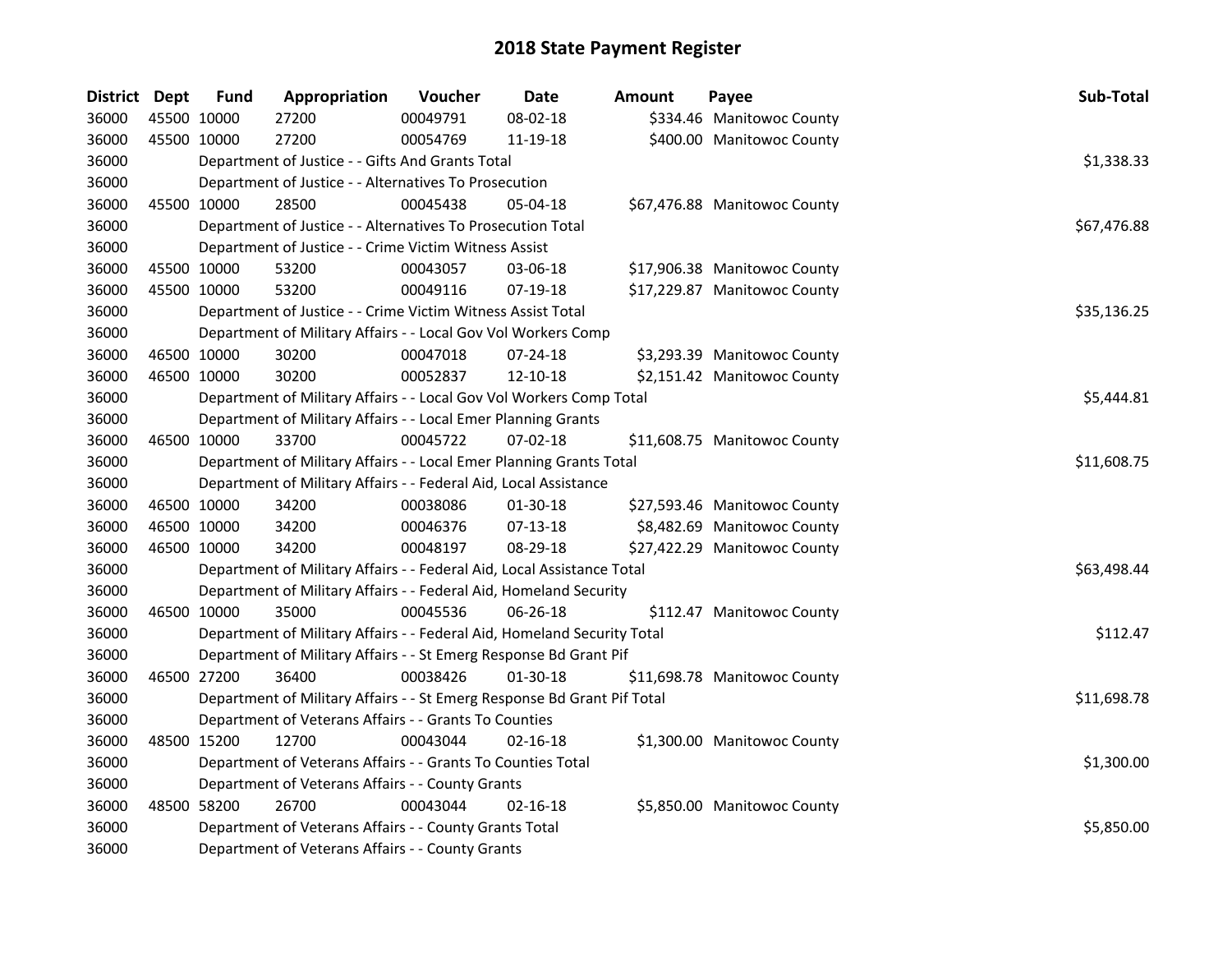# 2018 State Payment Register

| District | Dept | Fund | Appropriation | Voucher | Date | Amount | Payee | Sub-Total |
|---|---|---|---|---|---|---|---|---|
| 36000 | 45500 | 10000 | 27200 | 00049791 | 08-02-18 | $334.46 | Manitowoc County | |
| 36000 | 45500 | 10000 | 27200 | 00054769 | 11-19-18 | $400.00 | Manitowoc County | |
| 36000 | | Department of Justice - - Gifts And Grants Total | | | | | | $1,338.33 |
| 36000 | | Department of Justice - - Alternatives To Prosecution | | | | | | |
| 36000 | 45500 | 10000 | 28500 | 00045438 | 05-04-18 | $67,476.88 | Manitowoc County | |
| 36000 | | Department of Justice - - Alternatives To Prosecution Total | | | | | | $67,476.88 |
| 36000 | | Department of Justice - - Crime Victim Witness Assist | | | | | | |
| 36000 | 45500 | 10000 | 53200 | 00043057 | 03-06-18 | $17,906.38 | Manitowoc County | |
| 36000 | 45500 | 10000 | 53200 | 00049116 | 07-19-18 | $17,229.87 | Manitowoc County | |
| 36000 | | Department of Justice - - Crime Victim Witness Assist Total | | | | | | $35,136.25 |
| 36000 | | Department of Military Affairs - - Local Gov Vol Workers Comp | | | | | | |
| 36000 | 46500 | 10000 | 30200 | 00047018 | 07-24-18 | $3,293.39 | Manitowoc County | |
| 36000 | 46500 | 10000 | 30200 | 00052837 | 12-10-18 | $2,151.42 | Manitowoc County | |
| 36000 | | Department of Military Affairs - - Local Gov Vol Workers Comp Total | | | | | | $5,444.81 |
| 36000 | | Department of Military Affairs - - Local Emer Planning Grants | | | | | | |
| 36000 | 46500 | 10000 | 33700 | 00045722 | 07-02-18 | $11,608.75 | Manitowoc County | |
| 36000 | | Department of Military Affairs - - Local Emer Planning Grants Total | | | | | | $11,608.75 |
| 36000 | | Department of Military Affairs - - Federal Aid, Local Assistance | | | | | | |
| 36000 | 46500 | 10000 | 34200 | 00038086 | 01-30-18 | $27,593.46 | Manitowoc County | |
| 36000 | 46500 | 10000 | 34200 | 00046376 | 07-13-18 | $8,482.69 | Manitowoc County | |
| 36000 | 46500 | 10000 | 34200 | 00048197 | 08-29-18 | $27,422.29 | Manitowoc County | |
| 36000 | | Department of Military Affairs - - Federal Aid, Local Assistance Total | | | | | | $63,498.44 |
| 36000 | | Department of Military Affairs - - Federal Aid, Homeland Security | | | | | | |
| 36000 | 46500 | 10000 | 35000 | 00045536 | 06-26-18 | $112.47 | Manitowoc County | |
| 36000 | | Department of Military Affairs - - Federal Aid, Homeland Security Total | | | | | | $112.47 |
| 36000 | | Department of Military Affairs - - St Emerg Response Bd Grant Pif | | | | | | |
| 36000 | 46500 | 27200 | 36400 | 00038426 | 01-30-18 | $11,698.78 | Manitowoc County | |
| 36000 | | Department of Military Affairs - - St Emerg Response Bd Grant Pif Total | | | | | | $11,698.78 |
| 36000 | | Department of Veterans Affairs - - Grants To Counties | | | | | | |
| 36000 | 48500 | 15200 | 12700 | 00043044 | 02-16-18 | $1,300.00 | Manitowoc County | |
| 36000 | | Department of Veterans Affairs - - Grants To Counties Total | | | | | | $1,300.00 |
| 36000 | | Department of Veterans Affairs - - County Grants | | | | | | |
| 36000 | 48500 | 58200 | 26700 | 00043044 | 02-16-18 | $5,850.00 | Manitowoc County | |
| 36000 | | Department of Veterans Affairs - - County Grants Total | | | | | | $5,850.00 |
| 36000 | | Department of Veterans Affairs - - County Grants | | | | | | |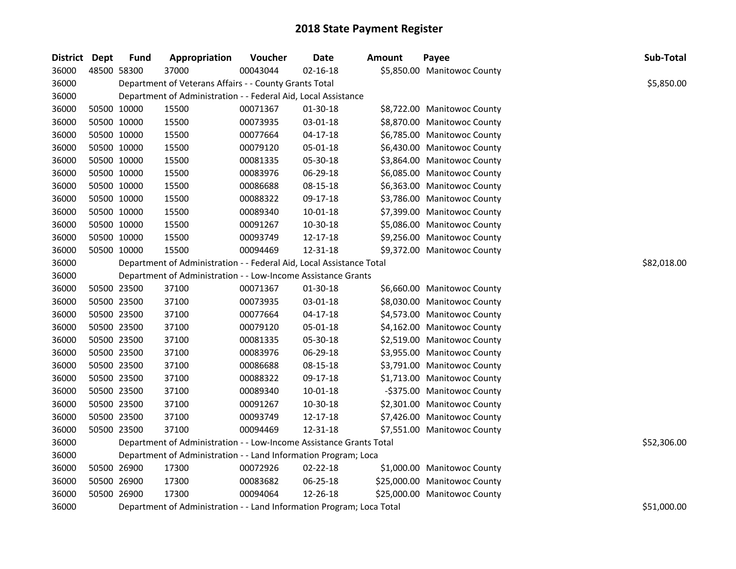# 2018 State Payment Register

| District | Dept | Fund | Appropriation | Voucher | Date | Amount | Payee | Sub-Total |
|---|---|---|---|---|---|---|---|---|
| 36000 | 48500 | 58300 | 37000 | 00043044 | 02-16-18 | $5,850.00 | Manitowoc County | |
| 36000 | | Department of Veterans Affairs - - County Grants Total | | | | | | $5,850.00 |
| 36000 | | Department of Administration - - Federal Aid, Local Assistance | | | | | | |
| 36000 | 50500 | 10000 | 15500 | 00071367 | 01-30-18 | $8,722.00 | Manitowoc County | |
| 36000 | 50500 | 10000 | 15500 | 00073935 | 03-01-18 | $8,870.00 | Manitowoc County | |
| 36000 | 50500 | 10000 | 15500 | 00077664 | 04-17-18 | $6,785.00 | Manitowoc County | |
| 36000 | 50500 | 10000 | 15500 | 00079120 | 05-01-18 | $6,430.00 | Manitowoc County | |
| 36000 | 50500 | 10000 | 15500 | 00081335 | 05-30-18 | $3,864.00 | Manitowoc County | |
| 36000 | 50500 | 10000 | 15500 | 00083976 | 06-29-18 | $6,085.00 | Manitowoc County | |
| 36000 | 50500 | 10000 | 15500 | 00086688 | 08-15-18 | $6,363.00 | Manitowoc County | |
| 36000 | 50500 | 10000 | 15500 | 00088322 | 09-17-18 | $3,786.00 | Manitowoc County | |
| 36000 | 50500 | 10000 | 15500 | 00089340 | 10-01-18 | $7,399.00 | Manitowoc County | |
| 36000 | 50500 | 10000 | 15500 | 00091267 | 10-30-18 | $5,086.00 | Manitowoc County | |
| 36000 | 50500 | 10000 | 15500 | 00093749 | 12-17-18 | $9,256.00 | Manitowoc County | |
| 36000 | 50500 | 10000 | 15500 | 00094469 | 12-31-18 | $9,372.00 | Manitowoc County | |
| 36000 | | Department of Administration - - Federal Aid, Local Assistance Total | | | | | | $82,018.00 |
| 36000 | | Department of Administration - - Low-Income Assistance Grants | | | | | | |
| 36000 | 50500 | 23500 | 37100 | 00071367 | 01-30-18 | $6,660.00 | Manitowoc County | |
| 36000 | 50500 | 23500 | 37100 | 00073935 | 03-01-18 | $8,030.00 | Manitowoc County | |
| 36000 | 50500 | 23500 | 37100 | 00077664 | 04-17-18 | $4,573.00 | Manitowoc County | |
| 36000 | 50500 | 23500 | 37100 | 00079120 | 05-01-18 | $4,162.00 | Manitowoc County | |
| 36000 | 50500 | 23500 | 37100 | 00081335 | 05-30-18 | $2,519.00 | Manitowoc County | |
| 36000 | 50500 | 23500 | 37100 | 00083976 | 06-29-18 | $3,955.00 | Manitowoc County | |
| 36000 | 50500 | 23500 | 37100 | 00086688 | 08-15-18 | $3,791.00 | Manitowoc County | |
| 36000 | 50500 | 23500 | 37100 | 00088322 | 09-17-18 | $1,713.00 | Manitowoc County | |
| 36000 | 50500 | 23500 | 37100 | 00089340 | 10-01-18 | -$375.00 | Manitowoc County | |
| 36000 | 50500 | 23500 | 37100 | 00091267 | 10-30-18 | $2,301.00 | Manitowoc County | |
| 36000 | 50500 | 23500 | 37100 | 00093749 | 12-17-18 | $7,426.00 | Manitowoc County | |
| 36000 | 50500 | 23500 | 37100 | 00094469 | 12-31-18 | $7,551.00 | Manitowoc County | |
| 36000 | | Department of Administration - - Low-Income Assistance Grants Total | | | | | | $52,306.00 |
| 36000 | | Department of Administration - - Land Information Program; Loca | | | | | | |
| 36000 | 50500 | 26900 | 17300 | 00072926 | 02-22-18 | $1,000.00 | Manitowoc County | |
| 36000 | 50500 | 26900 | 17300 | 00083682 | 06-25-18 | $25,000.00 | Manitowoc County | |
| 36000 | 50500 | 26900 | 17300 | 00094064 | 12-26-18 | $25,000.00 | Manitowoc County | |
| 36000 | | Department of Administration - - Land Information Program; Loca Total | | | | | | $51,000.00 |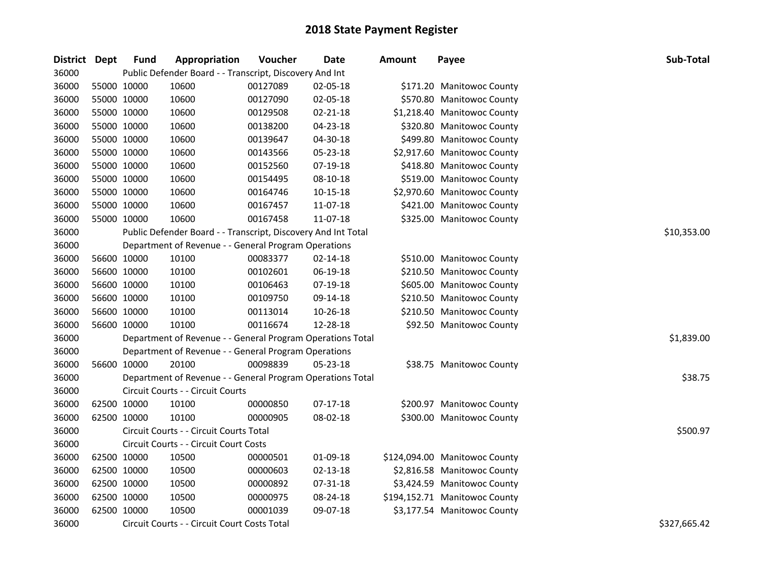# 2018 State Payment Register

| District | Dept | Fund | Appropriation | Voucher | Date | Amount | Payee | Sub-Total |
|---|---|---|---|---|---|---|---|---|
| 36000 | | Public Defender Board - - Transcript, Discovery And Int | | | | | | |
| 36000 | 55000 | 10000 | 10600 | 00127089 | 02-05-18 | $171.20 | Manitowoc County | |
| 36000 | 55000 | 10000 | 10600 | 00127090 | 02-05-18 | $570.80 | Manitowoc County | |
| 36000 | 55000 | 10000 | 10600 | 00129508 | 02-21-18 | $1,218.40 | Manitowoc County | |
| 36000 | 55000 | 10000 | 10600 | 00138200 | 04-23-18 | $320.80 | Manitowoc County | |
| 36000 | 55000 | 10000 | 10600 | 00139647 | 04-30-18 | $499.80 | Manitowoc County | |
| 36000 | 55000 | 10000 | 10600 | 00143566 | 05-23-18 | $2,917.60 | Manitowoc County | |
| 36000 | 55000 | 10000 | 10600 | 00152560 | 07-19-18 | $418.80 | Manitowoc County | |
| 36000 | 55000 | 10000 | 10600 | 00154495 | 08-10-18 | $519.00 | Manitowoc County | |
| 36000 | 55000 | 10000 | 10600 | 00164746 | 10-15-18 | $2,970.60 | Manitowoc County | |
| 36000 | 55000 | 10000 | 10600 | 00167457 | 11-07-18 | $421.00 | Manitowoc County | |
| 36000 | 55000 | 10000 | 10600 | 00167458 | 11-07-18 | $325.00 | Manitowoc County | |
| 36000 | | Public Defender Board - - Transcript, Discovery And Int Total | | | | | | $10,353.00 |
| 36000 | | Department of Revenue - - General Program Operations | | | | | | |
| 36000 | 56600 | 10000 | 10100 | 00083377 | 02-14-18 | $510.00 | Manitowoc County | |
| 36000 | 56600 | 10000 | 10100 | 00102601 | 06-19-18 | $210.50 | Manitowoc County | |
| 36000 | 56600 | 10000 | 10100 | 00106463 | 07-19-18 | $605.00 | Manitowoc County | |
| 36000 | 56600 | 10000 | 10100 | 00109750 | 09-14-18 | $210.50 | Manitowoc County | |
| 36000 | 56600 | 10000 | 10100 | 00113014 | 10-26-18 | $210.50 | Manitowoc County | |
| 36000 | 56600 | 10000 | 10100 | 00116674 | 12-28-18 | $92.50 | Manitowoc County | |
| 36000 | | Department of Revenue - - General Program Operations Total | | | | | | $1,839.00 |
| 36000 | | Department of Revenue - - General Program Operations | | | | | | |
| 36000 | 56600 | 10000 | 20100 | 00098839 | 05-23-18 | $38.75 | Manitowoc County | |
| 36000 | | Department of Revenue - - General Program Operations Total | | | | | | $38.75 |
| 36000 | | Circuit Courts - - Circuit Courts | | | | | | |
| 36000 | 62500 | 10000 | 10100 | 00000850 | 07-17-18 | $200.97 | Manitowoc County | |
| 36000 | 62500 | 10000 | 10100 | 00000905 | 08-02-18 | $300.00 | Manitowoc County | |
| 36000 | | Circuit Courts - - Circuit Courts Total | | | | | | $500.97 |
| 36000 | | Circuit Courts - - Circuit Court Costs | | | | | | |
| 36000 | 62500 | 10000 | 10500 | 00000501 | 01-09-18 | $124,094.00 | Manitowoc County | |
| 36000 | 62500 | 10000 | 10500 | 00000603 | 02-13-18 | $2,816.58 | Manitowoc County | |
| 36000 | 62500 | 10000 | 10500 | 00000892 | 07-31-18 | $3,424.59 | Manitowoc County | |
| 36000 | 62500 | 10000 | 10500 | 00000975 | 08-24-18 | $194,152.71 | Manitowoc County | |
| 36000 | 62500 | 10000 | 10500 | 00001039 | 09-07-18 | $3,177.54 | Manitowoc County | |
| 36000 | | Circuit Courts - - Circuit Court Costs Total | | | | | | $327,665.42 |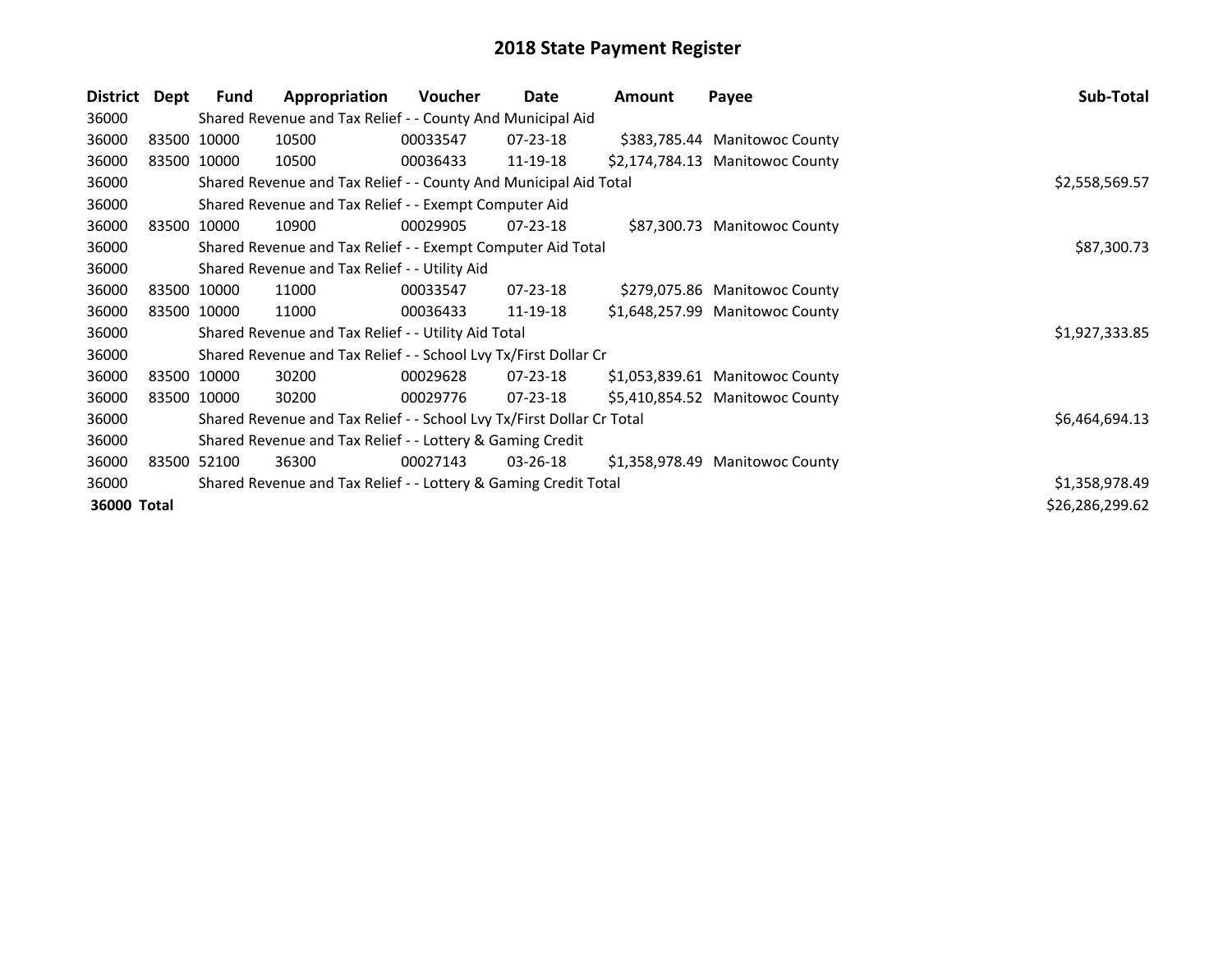# 2018 State Payment Register

| District | Dept | Fund | Appropriation | Voucher | Date | Amount | Payee | Sub-Total |
|---|---|---|---|---|---|---|---|---|
| 36000 | | Shared Revenue and Tax Relief - - County And Municipal Aid | | | | | | |
| 36000 | 83500 | 10000 | 10500 | 00033547 | 07-23-18 | $383,785.44 | Manitowoc County | |
| 36000 | 83500 | 10000 | 10500 | 00036433 | 11-19-18 | $2,174,784.13 | Manitowoc County | |
| 36000 | | Shared Revenue and Tax Relief - - County And Municipal Aid Total | | | | | | $2,558,569.57 |
| 36000 | | Shared Revenue and Tax Relief - - Exempt Computer Aid | | | | | | |
| 36000 | 83500 | 10000 | 10900 | 00029905 | 07-23-18 | $87,300.73 | Manitowoc County | |
| 36000 | | Shared Revenue and Tax Relief - - Exempt Computer Aid Total | | | | | | $87,300.73 |
| 36000 | | Shared Revenue and Tax Relief - - Utility Aid | | | | | | |
| 36000 | 83500 | 10000 | 11000 | 00033547 | 07-23-18 | $279,075.86 | Manitowoc County | |
| 36000 | 83500 | 10000 | 11000 | 00036433 | 11-19-18 | $1,648,257.99 | Manitowoc County | |
| 36000 | | Shared Revenue and Tax Relief - - Utility Aid Total | | | | | | $1,927,333.85 |
| 36000 | | Shared Revenue and Tax Relief - - School Lvy Tx/First Dollar Cr | | | | | | |
| 36000 | 83500 | 10000 | 30200 | 00029628 | 07-23-18 | $1,053,839.61 | Manitowoc County | |
| 36000 | 83500 | 10000 | 30200 | 00029776 | 07-23-18 | $5,410,854.52 | Manitowoc County | |
| 36000 | | Shared Revenue and Tax Relief - - School Lvy Tx/First Dollar Cr Total | | | | | | $6,464,694.13 |
| 36000 | | Shared Revenue and Tax Relief - - Lottery & Gaming Credit | | | | | | |
| 36000 | 83500 | 52100 | 36300 | 00027143 | 03-26-18 | $1,358,978.49 | Manitowoc County | |
| 36000 | | Shared Revenue and Tax Relief - - Lottery & Gaming Credit Total | | | | | | $1,358,978.49 |
| **36000** | **Total** | | | | | | | $26,286,299.62 |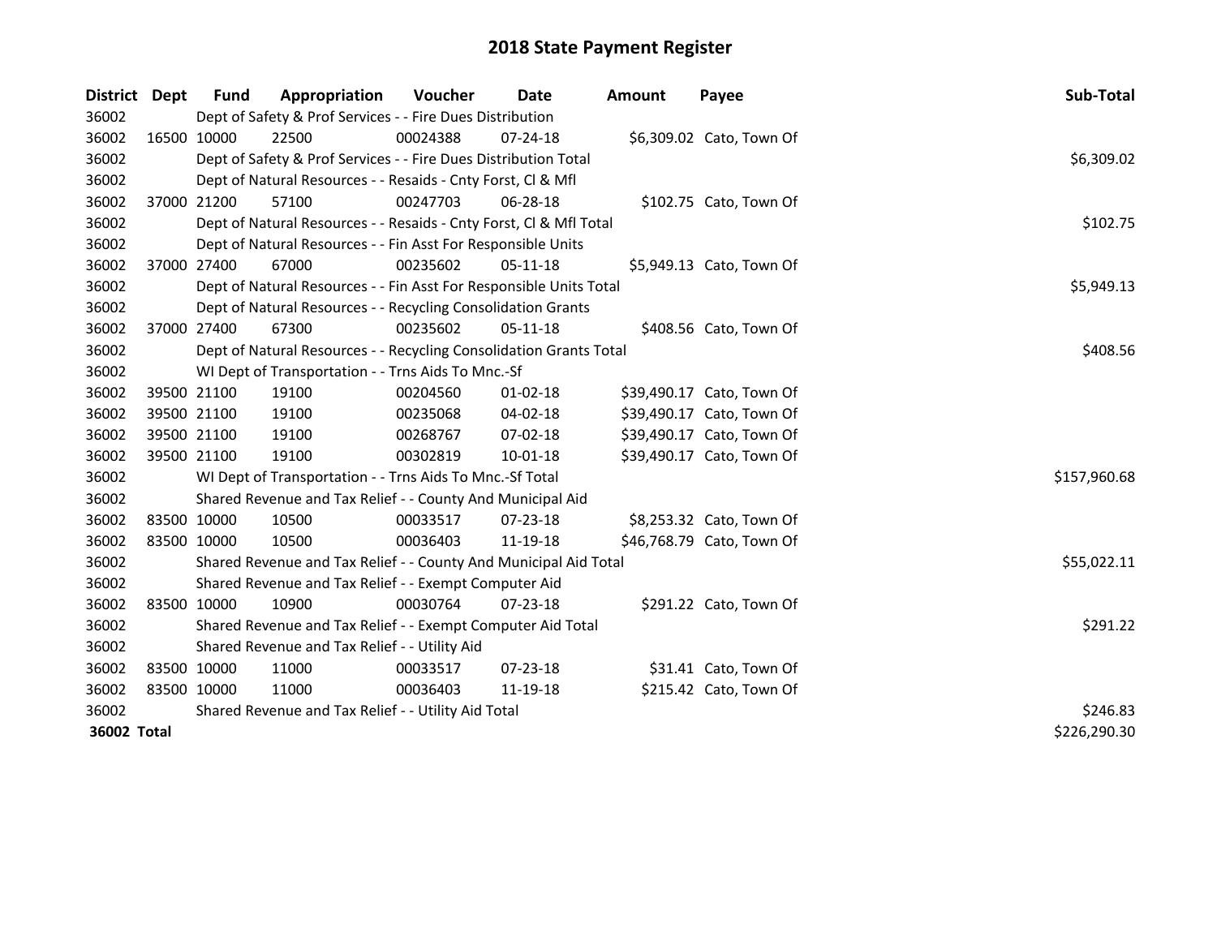# 2018 State Payment Register

| District | Dept | Fund | Appropriation | Voucher | Date | Amount | Payee | Sub-Total |
|---|---|---|---|---|---|---|---|---|
| 36002 | | Dept of Safety & Prof Services - - Fire Dues Distribution | | | | | | |
| 36002 | 16500 | 10000 | 22500 | 00024388 | 07-24-18 | $6,309.02 | Cato, Town Of | |
| 36002 | | Dept of Safety & Prof Services - - Fire Dues Distribution Total | | | | | | $6,309.02 |
| 36002 | | Dept of Natural Resources - - Resaids - Cnty Forst, Cl & Mfl | | | | | | |
| 36002 | 37000 | 21200 | 57100 | 00247703 | 06-28-18 | $102.75 | Cato, Town Of | |
| 36002 | | Dept of Natural Resources - - Resaids - Cnty Forst, Cl & Mfl Total | | | | | | $102.75 |
| 36002 | | Dept of Natural Resources - - Fin Asst For Responsible Units | | | | | | |
| 36002 | 37000 | 27400 | 67000 | 00235602 | 05-11-18 | $5,949.13 | Cato, Town Of | |
| 36002 | | Dept of Natural Resources - - Fin Asst For Responsible Units Total | | | | | | $5,949.13 |
| 36002 | | Dept of Natural Resources - - Recycling Consolidation Grants | | | | | | |
| 36002 | 37000 | 27400 | 67300 | 00235602 | 05-11-18 | $408.56 | Cato, Town Of | |
| 36002 | | Dept of Natural Resources - - Recycling Consolidation Grants Total | | | | | | $408.56 |
| 36002 | | WI Dept of Transportation - - Trns Aids To Mnc.-Sf | | | | | | |
| 36002 | 39500 | 21100 | 19100 | 00204560 | 01-02-18 | $39,490.17 | Cato, Town Of | |
| 36002 | 39500 | 21100 | 19100 | 00235068 | 04-02-18 | $39,490.17 | Cato, Town Of | |
| 36002 | 39500 | 21100 | 19100 | 00268767 | 07-02-18 | $39,490.17 | Cato, Town Of | |
| 36002 | 39500 | 21100 | 19100 | 00302819 | 10-01-18 | $39,490.17 | Cato, Town Of | |
| 36002 | | WI Dept of Transportation - - Trns Aids To Mnc.-Sf Total | | | | | | $157,960.68 |
| 36002 | | Shared Revenue and Tax Relief - - County And Municipal Aid | | | | | | |
| 36002 | 83500 | 10000 | 10500 | 00033517 | 07-23-18 | $8,253.32 | Cato, Town Of | |
| 36002 | 83500 | 10000 | 10500 | 00036403 | 11-19-18 | $46,768.79 | Cato, Town Of | |
| 36002 | | Shared Revenue and Tax Relief - - County And Municipal Aid Total | | | | | | $55,022.11 |
| 36002 | | Shared Revenue and Tax Relief - - Exempt Computer Aid | | | | | | |
| 36002 | 83500 | 10000 | 10900 | 00030764 | 07-23-18 | $291.22 | Cato, Town Of | |
| 36002 | | Shared Revenue and Tax Relief - - Exempt Computer Aid Total | | | | | | $291.22 |
| 36002 | | Shared Revenue and Tax Relief - - Utility Aid | | | | | | |
| 36002 | 83500 | 10000 | 11000 | 00033517 | 07-23-18 | $31.41 | Cato, Town Of | |
| 36002 | 83500 | 10000 | 11000 | 00036403 | 11-19-18 | $215.42 | Cato, Town Of | |
| 36002 | | Shared Revenue and Tax Relief - - Utility Aid Total | | | | | | $246.83 |
| **36002 Total** | | | | | | | | $226,290.30 |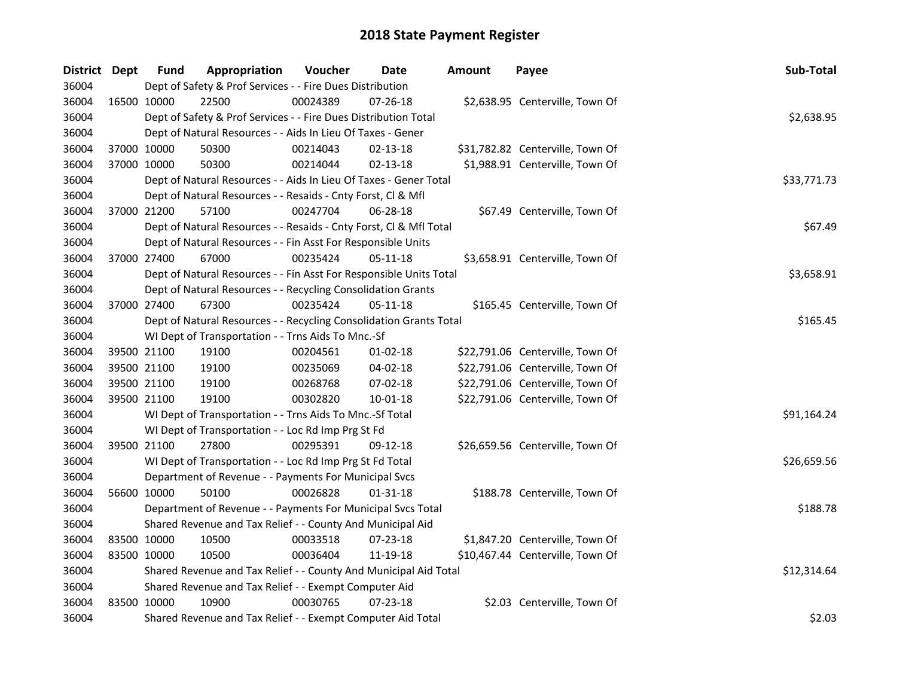# 2018 State Payment Register

| District | Dept | Fund | Appropriation | Voucher | Date | Amount | Payee | Sub-Total |
|---|---|---|---|---|---|---|---|---|
| 36004 | | Dept of Safety & Prof Services - - Fire Dues Distribution | | | | | | |
| 36004 | 16500 | 10000 | 22500 | 00024389 | 07-26-18 | $2,638.95 | Centerville, Town Of | |
| 36004 | | Dept of Safety & Prof Services - - Fire Dues Distribution Total | | | | | | $2,638.95 |
| 36004 | | Dept of Natural Resources - - Aids In Lieu Of Taxes - Gener | | | | | | |
| 36004 | 37000 | 10000 | 50300 | 00214043 | 02-13-18 | $31,782.82 | Centerville, Town Of | |
| 36004 | 37000 | 10000 | 50300 | 00214044 | 02-13-18 | $1,988.91 | Centerville, Town Of | |
| 36004 | | Dept of Natural Resources - - Aids In Lieu Of Taxes - Gener Total | | | | | | $33,771.73 |
| 36004 | | Dept of Natural Resources - - Resaids - Cnty Forst, Cl & Mfl | | | | | | |
| 36004 | 37000 | 21200 | 57100 | 00247704 | 06-28-18 | $67.49 | Centerville, Town Of | |
| 36004 | | Dept of Natural Resources - - Resaids - Cnty Forst, Cl & Mfl Total | | | | | | $67.49 |
| 36004 | | Dept of Natural Resources - - Fin Asst For Responsible Units | | | | | | |
| 36004 | 37000 | 27400 | 67000 | 00235424 | 05-11-18 | $3,658.91 | Centerville, Town Of | |
| 36004 | | Dept of Natural Resources - - Fin Asst For Responsible Units Total | | | | | | $3,658.91 |
| 36004 | | Dept of Natural Resources - - Recycling Consolidation Grants | | | | | | |
| 36004 | 37000 | 27400 | 67300 | 00235424 | 05-11-18 | $165.45 | Centerville, Town Of | |
| 36004 | | Dept of Natural Resources - - Recycling Consolidation Grants Total | | | | | | $165.45 |
| 36004 | | WI Dept of Transportation - - Trns Aids To Mnc.-Sf | | | | | | |
| 36004 | 39500 | 21100 | 19100 | 00204561 | 01-02-18 | $22,791.06 | Centerville, Town Of | |
| 36004 | 39500 | 21100 | 19100 | 00235069 | 04-02-18 | $22,791.06 | Centerville, Town Of | |
| 36004 | 39500 | 21100 | 19100 | 00268768 | 07-02-18 | $22,791.06 | Centerville, Town Of | |
| 36004 | 39500 | 21100 | 19100 | 00302820 | 10-01-18 | $22,791.06 | Centerville, Town Of | |
| 36004 | | WI Dept of Transportation - - Trns Aids To Mnc.-Sf Total | | | | | | $91,164.24 |
| 36004 | | WI Dept of Transportation - - Loc Rd Imp Prg St Fd | | | | | | |
| 36004 | 39500 | 21100 | 27800 | 00295391 | 09-12-18 | $26,659.56 | Centerville, Town Of | |
| 36004 | | WI Dept of Transportation - - Loc Rd Imp Prg St Fd Total | | | | | | $26,659.56 |
| 36004 | | Department of Revenue - - Payments For Municipal Svcs | | | | | | |
| 36004 | 56600 | 10000 | 50100 | 00026828 | 01-31-18 | $188.78 | Centerville, Town Of | |
| 36004 | | Department of Revenue - - Payments For Municipal Svcs Total | | | | | | $188.78 |
| 36004 | | Shared Revenue and Tax Relief - - County And Municipal Aid | | | | | | |
| 36004 | 83500 | 10000 | 10500 | 00033518 | 07-23-18 | $1,847.20 | Centerville, Town Of | |
| 36004 | 83500 | 10000 | 10500 | 00036404 | 11-19-18 | $10,467.44 | Centerville, Town Of | |
| 36004 | | Shared Revenue and Tax Relief - - County And Municipal Aid Total | | | | | | $12,314.64 |
| 36004 | | Shared Revenue and Tax Relief - - Exempt Computer Aid | | | | | | |
| 36004 | 83500 | 10000 | 10900 | 00030765 | 07-23-18 | $2.03 | Centerville, Town Of | |
| 36004 | | Shared Revenue and Tax Relief - - Exempt Computer Aid Total | | | | | | $2.03 |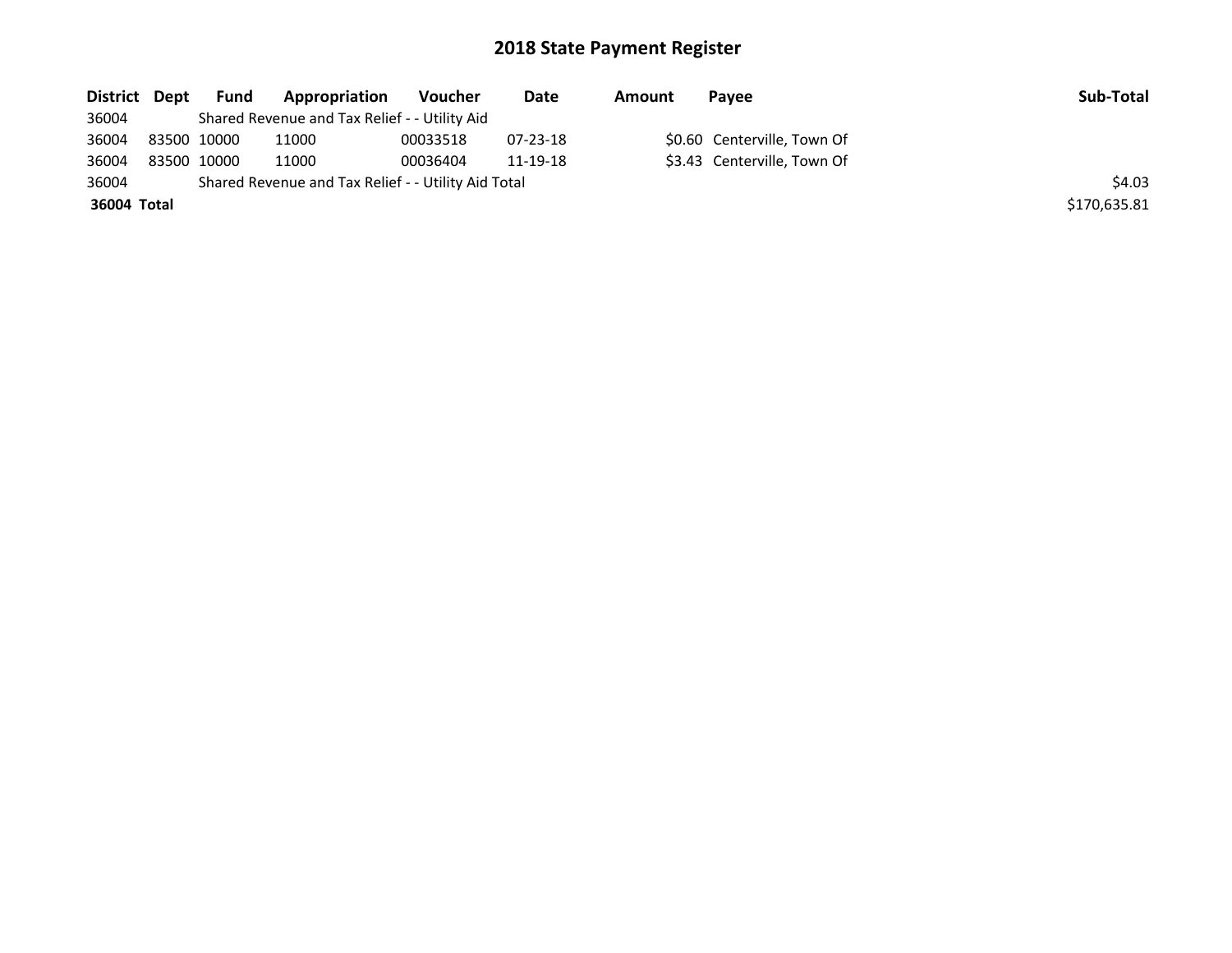# 2018 State Payment Register

| District | Dept | Fund | Appropriation | Voucher | Date | Amount | Payee | Sub-Total |
|---|---|---|---|---|---|---|---|---|
| 36004 | | Shared Revenue and Tax Relief - - Utility Aid | | | | | | |
| 36004 | 83500 | 10000 | 11000 | 00033518 | 07-23-18 | $0.60 | Centerville, Town Of | |
| 36004 | 83500 | 10000 | 11000 | 00036404 | 11-19-18 | $3.43 | Centerville, Town Of | |
| 36004 | | Shared Revenue and Tax Relief - - Utility Aid Total | | | | | | $4.03 |
| **36004 Total** | | | | | | | | $170,635.81 |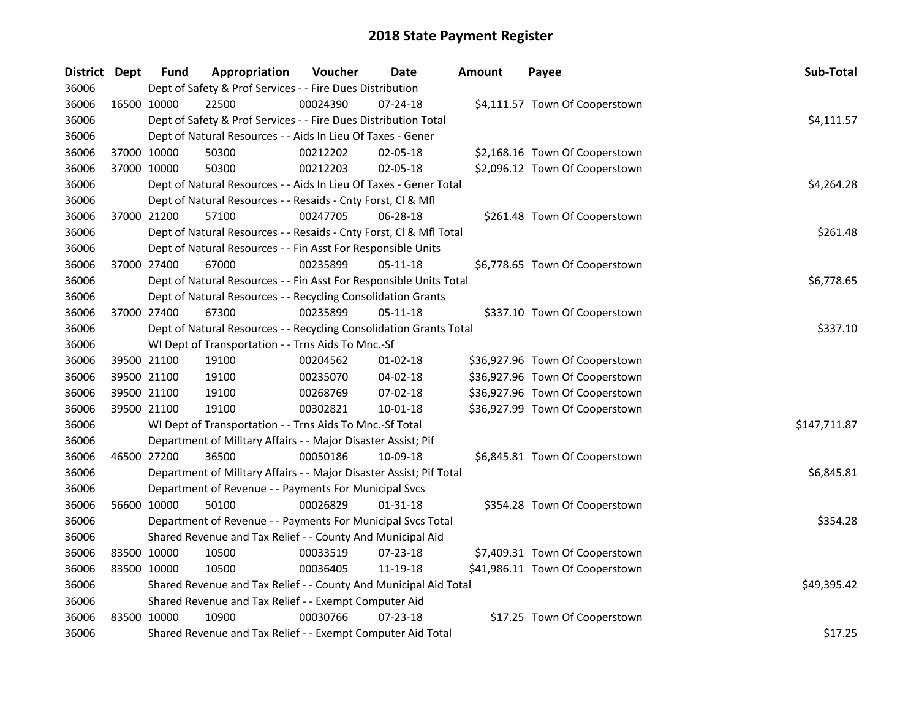# 2018 State Payment Register

| District | Dept | Fund | Appropriation | Voucher | Date | Amount | Payee | Sub-Total |
|---|---|---|---|---|---|---|---|---|
| 36006 | | Dept of Safety & Prof Services - - Fire Dues Distribution | | | | | | |
| 36006 | 16500 | 10000 | 22500 | 00024390 | 07-24-18 | $4,111.57 | Town Of Cooperstown | |
| 36006 | | Dept of Safety & Prof Services - - Fire Dues Distribution Total | | | | | | $4,111.57 |
| 36006 | | Dept of Natural Resources - - Aids In Lieu Of Taxes - Gener | | | | | | |
| 36006 | 37000 | 10000 | 50300 | 00212202 | 02-05-18 | $2,168.16 | Town Of Cooperstown | |
| 36006 | 37000 | 10000 | 50300 | 00212203 | 02-05-18 | $2,096.12 | Town Of Cooperstown | |
| 36006 | | Dept of Natural Resources - - Aids In Lieu Of Taxes - Gener Total | | | | | | $4,264.28 |
| 36006 | | Dept of Natural Resources - - Resaids - Cnty Forst, Cl & Mfl | | | | | | |
| 36006 | 37000 | 21200 | 57100 | 00247705 | 06-28-18 | $261.48 | Town Of Cooperstown | |
| 36006 | | Dept of Natural Resources - - Resaids - Cnty Forst, Cl & Mfl Total | | | | | | $261.48 |
| 36006 | | Dept of Natural Resources - - Fin Asst For Responsible Units | | | | | | |
| 36006 | 37000 | 27400 | 67000 | 00235899 | 05-11-18 | $6,778.65 | Town Of Cooperstown | |
| 36006 | | Dept of Natural Resources - - Fin Asst For Responsible Units Total | | | | | | $6,778.65 |
| 36006 | | Dept of Natural Resources - - Recycling Consolidation Grants | | | | | | |
| 36006 | 37000 | 27400 | 67300 | 00235899 | 05-11-18 | $337.10 | Town Of Cooperstown | |
| 36006 | | Dept of Natural Resources - - Recycling Consolidation Grants Total | | | | | | $337.10 |
| 36006 | | WI Dept of Transportation - - Trns Aids To Mnc.-Sf | | | | | | |
| 36006 | 39500 | 21100 | 19100 | 00204562 | 01-02-18 | $36,927.96 | Town Of Cooperstown | |
| 36006 | 39500 | 21100 | 19100 | 00235070 | 04-02-18 | $36,927.96 | Town Of Cooperstown | |
| 36006 | 39500 | 21100 | 19100 | 00268769 | 07-02-18 | $36,927.96 | Town Of Cooperstown | |
| 36006 | 39500 | 21100 | 19100 | 00302821 | 10-01-18 | $36,927.99 | Town Of Cooperstown | |
| 36006 | | WI Dept of Transportation - - Trns Aids To Mnc.-Sf Total | | | | | | $147,711.87 |
| 36006 | | Department of Military Affairs - - Major Disaster Assist; Pif | | | | | | |
| 36006 | 46500 | 27200 | 36500 | 00050186 | 10-09-18 | $6,845.81 | Town Of Cooperstown | |
| 36006 | | Department of Military Affairs - - Major Disaster Assist; Pif Total | | | | | | $6,845.81 |
| 36006 | | Department of Revenue - - Payments For Municipal Svcs | | | | | | |
| 36006 | 56600 | 10000 | 50100 | 00026829 | 01-31-18 | $354.28 | Town Of Cooperstown | |
| 36006 | | Department of Revenue - - Payments For Municipal Svcs Total | | | | | | $354.28 |
| 36006 | | Shared Revenue and Tax Relief - - County And Municipal Aid | | | | | | |
| 36006 | 83500 | 10000 | 10500 | 00033519 | 07-23-18 | $7,409.31 | Town Of Cooperstown | |
| 36006 | 83500 | 10000 | 10500 | 00036405 | 11-19-18 | $41,986.11 | Town Of Cooperstown | |
| 36006 | | Shared Revenue and Tax Relief - - County And Municipal Aid Total | | | | | | $49,395.42 |
| 36006 | | Shared Revenue and Tax Relief - - Exempt Computer Aid | | | | | | |
| 36006 | 83500 | 10000 | 10900 | 00030766 | 07-23-18 | $17.25 | Town Of Cooperstown | |
| 36006 | | Shared Revenue and Tax Relief - - Exempt Computer Aid Total | | | | | | $17.25 |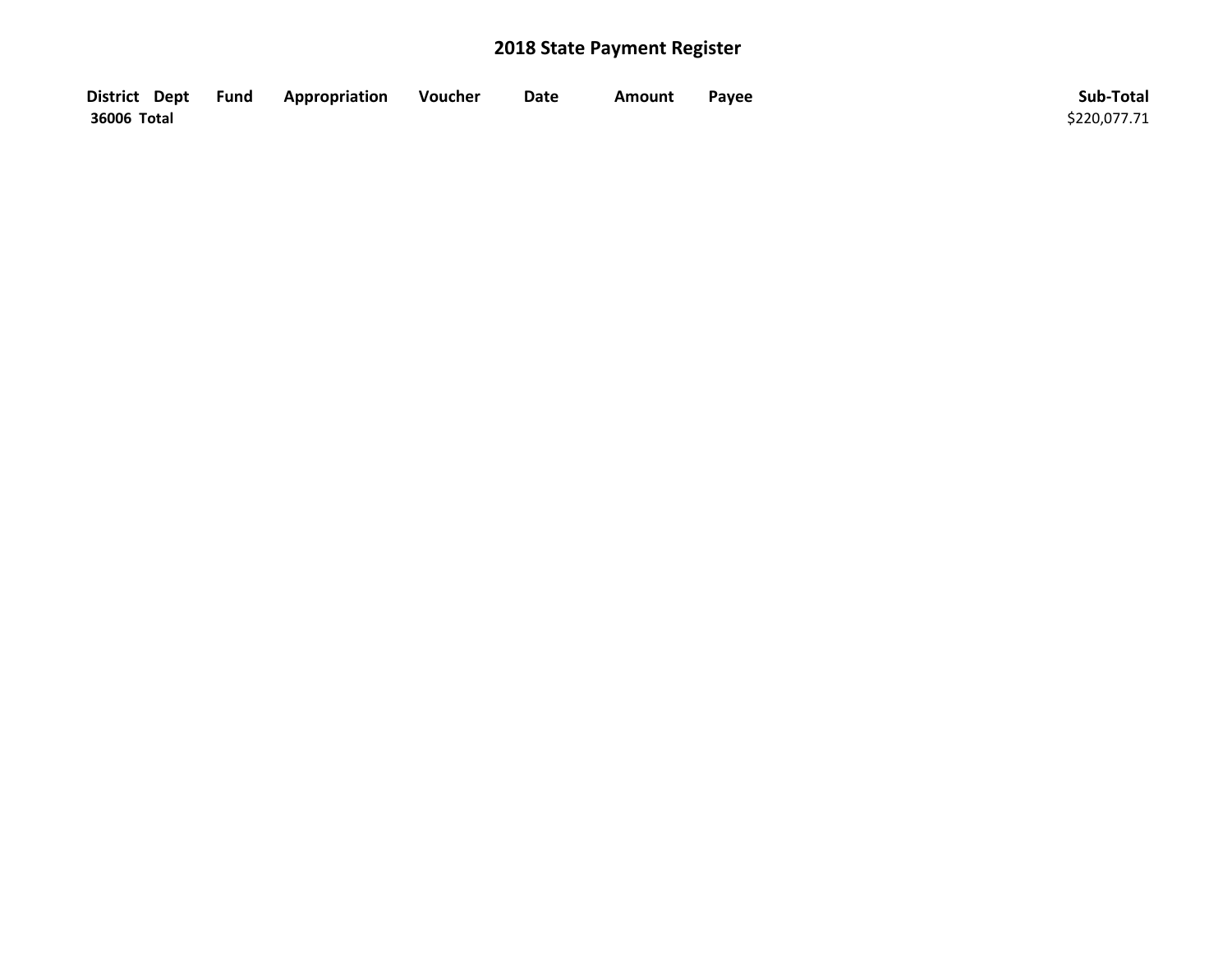# 2018 State Payment Register

| District | Dept | Fund | Appropriation | Voucher | Date | Amount | Payee | Sub-Total |
|---|---|---|---|---|---|---|---|---|
| 36006 Total | | | | | | | | $220,077.71 |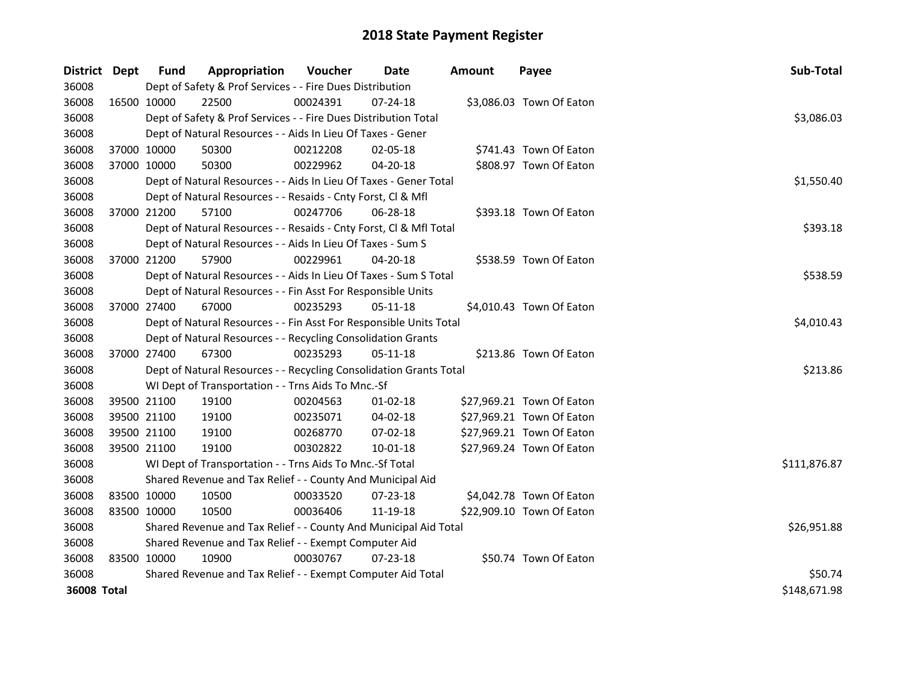# 2018 State Payment Register

| District | Dept | Fund | Appropriation | Voucher | Date | Amount | Payee | Sub-Total |
|---|---|---|---|---|---|---|---|---|
| 36008 | | Dept of Safety & Prof Services - - Fire Dues Distribution | | | | | | |
| 36008 | 16500 | 10000 | 22500 | 00024391 | 07-24-18 | $3,086.03 | Town Of Eaton | |
| 36008 | | Dept of Safety & Prof Services - - Fire Dues Distribution Total | | | | | | $3,086.03 |
| 36008 | | Dept of Natural Resources - - Aids In Lieu Of Taxes - Gener | | | | | | |
| 36008 | 37000 | 10000 | 50300 | 00212208 | 02-05-18 | $741.43 | Town Of Eaton | |
| 36008 | 37000 | 10000 | 50300 | 00229962 | 04-20-18 | $808.97 | Town Of Eaton | |
| 36008 | | Dept of Natural Resources - - Aids In Lieu Of Taxes - Gener Total | | | | | | $1,550.40 |
| 36008 | | Dept of Natural Resources - - Resaids - Cnty Forst, Cl & Mfl | | | | | | |
| 36008 | 37000 | 21200 | 57100 | 00247706 | 06-28-18 | $393.18 | Town Of Eaton | |
| 36008 | | Dept of Natural Resources - - Resaids - Cnty Forst, Cl & Mfl Total | | | | | | $393.18 |
| 36008 | | Dept of Natural Resources - - Aids In Lieu Of Taxes - Sum S | | | | | | |
| 36008 | 37000 | 21200 | 57900 | 00229961 | 04-20-18 | $538.59 | Town Of Eaton | |
| 36008 | | Dept of Natural Resources - - Aids In Lieu Of Taxes - Sum S Total | | | | | | $538.59 |
| 36008 | | Dept of Natural Resources - - Fin Asst For Responsible Units | | | | | | |
| 36008 | 37000 | 27400 | 67000 | 00235293 | 05-11-18 | $4,010.43 | Town Of Eaton | |
| 36008 | | Dept of Natural Resources - - Fin Asst For Responsible Units Total | | | | | | $4,010.43 |
| 36008 | | Dept of Natural Resources - - Recycling Consolidation Grants | | | | | | |
| 36008 | 37000 | 27400 | 67300 | 00235293 | 05-11-18 | $213.86 | Town Of Eaton | |
| 36008 | | Dept of Natural Resources - - Recycling Consolidation Grants Total | | | | | | $213.86 |
| 36008 | | WI Dept of Transportation - - Trns Aids To Mnc.-Sf | | | | | | |
| 36008 | 39500 | 21100 | 19100 | 00204563 | 01-02-18 | $27,969.21 | Town Of Eaton | |
| 36008 | 39500 | 21100 | 19100 | 00235071 | 04-02-18 | $27,969.21 | Town Of Eaton | |
| 36008 | 39500 | 21100 | 19100 | 00268770 | 07-02-18 | $27,969.21 | Town Of Eaton | |
| 36008 | 39500 | 21100 | 19100 | 00302822 | 10-01-18 | $27,969.24 | Town Of Eaton | |
| 36008 | | WI Dept of Transportation - - Trns Aids To Mnc.-Sf Total | | | | | | $111,876.87 |
| 36008 | | Shared Revenue and Tax Relief - - County And Municipal Aid | | | | | | |
| 36008 | 83500 | 10000 | 10500 | 00033520 | 07-23-18 | $4,042.78 | Town Of Eaton | |
| 36008 | 83500 | 10000 | 10500 | 00036406 | 11-19-18 | $22,909.10 | Town Of Eaton | |
| 36008 | | Shared Revenue and Tax Relief - - County And Municipal Aid Total | | | | | | $26,951.88 |
| 36008 | | Shared Revenue and Tax Relief - - Exempt Computer Aid | | | | | | |
| 36008 | 83500 | 10000 | 10900 | 00030767 | 07-23-18 | $50.74 | Town Of Eaton | |
| 36008 | | Shared Revenue and Tax Relief - - Exempt Computer Aid Total | | | | | | $50.74 |
| **36008 Total** | | | | | | | | $148,671.98 |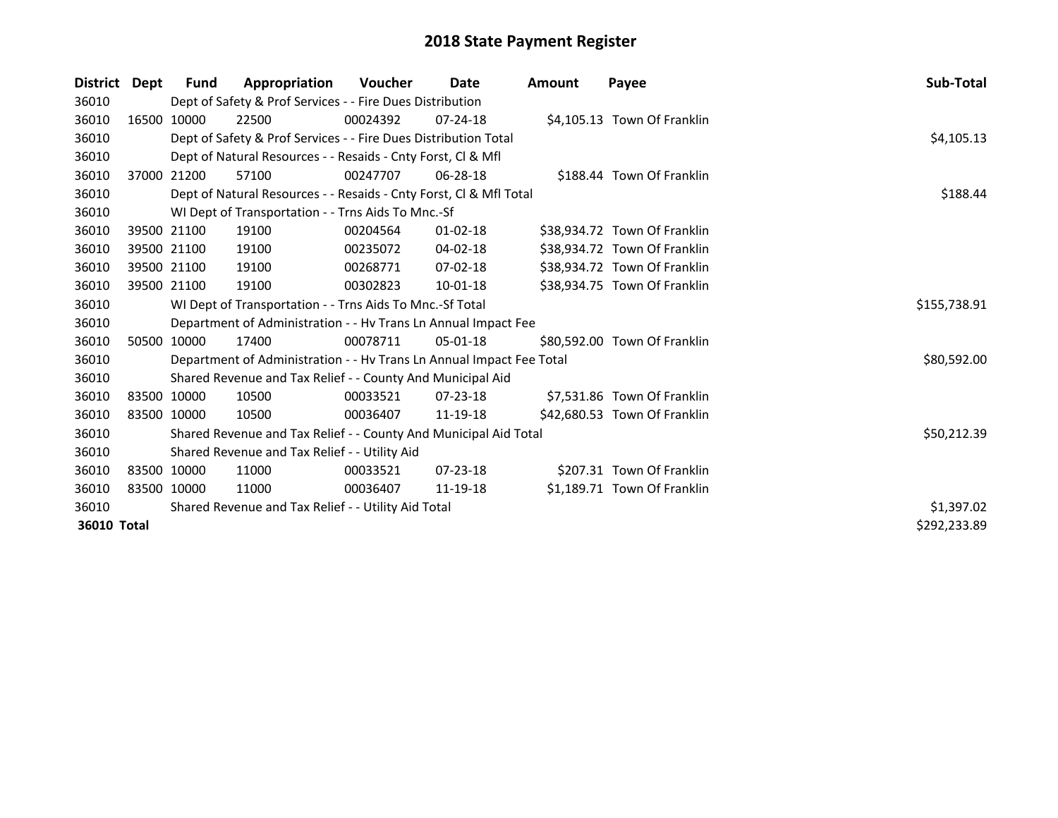# 2018 State Payment Register

| District | Dept | Fund | Appropriation | Voucher | Date | Amount | Payee | Sub-Total |
|---|---|---|---|---|---|---|---|---|
| 36010 | | Dept of Safety & Prof Services - - Fire Dues Distribution | | | | | | |
| 36010 | 16500 | 10000 | 22500 | 00024392 | 07-24-18 | $4,105.13 | Town Of Franklin | |
| 36010 | | Dept of Safety & Prof Services - - Fire Dues Distribution Total | | | | | | $4,105.13 |
| 36010 | | Dept of Natural Resources - - Resaids - Cnty Forst, Cl & Mfl | | | | | | |
| 36010 | 37000 | 21200 | 57100 | 00247707 | 06-28-18 | $188.44 | Town Of Franklin | |
| 36010 | | Dept of Natural Resources - - Resaids - Cnty Forst, Cl & Mfl Total | | | | | | $188.44 |
| 36010 | | WI Dept of Transportation - - Trns Aids To Mnc.-Sf | | | | | | |
| 36010 | 39500 | 21100 | 19100 | 00204564 | 01-02-18 | $38,934.72 | Town Of Franklin | |
| 36010 | 39500 | 21100 | 19100 | 00235072 | 04-02-18 | $38,934.72 | Town Of Franklin | |
| 36010 | 39500 | 21100 | 19100 | 00268771 | 07-02-18 | $38,934.72 | Town Of Franklin | |
| 36010 | 39500 | 21100 | 19100 | 00302823 | 10-01-18 | $38,934.75 | Town Of Franklin | |
| 36010 | | WI Dept of Transportation - - Trns Aids To Mnc.-Sf Total | | | | | | $155,738.91 |
| 36010 | | Department of Administration - - Hv Trans Ln Annual Impact Fee | | | | | | |
| 36010 | 50500 | 10000 | 17400 | 00078711 | 05-01-18 | $80,592.00 | Town Of Franklin | |
| 36010 | | Department of Administration - - Hv Trans Ln Annual Impact Fee Total | | | | | | $80,592.00 |
| 36010 | | Shared Revenue and Tax Relief - - County And Municipal Aid | | | | | | |
| 36010 | 83500 | 10000 | 10500 | 00033521 | 07-23-18 | $7,531.86 | Town Of Franklin | |
| 36010 | 83500 | 10000 | 10500 | 00036407 | 11-19-18 | $42,680.53 | Town Of Franklin | |
| 36010 | | Shared Revenue and Tax Relief - - County And Municipal Aid Total | | | | | | $50,212.39 |
| 36010 | | Shared Revenue and Tax Relief - - Utility Aid | | | | | | |
| 36010 | 83500 | 10000 | 11000 | 00033521 | 07-23-18 | $207.31 | Town Of Franklin | |
| 36010 | 83500 | 10000 | 11000 | 00036407 | 11-19-18 | $1,189.71 | Town Of Franklin | |
| 36010 | | Shared Revenue and Tax Relief - - Utility Aid Total | | | | | | $1,397.02 |
| **36010 Total** | | | | | | | | $292,233.89 |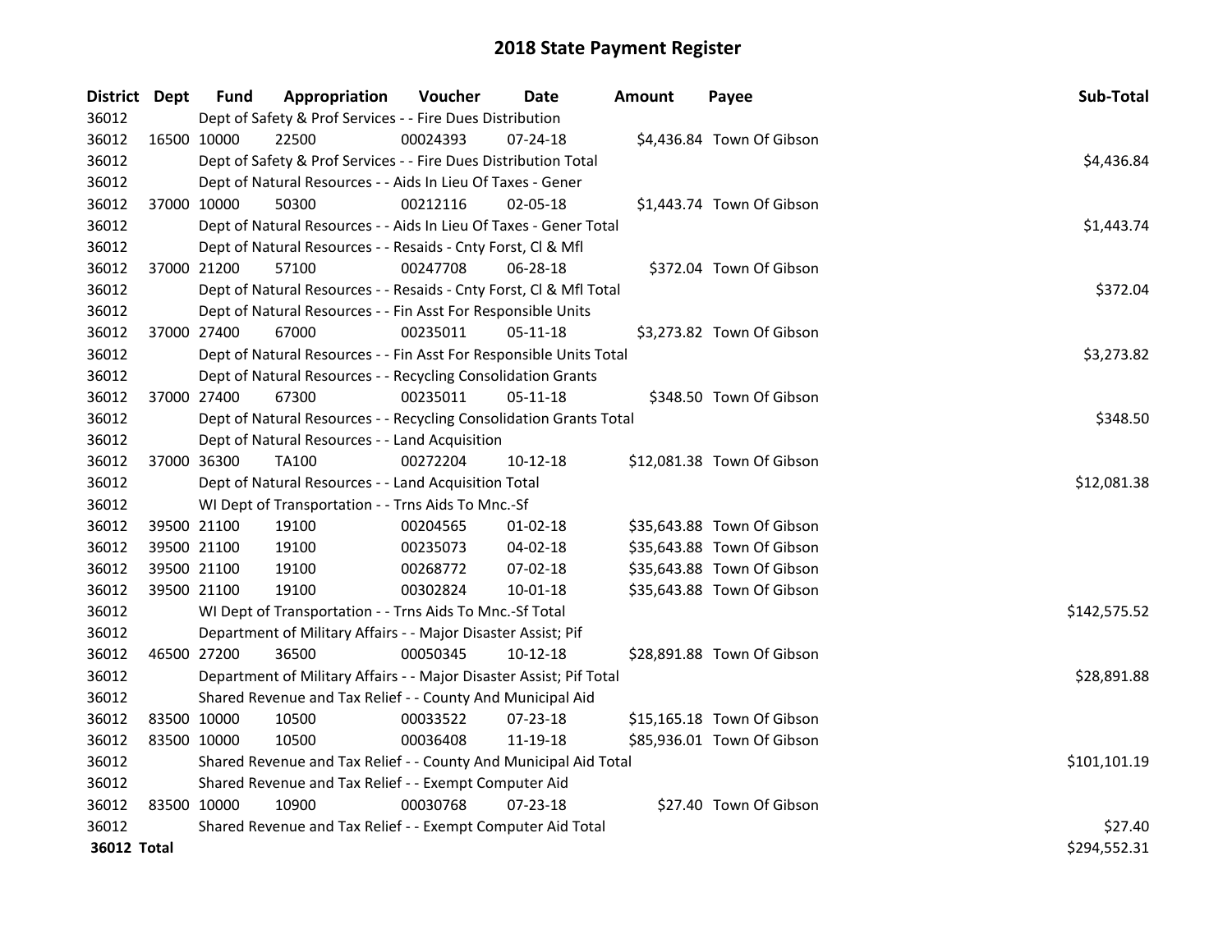# 2018 State Payment Register

| District | Dept | Fund | Appropriation | Voucher | Date | Amount | Payee | Sub-Total |
|---|---|---|---|---|---|---|---|---|
| 36012 | | Dept of Safety & Prof Services - - Fire Dues Distribution | | | | | | |
| 36012 | 16500 | 10000 | 22500 | 00024393 | 07-24-18 | $4,436.84 | Town Of Gibson | |
| 36012 | | Dept of Safety & Prof Services - - Fire Dues Distribution Total | | | | | | $4,436.84 |
| 36012 | | Dept of Natural Resources - - Aids In Lieu Of Taxes - Gener | | | | | | |
| 36012 | 37000 | 10000 | 50300 | 00212116 | 02-05-18 | $1,443.74 | Town Of Gibson | |
| 36012 | | Dept of Natural Resources - - Aids In Lieu Of Taxes - Gener Total | | | | | | $1,443.74 |
| 36012 | | Dept of Natural Resources - - Resaids - Cnty Forst, Cl & Mfl | | | | | | |
| 36012 | 37000 | 21200 | 57100 | 00247708 | 06-28-18 | $372.04 | Town Of Gibson | |
| 36012 | | Dept of Natural Resources - - Resaids - Cnty Forst, Cl & Mfl Total | | | | | | $372.04 |
| 36012 | | Dept of Natural Resources - - Fin Asst For Responsible Units | | | | | | |
| 36012 | 37000 | 27400 | 67000 | 00235011 | 05-11-18 | $3,273.82 | Town Of Gibson | |
| 36012 | | Dept of Natural Resources - - Fin Asst For Responsible Units Total | | | | | | $3,273.82 |
| 36012 | | Dept of Natural Resources - - Recycling Consolidation Grants | | | | | | |
| 36012 | 37000 | 27400 | 67300 | 00235011 | 05-11-18 | $348.50 | Town Of Gibson | |
| 36012 | | Dept of Natural Resources - - Recycling Consolidation Grants Total | | | | | | $348.50 |
| 36012 | | Dept of Natural Resources - - Land Acquisition | | | | | | |
| 36012 | 37000 | 36300 | TA100 | 00272204 | 10-12-18 | $12,081.38 | Town Of Gibson | |
| 36012 | | Dept of Natural Resources - - Land Acquisition Total | | | | | | $12,081.38 |
| 36012 | | WI Dept of Transportation - - Trns Aids To Mnc.-Sf | | | | | | |
| 36012 | 39500 | 21100 | 19100 | 00204565 | 01-02-18 | $35,643.88 | Town Of Gibson | |
| 36012 | 39500 | 21100 | 19100 | 00235073 | 04-02-18 | $35,643.88 | Town Of Gibson | |
| 36012 | 39500 | 21100 | 19100 | 00268772 | 07-02-18 | $35,643.88 | Town Of Gibson | |
| 36012 | 39500 | 21100 | 19100 | 00302824 | 10-01-18 | $35,643.88 | Town Of Gibson | |
| 36012 | | WI Dept of Transportation - - Trns Aids To Mnc.-Sf Total | | | | | | $142,575.52 |
| 36012 | | Department of Military Affairs - - Major Disaster Assist; Pif | | | | | | |
| 36012 | 46500 | 27200 | 36500 | 00050345 | 10-12-18 | $28,891.88 | Town Of Gibson | |
| 36012 | | Department of Military Affairs - - Major Disaster Assist; Pif Total | | | | | | $28,891.88 |
| 36012 | | Shared Revenue and Tax Relief - - County And Municipal Aid | | | | | | |
| 36012 | 83500 | 10000 | 10500 | 00033522 | 07-23-18 | $15,165.18 | Town Of Gibson | |
| 36012 | 83500 | 10000 | 10500 | 00036408 | 11-19-18 | $85,936.01 | Town Of Gibson | |
| 36012 | | Shared Revenue and Tax Relief - - County And Municipal Aid Total | | | | | | $101,101.19 |
| 36012 | | Shared Revenue and Tax Relief - - Exempt Computer Aid | | | | | | |
| 36012 | 83500 | 10000 | 10900 | 00030768 | 07-23-18 | $27.40 | Town Of Gibson | |
| 36012 | | Shared Revenue and Tax Relief - - Exempt Computer Aid Total | | | | | | $27.40 |
| **36012 Total** | | | | | | | | $294,552.31 |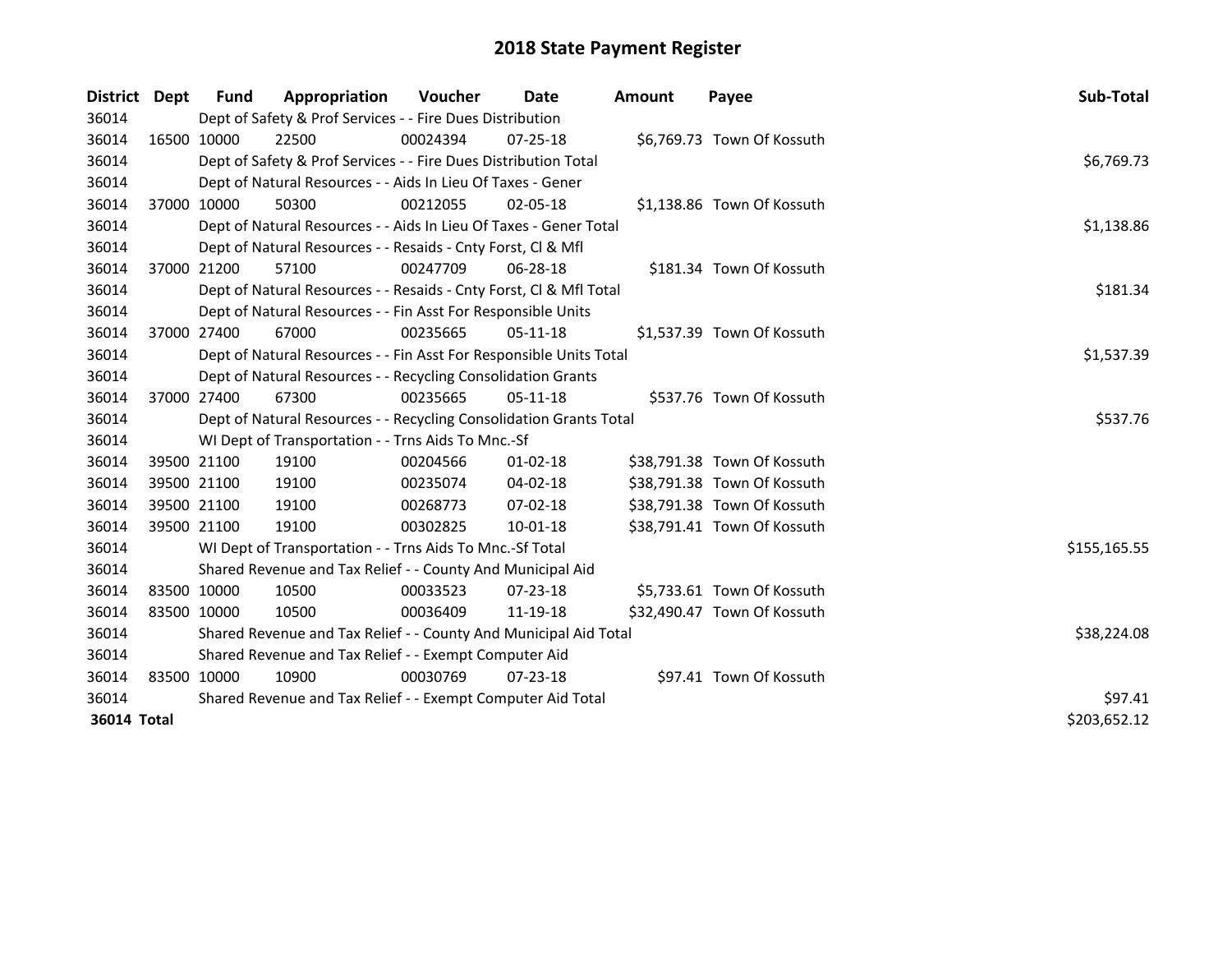# 2018 State Payment Register

| District | Dept | Fund | Appropriation | Voucher | Date | Amount | Payee | Sub-Total |
|---|---|---|---|---|---|---|---|---|
| 36014 | | Dept of Safety & Prof Services - - Fire Dues Distribution | | | | | | |
| 36014 | 16500 | 10000 | 22500 | 00024394 | 07-25-18 | $6,769.73 | Town Of Kossuth | |
| 36014 | | Dept of Safety & Prof Services - - Fire Dues Distribution Total | | | | | | $6,769.73 |
| 36014 | | Dept of Natural Resources - - Aids In Lieu Of Taxes - Gener | | | | | | |
| 36014 | 37000 | 10000 | 50300 | 00212055 | 02-05-18 | $1,138.86 | Town Of Kossuth | |
| 36014 | | Dept of Natural Resources - - Aids In Lieu Of Taxes - Gener Total | | | | | | $1,138.86 |
| 36014 | | Dept of Natural Resources - - Resaids - Cnty Forst, Cl & Mfl | | | | | | |
| 36014 | 37000 | 21200 | 57100 | 00247709 | 06-28-18 | $181.34 | Town Of Kossuth | |
| 36014 | | Dept of Natural Resources - - Resaids - Cnty Forst, Cl & Mfl Total | | | | | | $181.34 |
| 36014 | | Dept of Natural Resources - - Fin Asst For Responsible Units | | | | | | |
| 36014 | 37000 | 27400 | 67000 | 00235665 | 05-11-18 | $1,537.39 | Town Of Kossuth | |
| 36014 | | Dept of Natural Resources - - Fin Asst For Responsible Units Total | | | | | | $1,537.39 |
| 36014 | | Dept of Natural Resources - - Recycling Consolidation Grants | | | | | | |
| 36014 | 37000 | 27400 | 67300 | 00235665 | 05-11-18 | $537.76 | Town Of Kossuth | |
| 36014 | | Dept of Natural Resources - - Recycling Consolidation Grants Total | | | | | | $537.76 |
| 36014 | | WI Dept of Transportation - - Trns Aids To Mnc.-Sf | | | | | | |
| 36014 | 39500 | 21100 | 19100 | 00204566 | 01-02-18 | $38,791.38 | Town Of Kossuth | |
| 36014 | 39500 | 21100 | 19100 | 00235074 | 04-02-18 | $38,791.38 | Town Of Kossuth | |
| 36014 | 39500 | 21100 | 19100 | 00268773 | 07-02-18 | $38,791.38 | Town Of Kossuth | |
| 36014 | 39500 | 21100 | 19100 | 00302825 | 10-01-18 | $38,791.41 | Town Of Kossuth | |
| 36014 | | WI Dept of Transportation - - Trns Aids To Mnc.-Sf Total | | | | | | $155,165.55 |
| 36014 | | Shared Revenue and Tax Relief - - County And Municipal Aid | | | | | | |
| 36014 | 83500 | 10000 | 10500 | 00033523 | 07-23-18 | $5,733.61 | Town Of Kossuth | |
| 36014 | 83500 | 10000 | 10500 | 00036409 | 11-19-18 | $32,490.47 | Town Of Kossuth | |
| 36014 | | Shared Revenue and Tax Relief - - County And Municipal Aid Total | | | | | | $38,224.08 |
| 36014 | | Shared Revenue and Tax Relief - - Exempt Computer Aid | | | | | | |
| 36014 | 83500 | 10000 | 10900 | 00030769 | 07-23-18 | $97.41 | Town Of Kossuth | |
| 36014 | | Shared Revenue and Tax Relief - - Exempt Computer Aid Total | | | | | | $97.41 |
| **36014 Total** | | | | | | | | $203,652.12 |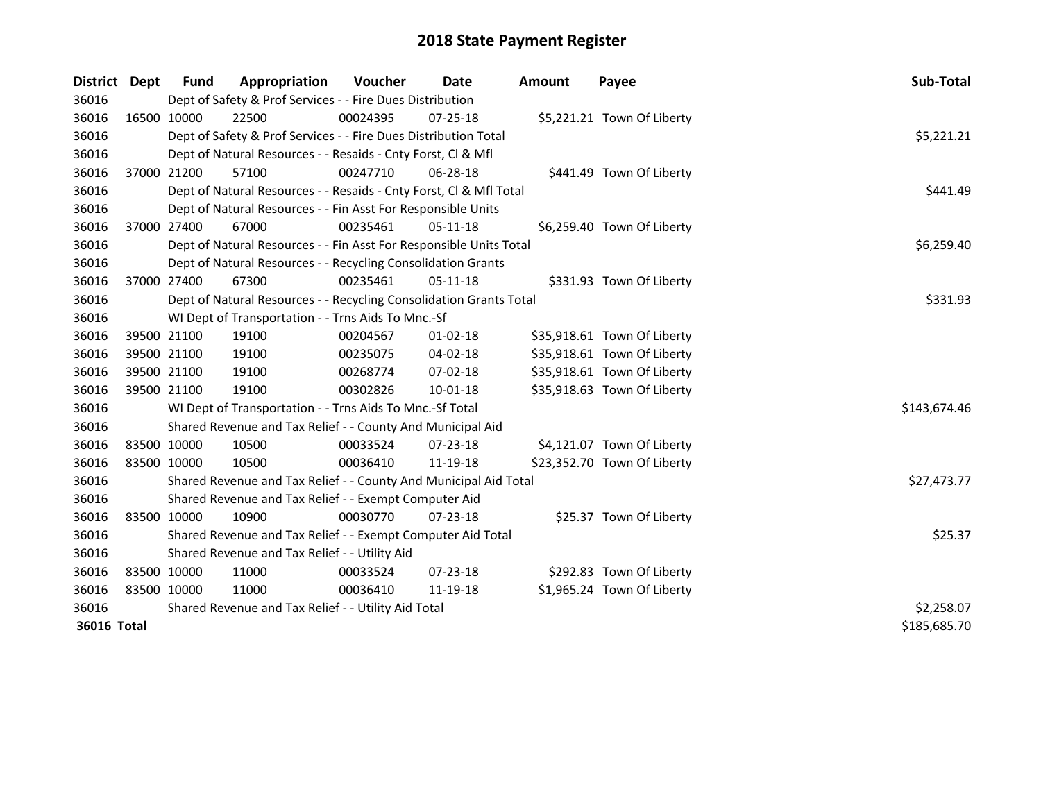# 2018 State Payment Register

| District | Dept | Fund | Appropriation | Voucher | Date | Amount | Payee | Sub-Total |
|---|---|---|---|---|---|---|---|---|
| 36016 | | Dept of Safety & Prof Services - - Fire Dues Distribution | | | | | | |
| 36016 | 16500 | 10000 | 22500 | 00024395 | 07-25-18 | $5,221.21 | Town Of Liberty | |
| 36016 | | Dept of Safety & Prof Services - - Fire Dues Distribution Total | | | | | | $5,221.21 |
| 36016 | | Dept of Natural Resources - - Resaids - Cnty Forst, Cl & Mfl | | | | | | |
| 36016 | 37000 | 21200 | 57100 | 00247710 | 06-28-18 | $441.49 | Town Of Liberty | |
| 36016 | | Dept of Natural Resources - - Resaids - Cnty Forst, Cl & Mfl Total | | | | | | $441.49 |
| 36016 | | Dept of Natural Resources - - Fin Asst For Responsible Units | | | | | | |
| 36016 | 37000 | 27400 | 67000 | 00235461 | 05-11-18 | $6,259.40 | Town Of Liberty | |
| 36016 | | Dept of Natural Resources - - Fin Asst For Responsible Units Total | | | | | | $6,259.40 |
| 36016 | | Dept of Natural Resources - - Recycling Consolidation Grants | | | | | | |
| 36016 | 37000 | 27400 | 67300 | 00235461 | 05-11-18 | $331.93 | Town Of Liberty | |
| 36016 | | Dept of Natural Resources - - Recycling Consolidation Grants Total | | | | | | $331.93 |
| 36016 | | WI Dept of Transportation - - Trns Aids To Mnc.-Sf | | | | | | |
| 36016 | 39500 | 21100 | 19100 | 00204567 | 01-02-18 | $35,918.61 | Town Of Liberty | |
| 36016 | 39500 | 21100 | 19100 | 00235075 | 04-02-18 | $35,918.61 | Town Of Liberty | |
| 36016 | 39500 | 21100 | 19100 | 00268774 | 07-02-18 | $35,918.61 | Town Of Liberty | |
| 36016 | 39500 | 21100 | 19100 | 00302826 | 10-01-18 | $35,918.63 | Town Of Liberty | |
| 36016 | | WI Dept of Transportation - - Trns Aids To Mnc.-Sf Total | | | | | | $143,674.46 |
| 36016 | | Shared Revenue and Tax Relief - - County And Municipal Aid | | | | | | |
| 36016 | 83500 | 10000 | 10500 | 00033524 | 07-23-18 | $4,121.07 | Town Of Liberty | |
| 36016 | 83500 | 10000 | 10500 | 00036410 | 11-19-18 | $23,352.70 | Town Of Liberty | |
| 36016 | | Shared Revenue and Tax Relief - - County And Municipal Aid Total | | | | | | $27,473.77 |
| 36016 | | Shared Revenue and Tax Relief - - Exempt Computer Aid | | | | | | |
| 36016 | 83500 | 10000 | 10900 | 00030770 | 07-23-18 | $25.37 | Town Of Liberty | |
| 36016 | | Shared Revenue and Tax Relief - - Exempt Computer Aid Total | | | | | | $25.37 |
| 36016 | | Shared Revenue and Tax Relief - - Utility Aid | | | | | | |
| 36016 | 83500 | 10000 | 11000 | 00033524 | 07-23-18 | $292.83 | Town Of Liberty | |
| 36016 | 83500 | 10000 | 11000 | 00036410 | 11-19-18 | $1,965.24 | Town Of Liberty | |
| 36016 | | Shared Revenue and Tax Relief - - Utility Aid Total | | | | | | $2,258.07 |
| **36016 Total** | | | | | | | | $185,685.70 |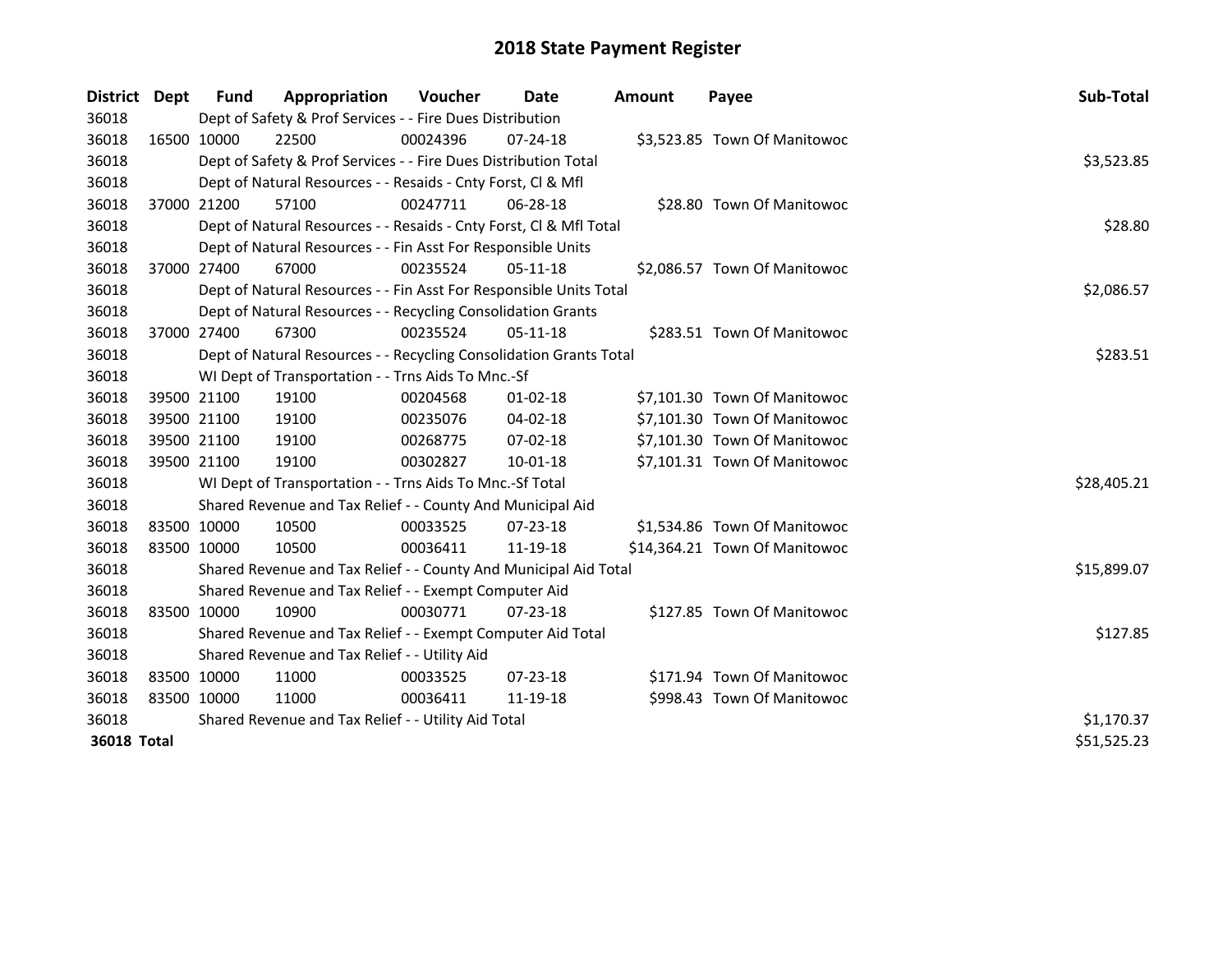# 2018 State Payment Register

| District | Dept | Fund | Appropriation | Voucher | Date | Amount | Payee | Sub-Total |
|---|---|---|---|---|---|---|---|---|
| 36018 | | Dept of Safety & Prof Services - - Fire Dues Distribution | | | | | | |
| 36018 | 16500 | 10000 | 22500 | 00024396 | 07-24-18 | $3,523.85 | Town Of Manitowoc | |
| 36018 | | Dept of Safety & Prof Services - - Fire Dues Distribution Total | | | | | | $3,523.85 |
| 36018 | | Dept of Natural Resources - - Resaids - Cnty Forst, Cl & Mfl | | | | | | |
| 36018 | 37000 | 21200 | 57100 | 00247711 | 06-28-18 | $28.80 | Town Of Manitowoc | |
| 36018 | | Dept of Natural Resources - - Resaids - Cnty Forst, Cl & Mfl Total | | | | | | $28.80 |
| 36018 | | Dept of Natural Resources - - Fin Asst For Responsible Units | | | | | | |
| 36018 | 37000 | 27400 | 67000 | 00235524 | 05-11-18 | $2,086.57 | Town Of Manitowoc | |
| 36018 | | Dept of Natural Resources - - Fin Asst For Responsible Units Total | | | | | | $2,086.57 |
| 36018 | | Dept of Natural Resources - - Recycling Consolidation Grants | | | | | | |
| 36018 | 37000 | 27400 | 67300 | 00235524 | 05-11-18 | $283.51 | Town Of Manitowoc | |
| 36018 | | Dept of Natural Resources - - Recycling Consolidation Grants Total | | | | | | $283.51 |
| 36018 | | WI Dept of Transportation - - Trns Aids To Mnc.-Sf | | | | | | |
| 36018 | 39500 | 21100 | 19100 | 00204568 | 01-02-18 | $7,101.30 | Town Of Manitowoc | |
| 36018 | 39500 | 21100 | 19100 | 00235076 | 04-02-18 | $7,101.30 | Town Of Manitowoc | |
| 36018 | 39500 | 21100 | 19100 | 00268775 | 07-02-18 | $7,101.30 | Town Of Manitowoc | |
| 36018 | 39500 | 21100 | 19100 | 00302827 | 10-01-18 | $7,101.31 | Town Of Manitowoc | |
| 36018 | | WI Dept of Transportation - - Trns Aids To Mnc.-Sf Total | | | | | | $28,405.21 |
| 36018 | | Shared Revenue and Tax Relief - - County And Municipal Aid | | | | | | |
| 36018 | 83500 | 10000 | 10500 | 00033525 | 07-23-18 | $1,534.86 | Town Of Manitowoc | |
| 36018 | 83500 | 10000 | 10500 | 00036411 | 11-19-18 | $14,364.21 | Town Of Manitowoc | |
| 36018 | | Shared Revenue and Tax Relief - - County And Municipal Aid Total | | | | | | $15,899.07 |
| 36018 | | Shared Revenue and Tax Relief - - Exempt Computer Aid | | | | | | |
| 36018 | 83500 | 10000 | 10900 | 00030771 | 07-23-18 | $127.85 | Town Of Manitowoc | |
| 36018 | | Shared Revenue and Tax Relief - - Exempt Computer Aid Total | | | | | | $127.85 |
| 36018 | | Shared Revenue and Tax Relief - - Utility Aid | | | | | | |
| 36018 | 83500 | 10000 | 11000 | 00033525 | 07-23-18 | $171.94 | Town Of Manitowoc | |
| 36018 | 83500 | 10000 | 11000 | 00036411 | 11-19-18 | $998.43 | Town Of Manitowoc | |
| 36018 | | Shared Revenue and Tax Relief - - Utility Aid Total | | | | | | $1,170.37 |
| **36018 Total** | | | | | | | | $51,525.23 |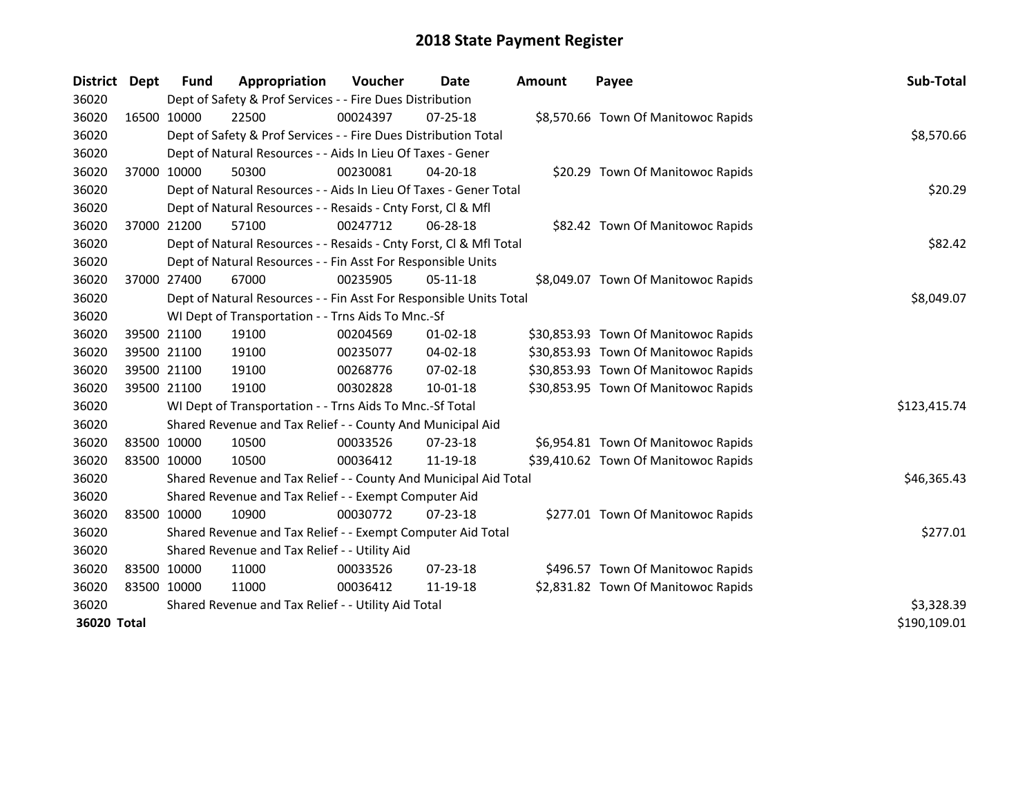# 2018 State Payment Register

| District | Dept | Fund | Appropriation | Voucher | Date | Amount | Payee | Sub-Total |
|---|---|---|---|---|---|---|---|---|
| 36020 | | Dept of Safety & Prof Services - - Fire Dues Distribution | | | | | | |
| 36020 | 16500 | 10000 | 22500 | 00024397 | 07-25-18 | $8,570.66 | Town Of Manitowoc Rapids | |
| 36020 | | Dept of Safety & Prof Services - - Fire Dues Distribution Total | | | | | | $8,570.66 |
| 36020 | | Dept of Natural Resources - - Aids In Lieu Of Taxes - Gener | | | | | | |
| 36020 | 37000 | 10000 | 50300 | 00230081 | 04-20-18 | $20.29 | Town Of Manitowoc Rapids | |
| 36020 | | Dept of Natural Resources - - Aids In Lieu Of Taxes - Gener Total | | | | | | $20.29 |
| 36020 | | Dept of Natural Resources - - Resaids - Cnty Forst, Cl & Mfl | | | | | | |
| 36020 | 37000 | 21200 | 57100 | 00247712 | 06-28-18 | $82.42 | Town Of Manitowoc Rapids | |
| 36020 | | Dept of Natural Resources - - Resaids - Cnty Forst, Cl & Mfl Total | | | | | | $82.42 |
| 36020 | | Dept of Natural Resources - - Fin Asst For Responsible Units | | | | | | |
| 36020 | 37000 | 27400 | 67000 | 00235905 | 05-11-18 | $8,049.07 | Town Of Manitowoc Rapids | |
| 36020 | | Dept of Natural Resources - - Fin Asst For Responsible Units Total | | | | | | $8,049.07 |
| 36020 | | WI Dept of Transportation - - Trns Aids To Mnc.-Sf | | | | | | |
| 36020 | 39500 | 21100 | 19100 | 00204569 | 01-02-18 | $30,853.93 | Town Of Manitowoc Rapids | |
| 36020 | 39500 | 21100 | 19100 | 00235077 | 04-02-18 | $30,853.93 | Town Of Manitowoc Rapids | |
| 36020 | 39500 | 21100 | 19100 | 00268776 | 07-02-18 | $30,853.93 | Town Of Manitowoc Rapids | |
| 36020 | 39500 | 21100 | 19100 | 00302828 | 10-01-18 | $30,853.95 | Town Of Manitowoc Rapids | |
| 36020 | | WI Dept of Transportation - - Trns Aids To Mnc.-Sf Total | | | | | | $123,415.74 |
| 36020 | | Shared Revenue and Tax Relief - - County And Municipal Aid | | | | | | |
| 36020 | 83500 | 10000 | 10500 | 00033526 | 07-23-18 | $6,954.81 | Town Of Manitowoc Rapids | |
| 36020 | 83500 | 10000 | 10500 | 00036412 | 11-19-18 | $39,410.62 | Town Of Manitowoc Rapids | |
| 36020 | | Shared Revenue and Tax Relief - - County And Municipal Aid Total | | | | | | $46,365.43 |
| 36020 | | Shared Revenue and Tax Relief - - Exempt Computer Aid | | | | | | |
| 36020 | 83500 | 10000 | 10900 | 00030772 | 07-23-18 | $277.01 | Town Of Manitowoc Rapids | |
| 36020 | | Shared Revenue and Tax Relief - - Exempt Computer Aid Total | | | | | | $277.01 |
| 36020 | | Shared Revenue and Tax Relief - - Utility Aid | | | | | | |
| 36020 | 83500 | 10000 | 11000 | 00033526 | 07-23-18 | $496.57 | Town Of Manitowoc Rapids | |
| 36020 | 83500 | 10000 | 11000 | 00036412 | 11-19-18 | $2,831.82 | Town Of Manitowoc Rapids | |
| 36020 | | Shared Revenue and Tax Relief - - Utility Aid Total | | | | | | $3,328.39 |
| **36020 Total** | | | | | | | | $190,109.01 |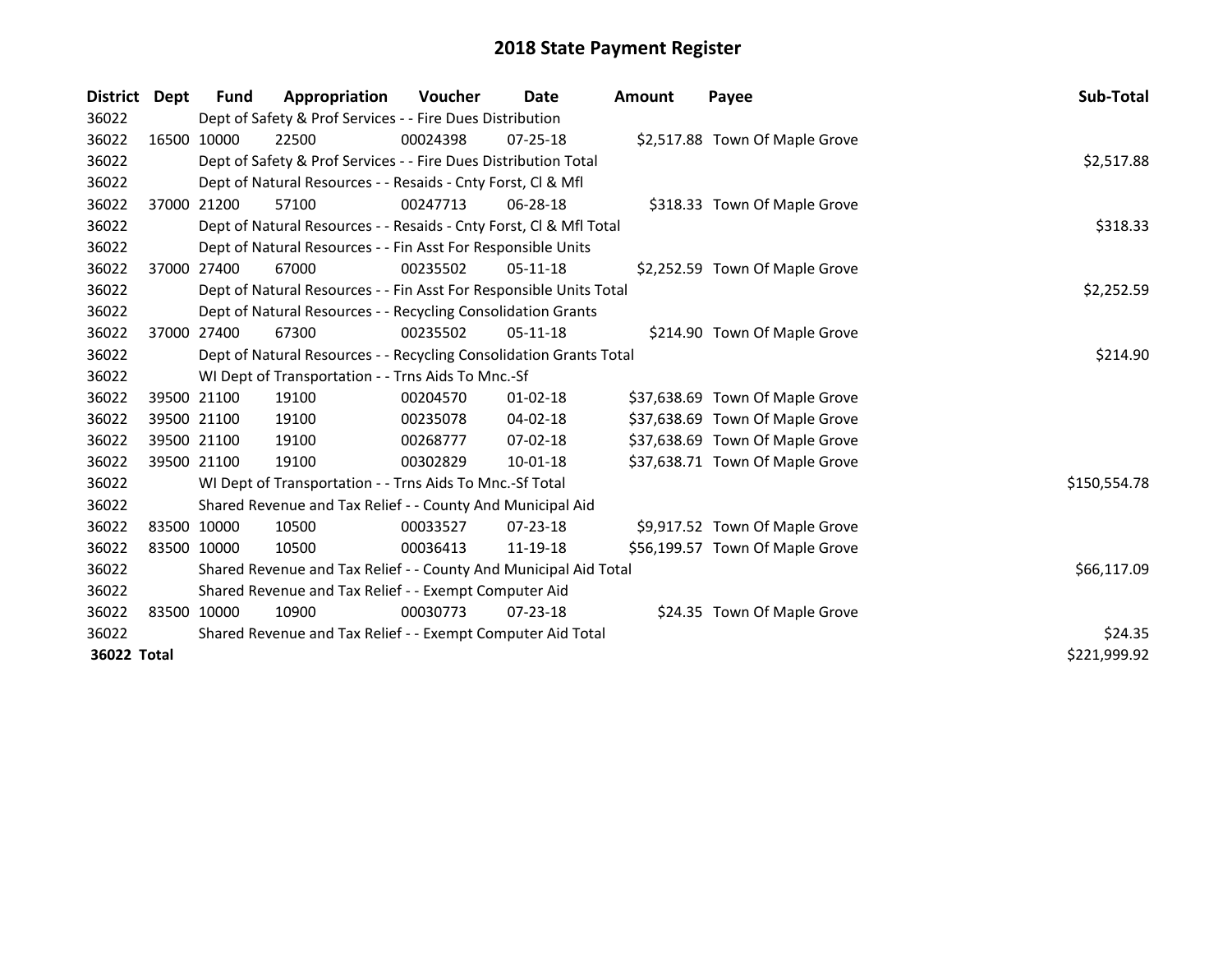# 2018 State Payment Register

| District | Dept | Fund | Appropriation | Voucher | Date | Amount | Payee | Sub-Total |
|---|---|---|---|---|---|---|---|---|
| 36022 | | Dept of Safety & Prof Services - - Fire Dues Distribution | | | | | | |
| 36022 | 16500 | 10000 | 22500 | 00024398 | 07-25-18 | $2,517.88 | Town Of Maple Grove | |
| 36022 | | Dept of Safety & Prof Services - - Fire Dues Distribution Total | | | | | | $2,517.88 |
| 36022 | | Dept of Natural Resources - - Resaids - Cnty Forst, Cl & Mfl | | | | | | |
| 36022 | 37000 | 21200 | 57100 | 00247713 | 06-28-18 | $318.33 | Town Of Maple Grove | |
| 36022 | | Dept of Natural Resources - - Resaids - Cnty Forst, Cl & Mfl Total | | | | | | $318.33 |
| 36022 | | Dept of Natural Resources - - Fin Asst For Responsible Units | | | | | | |
| 36022 | 37000 | 27400 | 67000 | 00235502 | 05-11-18 | $2,252.59 | Town Of Maple Grove | |
| 36022 | | Dept of Natural Resources - - Fin Asst For Responsible Units Total | | | | | | $2,252.59 |
| 36022 | | Dept of Natural Resources - - Recycling Consolidation Grants | | | | | | |
| 36022 | 37000 | 27400 | 67300 | 00235502 | 05-11-18 | $214.90 | Town Of Maple Grove | |
| 36022 | | Dept of Natural Resources - - Recycling Consolidation Grants Total | | | | | | $214.90 |
| 36022 | | WI Dept of Transportation - - Trns Aids To Mnc.-Sf | | | | | | |
| 36022 | 39500 | 21100 | 19100 | 00204570 | 01-02-18 | $37,638.69 | Town Of Maple Grove | |
| 36022 | 39500 | 21100 | 19100 | 00235078 | 04-02-18 | $37,638.69 | Town Of Maple Grove | |
| 36022 | 39500 | 21100 | 19100 | 00268777 | 07-02-18 | $37,638.69 | Town Of Maple Grove | |
| 36022 | 39500 | 21100 | 19100 | 00302829 | 10-01-18 | $37,638.71 | Town Of Maple Grove | |
| 36022 | | WI Dept of Transportation - - Trns Aids To Mnc.-Sf Total | | | | | | $150,554.78 |
| 36022 | | Shared Revenue and Tax Relief - - County And Municipal Aid | | | | | | |
| 36022 | 83500 | 10000 | 10500 | 00033527 | 07-23-18 | $9,917.52 | Town Of Maple Grove | |
| 36022 | 83500 | 10000 | 10500 | 00036413 | 11-19-18 | $56,199.57 | Town Of Maple Grove | |
| 36022 | | Shared Revenue and Tax Relief - - County And Municipal Aid Total | | | | | | $66,117.09 |
| 36022 | | Shared Revenue and Tax Relief - - Exempt Computer Aid | | | | | | |
| 36022 | 83500 | 10000 | 10900 | 00030773 | 07-23-18 | $24.35 | Town Of Maple Grove | |
| 36022 | | Shared Revenue and Tax Relief - - Exempt Computer Aid Total | | | | | | $24.35 |
| **36022 Total** | | | | | | | | $221,999.92 |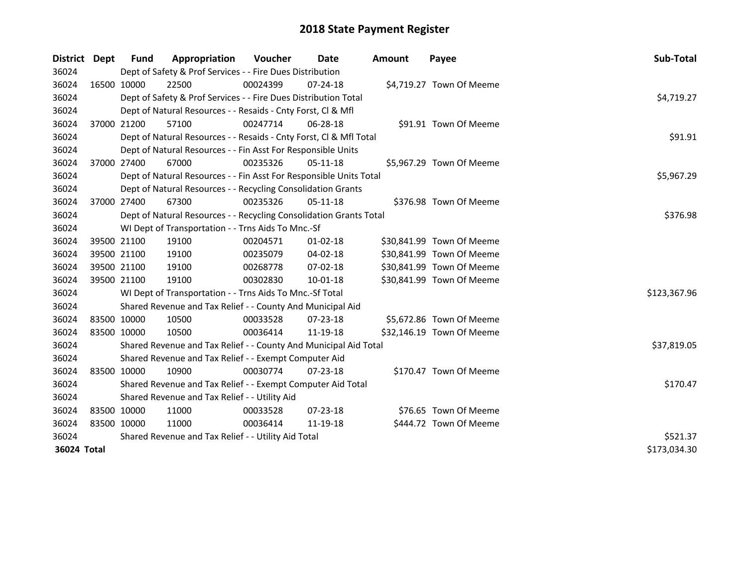# 2018 State Payment Register

| District | Dept | Fund | Appropriation | Voucher | Date | Amount | Payee | Sub-Total |
|---|---|---|---|---|---|---|---|---|
| 36024 | | Dept of Safety & Prof Services - - Fire Dues Distribution | | | | | | |
| 36024 | 16500 | 10000 | 22500 | 00024399 | 07-24-18 | $4,719.27 | Town Of Meeme | |
| 36024 | | Dept of Safety & Prof Services - - Fire Dues Distribution Total | | | | | | $4,719.27 |
| 36024 | | Dept of Natural Resources - - Resaids - Cnty Forst, Cl & Mfl | | | | | | |
| 36024 | 37000 | 21200 | 57100 | 00247714 | 06-28-18 | $91.91 | Town Of Meeme | |
| 36024 | | Dept of Natural Resources - - Resaids - Cnty Forst, Cl & Mfl Total | | | | | | $91.91 |
| 36024 | | Dept of Natural Resources - - Fin Asst For Responsible Units | | | | | | |
| 36024 | 37000 | 27400 | 67000 | 00235326 | 05-11-18 | $5,967.29 | Town Of Meeme | |
| 36024 | | Dept of Natural Resources - - Fin Asst For Responsible Units Total | | | | | | $5,967.29 |
| 36024 | | Dept of Natural Resources - - Recycling Consolidation Grants | | | | | | |
| 36024 | 37000 | 27400 | 67300 | 00235326 | 05-11-18 | $376.98 | Town Of Meeme | |
| 36024 | | Dept of Natural Resources - - Recycling Consolidation Grants Total | | | | | | $376.98 |
| 36024 | | WI Dept of Transportation - - Trns Aids To Mnc.-Sf | | | | | | |
| 36024 | 39500 | 21100 | 19100 | 00204571 | 01-02-18 | $30,841.99 | Town Of Meeme | |
| 36024 | 39500 | 21100 | 19100 | 00235079 | 04-02-18 | $30,841.99 | Town Of Meeme | |
| 36024 | 39500 | 21100 | 19100 | 00268778 | 07-02-18 | $30,841.99 | Town Of Meeme | |
| 36024 | 39500 | 21100 | 19100 | 00302830 | 10-01-18 | $30,841.99 | Town Of Meeme | |
| 36024 | | WI Dept of Transportation - - Trns Aids To Mnc.-Sf Total | | | | | | $123,367.96 |
| 36024 | | Shared Revenue and Tax Relief - - County And Municipal Aid | | | | | | |
| 36024 | 83500 | 10000 | 10500 | 00033528 | 07-23-18 | $5,672.86 | Town Of Meeme | |
| 36024 | 83500 | 10000 | 10500 | 00036414 | 11-19-18 | $32,146.19 | Town Of Meeme | |
| 36024 | | Shared Revenue and Tax Relief - - County And Municipal Aid Total | | | | | | $37,819.05 |
| 36024 | | Shared Revenue and Tax Relief - - Exempt Computer Aid | | | | | | |
| 36024 | 83500 | 10000 | 10900 | 00030774 | 07-23-18 | $170.47 | Town Of Meeme | |
| 36024 | | Shared Revenue and Tax Relief - - Exempt Computer Aid Total | | | | | | $170.47 |
| 36024 | | Shared Revenue and Tax Relief - - Utility Aid | | | | | | |
| 36024 | 83500 | 10000 | 11000 | 00033528 | 07-23-18 | $76.65 | Town Of Meeme | |
| 36024 | 83500 | 10000 | 11000 | 00036414 | 11-19-18 | $444.72 | Town Of Meeme | |
| 36024 | | Shared Revenue and Tax Relief - - Utility Aid Total | | | | | | $521.37 |
| **36024 Total** | | | | | | | | $173,034.30 |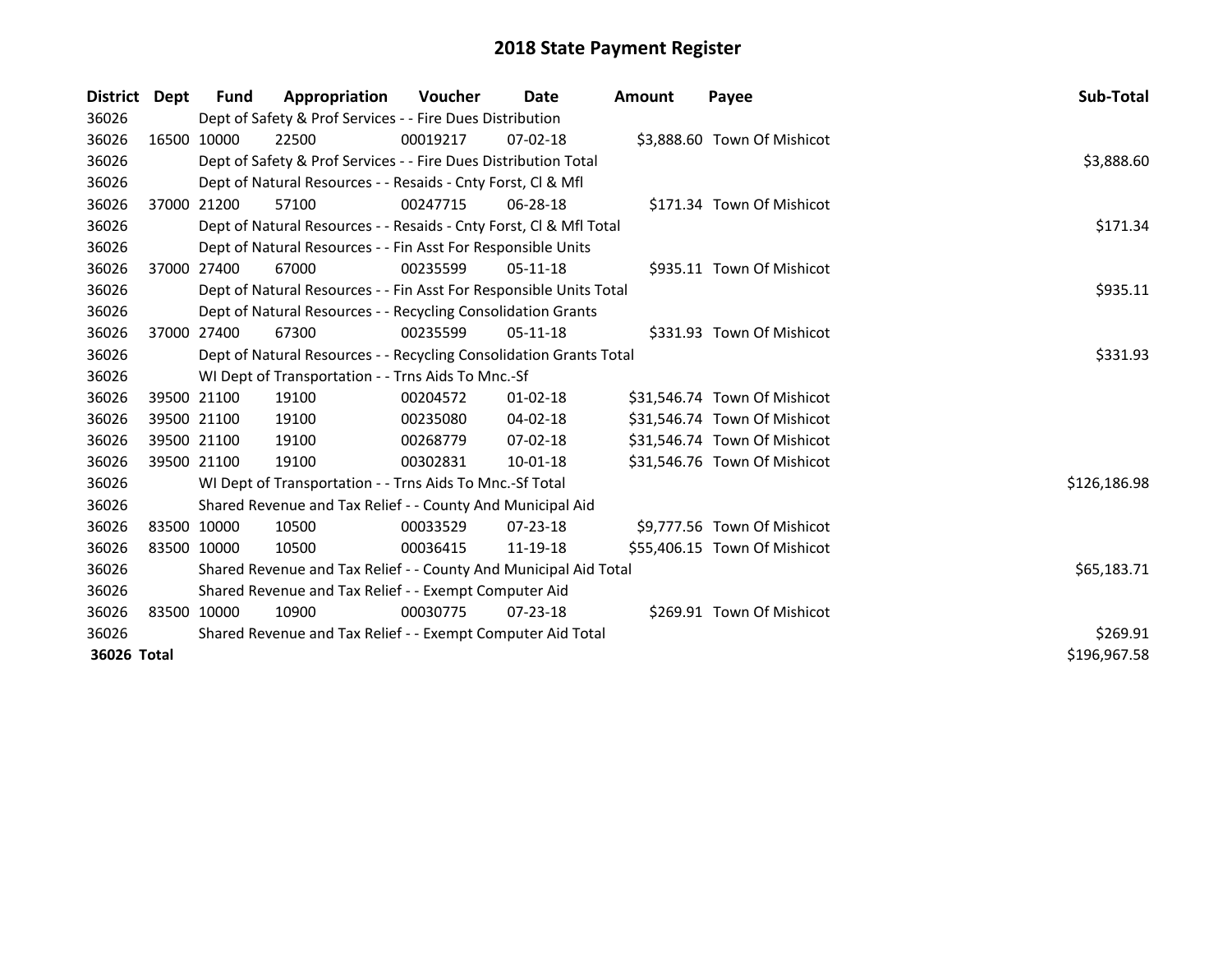# 2018 State Payment Register

| District | Dept | Fund | Appropriation | Voucher | Date | Amount | Payee | Sub-Total |
|---|---|---|---|---|---|---|---|---|
| 36026 | | Dept of Safety & Prof Services - - Fire Dues Distribution | | | | | | |
| 36026 | 16500 | 10000 | 22500 | 00019217 | 07-02-18 | $3,888.60 | Town Of Mishicot | |
| 36026 | | Dept of Safety & Prof Services - - Fire Dues Distribution Total | | | | | | $3,888.60 |
| 36026 | | Dept of Natural Resources - - Resaids - Cnty Forst, Cl & Mfl | | | | | | |
| 36026 | 37000 | 21200 | 57100 | 00247715 | 06-28-18 | $171.34 | Town Of Mishicot | |
| 36026 | | Dept of Natural Resources - - Resaids - Cnty Forst, Cl & Mfl Total | | | | | | $171.34 |
| 36026 | | Dept of Natural Resources - - Fin Asst For Responsible Units | | | | | | |
| 36026 | 37000 | 27400 | 67000 | 00235599 | 05-11-18 | $935.11 | Town Of Mishicot | |
| 36026 | | Dept of Natural Resources - - Fin Asst For Responsible Units Total | | | | | | $935.11 |
| 36026 | | Dept of Natural Resources - - Recycling Consolidation Grants | | | | | | |
| 36026 | 37000 | 27400 | 67300 | 00235599 | 05-11-18 | $331.93 | Town Of Mishicot | |
| 36026 | | Dept of Natural Resources - - Recycling Consolidation Grants Total | | | | | | $331.93 |
| 36026 | | WI Dept of Transportation - - Trns Aids To Mnc.-Sf | | | | | | |
| 36026 | 39500 | 21100 | 19100 | 00204572 | 01-02-18 | $31,546.74 | Town Of Mishicot | |
| 36026 | 39500 | 21100 | 19100 | 00235080 | 04-02-18 | $31,546.74 | Town Of Mishicot | |
| 36026 | 39500 | 21100 | 19100 | 00268779 | 07-02-18 | $31,546.74 | Town Of Mishicot | |
| 36026 | 39500 | 21100 | 19100 | 00302831 | 10-01-18 | $31,546.76 | Town Of Mishicot | |
| 36026 | | WI Dept of Transportation - - Trns Aids To Mnc.-Sf Total | | | | | | $126,186.98 |
| 36026 | | Shared Revenue and Tax Relief - - County And Municipal Aid | | | | | | |
| 36026 | 83500 | 10000 | 10500 | 00033529 | 07-23-18 | $9,777.56 | Town Of Mishicot | |
| 36026 | 83500 | 10000 | 10500 | 00036415 | 11-19-18 | $55,406.15 | Town Of Mishicot | |
| 36026 | | Shared Revenue and Tax Relief - - County And Municipal Aid Total | | | | | | $65,183.71 |
| 36026 | | Shared Revenue and Tax Relief - - Exempt Computer Aid | | | | | | |
| 36026 | 83500 | 10000 | 10900 | 00030775 | 07-23-18 | $269.91 | Town Of Mishicot | |
| 36026 | | Shared Revenue and Tax Relief - - Exempt Computer Aid Total | | | | | | $269.91 |
| **36026 Total** | | | | | | | | $196,967.58 |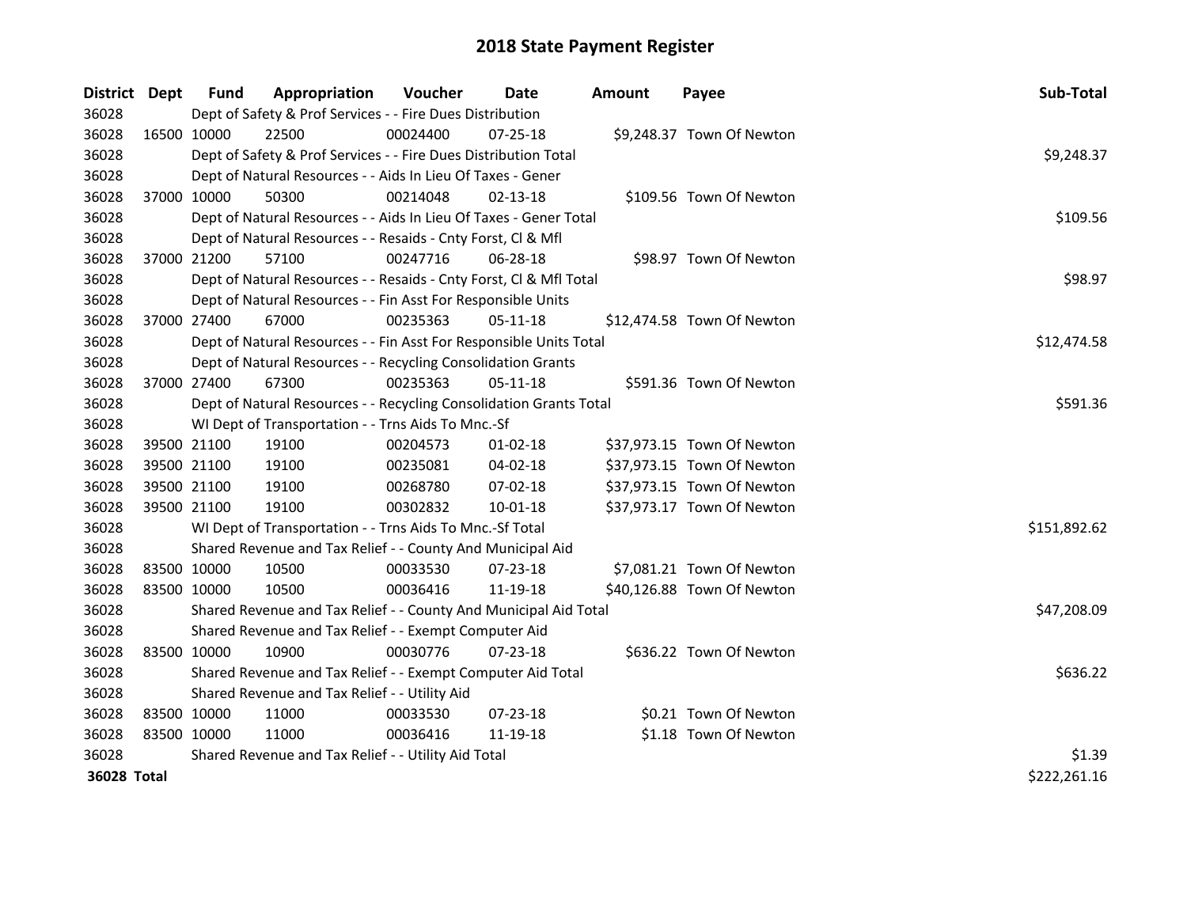# 2018 State Payment Register

| District | Dept | Fund | Appropriation | Voucher | Date | Amount | Payee | Sub-Total |
|---|---|---|---|---|---|---|---|---|
| 36028 | | Dept of Safety & Prof Services - - Fire Dues Distribution | | | | | | |
| 36028 | 16500 | 10000 | 22500 | 00024400 | 07-25-18 | $9,248.37 | Town Of Newton | |
| 36028 | | Dept of Safety & Prof Services - - Fire Dues Distribution Total | | | | | | $9,248.37 |
| 36028 | | Dept of Natural Resources - - Aids In Lieu Of Taxes - Gener | | | | | | |
| 36028 | 37000 | 10000 | 50300 | 00214048 | 02-13-18 | $109.56 | Town Of Newton | |
| 36028 | | Dept of Natural Resources - - Aids In Lieu Of Taxes - Gener Total | | | | | | $109.56 |
| 36028 | | Dept of Natural Resources - - Resaids - Cnty Forst, Cl & Mfl | | | | | | |
| 36028 | 37000 | 21200 | 57100 | 00247716 | 06-28-18 | $98.97 | Town Of Newton | |
| 36028 | | Dept of Natural Resources - - Resaids - Cnty Forst, Cl & Mfl Total | | | | | | $98.97 |
| 36028 | | Dept of Natural Resources - - Fin Asst For Responsible Units | | | | | | |
| 36028 | 37000 | 27400 | 67000 | 00235363 | 05-11-18 | $12,474.58 | Town Of Newton | |
| 36028 | | Dept of Natural Resources - - Fin Asst For Responsible Units Total | | | | | | $12,474.58 |
| 36028 | | Dept of Natural Resources - - Recycling Consolidation Grants | | | | | | |
| 36028 | 37000 | 27400 | 67300 | 00235363 | 05-11-18 | $591.36 | Town Of Newton | |
| 36028 | | Dept of Natural Resources - - Recycling Consolidation Grants Total | | | | | | $591.36 |
| 36028 | | WI Dept of Transportation - - Trns Aids To Mnc.-Sf | | | | | | |
| 36028 | 39500 | 21100 | 19100 | 00204573 | 01-02-18 | $37,973.15 | Town Of Newton | |
| 36028 | 39500 | 21100 | 19100 | 00235081 | 04-02-18 | $37,973.15 | Town Of Newton | |
| 36028 | 39500 | 21100 | 19100 | 00268780 | 07-02-18 | $37,973.15 | Town Of Newton | |
| 36028 | 39500 | 21100 | 19100 | 00302832 | 10-01-18 | $37,973.17 | Town Of Newton | |
| 36028 | | WI Dept of Transportation - - Trns Aids To Mnc.-Sf Total | | | | | | $151,892.62 |
| 36028 | | Shared Revenue and Tax Relief - - County And Municipal Aid | | | | | | |
| 36028 | 83500 | 10000 | 10500 | 00033530 | 07-23-18 | $7,081.21 | Town Of Newton | |
| 36028 | 83500 | 10000 | 10500 | 00036416 | 11-19-18 | $40,126.88 | Town Of Newton | |
| 36028 | | Shared Revenue and Tax Relief - - County And Municipal Aid Total | | | | | | $47,208.09 |
| 36028 | | Shared Revenue and Tax Relief - - Exempt Computer Aid | | | | | | |
| 36028 | 83500 | 10000 | 10900 | 00030776 | 07-23-18 | $636.22 | Town Of Newton | |
| 36028 | | Shared Revenue and Tax Relief - - Exempt Computer Aid Total | | | | | | $636.22 |
| 36028 | | Shared Revenue and Tax Relief - - Utility Aid | | | | | | |
| 36028 | 83500 | 10000 | 11000 | 00033530 | 07-23-18 | $0.21 | Town Of Newton | |
| 36028 | 83500 | 10000 | 11000 | 00036416 | 11-19-18 | $1.18 | Town Of Newton | |
| 36028 | | Shared Revenue and Tax Relief - - Utility Aid Total | | | | | | $1.39 |
| **36028 Total** | | | | | | | | $222,261.16 |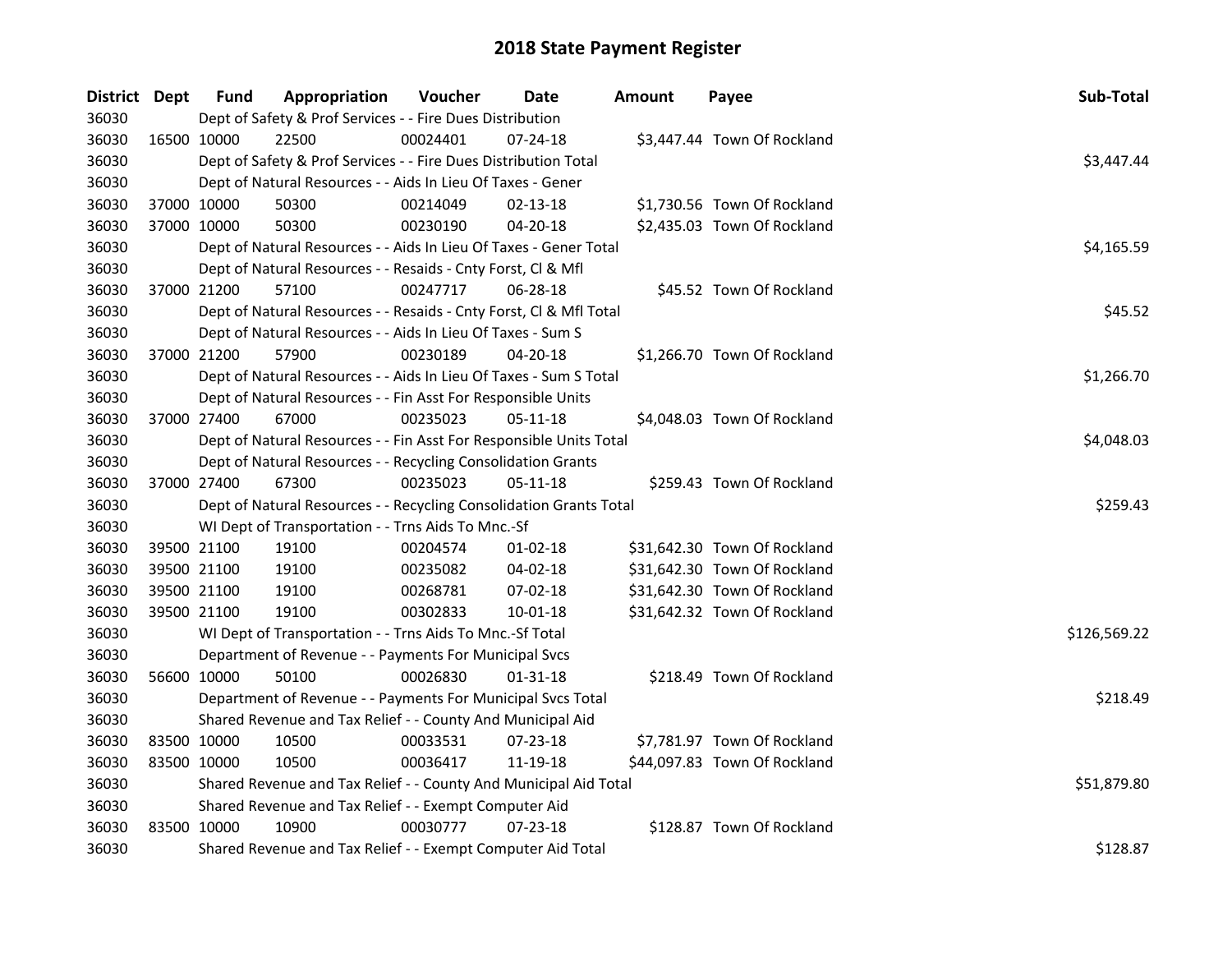# 2018 State Payment Register

| District | Dept | Fund | Appropriation | Voucher | Date | Amount | Payee | Sub-Total |
|---|---|---|---|---|---|---|---|---|
| 36030 | Dept of Safety & Prof Services - - Fire Dues Distribution | | | | | | | |
| 36030 | 16500 | 10000 | 22500 | 00024401 | 07-24-18 | $3,447.44 | Town Of Rockland | |
| 36030 | Dept of Safety & Prof Services - - Fire Dues Distribution Total | | | | | | | $3,447.44 |
| 36030 | Dept of Natural Resources - - Aids In Lieu Of Taxes - Gener | | | | | | | |
| 36030 | 37000 | 10000 | 50300 | 00214049 | 02-13-18 | $1,730.56 | Town Of Rockland | |
| 36030 | 37000 | 10000 | 50300 | 00230190 | 04-20-18 | $2,435.03 | Town Of Rockland | |
| 36030 | Dept of Natural Resources - - Aids In Lieu Of Taxes - Gener Total | | | | | | | $4,165.59 |
| 36030 | Dept of Natural Resources - - Resaids - Cnty Forst, Cl & Mfl | | | | | | | |
| 36030 | 37000 | 21200 | 57100 | 00247717 | 06-28-18 | $45.52 | Town Of Rockland | |
| 36030 | Dept of Natural Resources - - Resaids - Cnty Forst, Cl & Mfl Total | | | | | | | $45.52 |
| 36030 | Dept of Natural Resources - - Aids In Lieu Of Taxes - Sum S | | | | | | | |
| 36030 | 37000 | 21200 | 57900 | 00230189 | 04-20-18 | $1,266.70 | Town Of Rockland | |
| 36030 | Dept of Natural Resources - - Aids In Lieu Of Taxes - Sum S Total | | | | | | | $1,266.70 |
| 36030 | Dept of Natural Resources - - Fin Asst For Responsible Units | | | | | | | |
| 36030 | 37000 | 27400 | 67000 | 00235023 | 05-11-18 | $4,048.03 | Town Of Rockland | |
| 36030 | Dept of Natural Resources - - Fin Asst For Responsible Units Total | | | | | | | $4,048.03 |
| 36030 | Dept of Natural Resources - - Recycling Consolidation Grants | | | | | | | |
| 36030 | 37000 | 27400 | 67300 | 00235023 | 05-11-18 | $259.43 | Town Of Rockland | |
| 36030 | Dept of Natural Resources - - Recycling Consolidation Grants Total | | | | | | | $259.43 |
| 36030 | WI Dept of Transportation - - Trns Aids To Mnc.-Sf | | | | | | | |
| 36030 | 39500 | 21100 | 19100 | 00204574 | 01-02-18 | $31,642.30 | Town Of Rockland | |
| 36030 | 39500 | 21100 | 19100 | 00235082 | 04-02-18 | $31,642.30 | Town Of Rockland | |
| 36030 | 39500 | 21100 | 19100 | 00268781 | 07-02-18 | $31,642.30 | Town Of Rockland | |
| 36030 | 39500 | 21100 | 19100 | 00302833 | 10-01-18 | $31,642.32 | Town Of Rockland | |
| 36030 | WI Dept of Transportation - - Trns Aids To Mnc.-Sf Total | | | | | | | $126,569.22 |
| 36030 | Department of Revenue - - Payments For Municipal Svcs | | | | | | | |
| 36030 | 56600 | 10000 | 50100 | 00026830 | 01-31-18 | $218.49 | Town Of Rockland | |
| 36030 | Department of Revenue - - Payments For Municipal Svcs Total | | | | | | | $218.49 |
| 36030 | Shared Revenue and Tax Relief - - County And Municipal Aid | | | | | | | |
| 36030 | 83500 | 10000 | 10500 | 00033531 | 07-23-18 | $7,781.97 | Town Of Rockland | |
| 36030 | 83500 | 10000 | 10500 | 00036417 | 11-19-18 | $44,097.83 | Town Of Rockland | |
| 36030 | Shared Revenue and Tax Relief - - County And Municipal Aid Total | | | | | | | $51,879.80 |
| 36030 | Shared Revenue and Tax Relief - - Exempt Computer Aid | | | | | | | |
| 36030 | 83500 | 10000 | 10900 | 00030777 | 07-23-18 | $128.87 | Town Of Rockland | |
| 36030 | Shared Revenue and Tax Relief - - Exempt Computer Aid Total | | | | | | | $128.87 |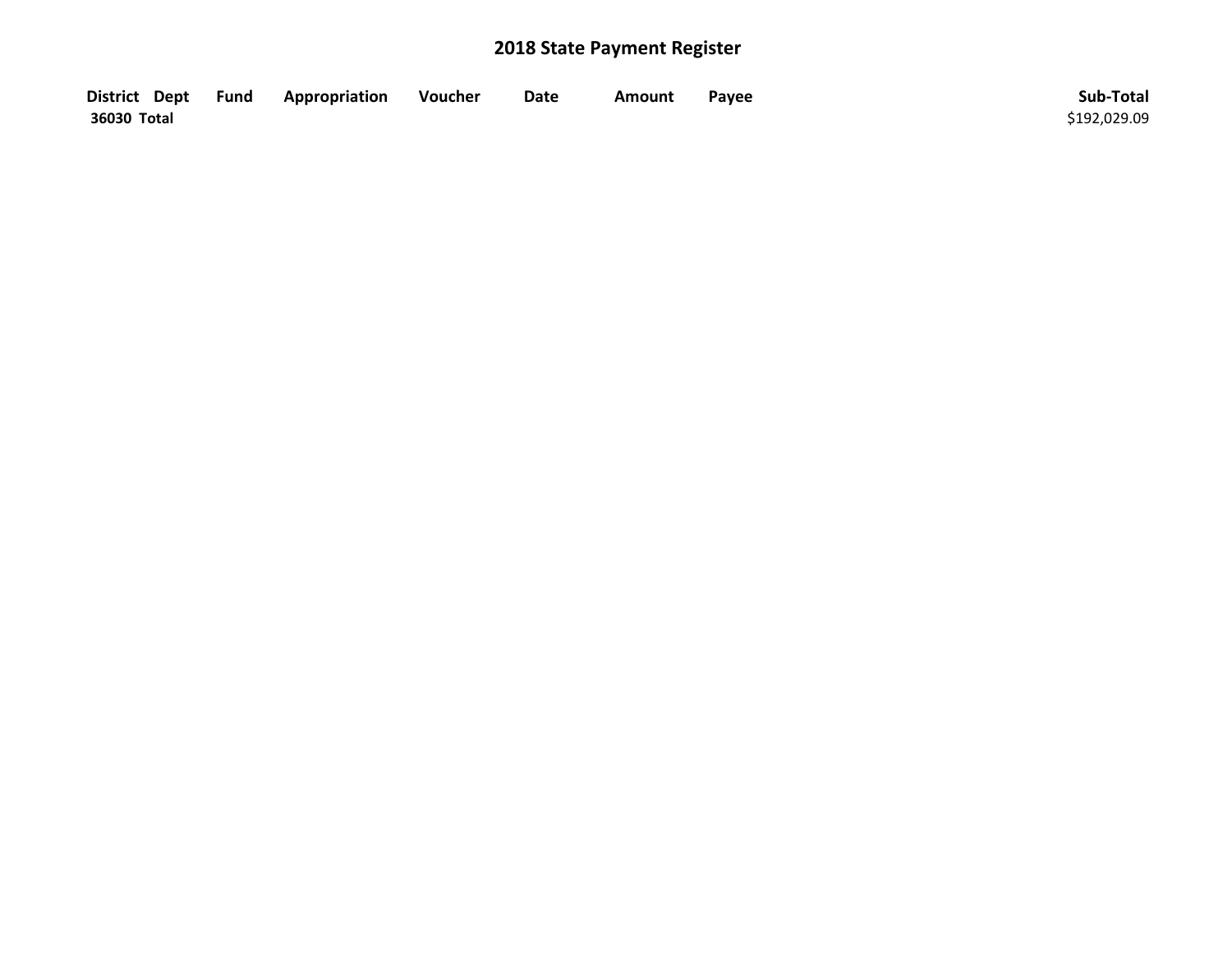## 2018 State Payment Register

| District | Dept | Fund | Appropriation | Voucher | Date | Amount | Payee | Sub-Total |
|---|---|---|---|---|---|---|---|---|
| 36030 Total | | | | | | | | $192,029.09 |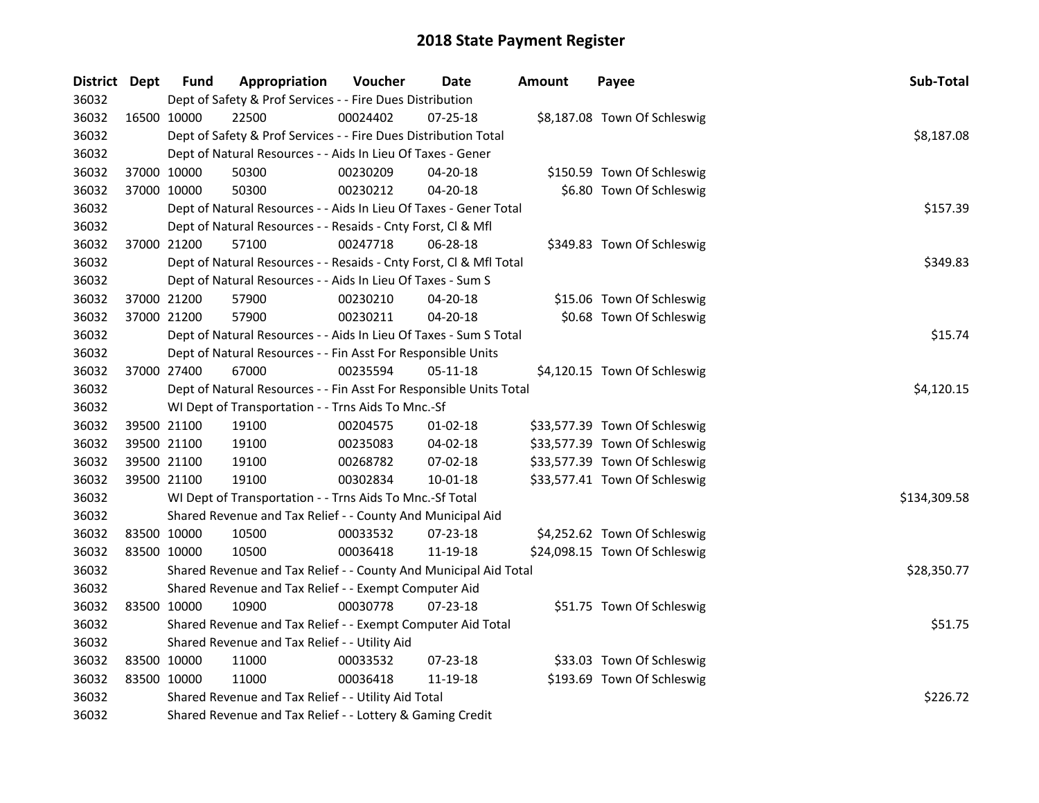# 2018 State Payment Register

| District | Dept | Fund | Appropriation | Voucher | Date | Amount | Payee | Sub-Total |
|---|---|---|---|---|---|---|---|---|
| 36032 | | Dept of Safety & Prof Services - - Fire Dues Distribution | | | | | | |
| 36032 | 16500 | 10000 | 22500 | 00024402 | 07-25-18 | $8,187.08 | Town Of Schleswig | |
| 36032 | | Dept of Safety & Prof Services - - Fire Dues Distribution Total | | | | | | $8,187.08 |
| 36032 | | Dept of Natural Resources - - Aids In Lieu Of Taxes - Gener | | | | | | |
| 36032 | 37000 | 10000 | 50300 | 00230209 | 04-20-18 | $150.59 | Town Of Schleswig | |
| 36032 | 37000 | 10000 | 50300 | 00230212 | 04-20-18 | $6.80 | Town Of Schleswig | |
| 36032 | | Dept of Natural Resources - - Aids In Lieu Of Taxes - Gener Total | | | | | | $157.39 |
| 36032 | | Dept of Natural Resources - - Resaids - Cnty Forst, Cl & Mfl | | | | | | |
| 36032 | 37000 | 21200 | 57100 | 00247718 | 06-28-18 | $349.83 | Town Of Schleswig | |
| 36032 | | Dept of Natural Resources - - Resaids - Cnty Forst, Cl & Mfl Total | | | | | | $349.83 |
| 36032 | | Dept of Natural Resources - - Aids In Lieu Of Taxes - Sum S | | | | | | |
| 36032 | 37000 | 21200 | 57900 | 00230210 | 04-20-18 | $15.06 | Town Of Schleswig | |
| 36032 | 37000 | 21200 | 57900 | 00230211 | 04-20-18 | $0.68 | Town Of Schleswig | |
| 36032 | | Dept of Natural Resources - - Aids In Lieu Of Taxes - Sum S Total | | | | | | $15.74 |
| 36032 | | Dept of Natural Resources - - Fin Asst For Responsible Units | | | | | | |
| 36032 | 37000 | 27400 | 67000 | 00235594 | 05-11-18 | $4,120.15 | Town Of Schleswig | |
| 36032 | | Dept of Natural Resources - - Fin Asst For Responsible Units Total | | | | | | $4,120.15 |
| 36032 | | WI Dept of Transportation - - Trns Aids To Mnc.-Sf | | | | | | |
| 36032 | 39500 | 21100 | 19100 | 00204575 | 01-02-18 | $33,577.39 | Town Of Schleswig | |
| 36032 | 39500 | 21100 | 19100 | 00235083 | 04-02-18 | $33,577.39 | Town Of Schleswig | |
| 36032 | 39500 | 21100 | 19100 | 00268782 | 07-02-18 | $33,577.39 | Town Of Schleswig | |
| 36032 | 39500 | 21100 | 19100 | 00302834 | 10-01-18 | $33,577.41 | Town Of Schleswig | |
| 36032 | | WI Dept of Transportation - - Trns Aids To Mnc.-Sf Total | | | | | | $134,309.58 |
| 36032 | | Shared Revenue and Tax Relief - - County And Municipal Aid | | | | | | |
| 36032 | 83500 | 10000 | 10500 | 00033532 | 07-23-18 | $4,252.62 | Town Of Schleswig | |
| 36032 | 83500 | 10000 | 10500 | 00036418 | 11-19-18 | $24,098.15 | Town Of Schleswig | |
| 36032 | | Shared Revenue and Tax Relief - - County And Municipal Aid Total | | | | | | $28,350.77 |
| 36032 | | Shared Revenue and Tax Relief - - Exempt Computer Aid | | | | | | |
| 36032 | 83500 | 10000 | 10900 | 00030778 | 07-23-18 | $51.75 | Town Of Schleswig | |
| 36032 | | Shared Revenue and Tax Relief - - Exempt Computer Aid Total | | | | | | $51.75 |
| 36032 | | Shared Revenue and Tax Relief - - Utility Aid | | | | | | |
| 36032 | 83500 | 10000 | 11000 | 00033532 | 07-23-18 | $33.03 | Town Of Schleswig | |
| 36032 | 83500 | 10000 | 11000 | 00036418 | 11-19-18 | $193.69 | Town Of Schleswig | |
| 36032 | | Shared Revenue and Tax Relief - - Utility Aid Total | | | | | | $226.72 |
| 36032 | | Shared Revenue and Tax Relief - - Lottery & Gaming Credit | | | | | | |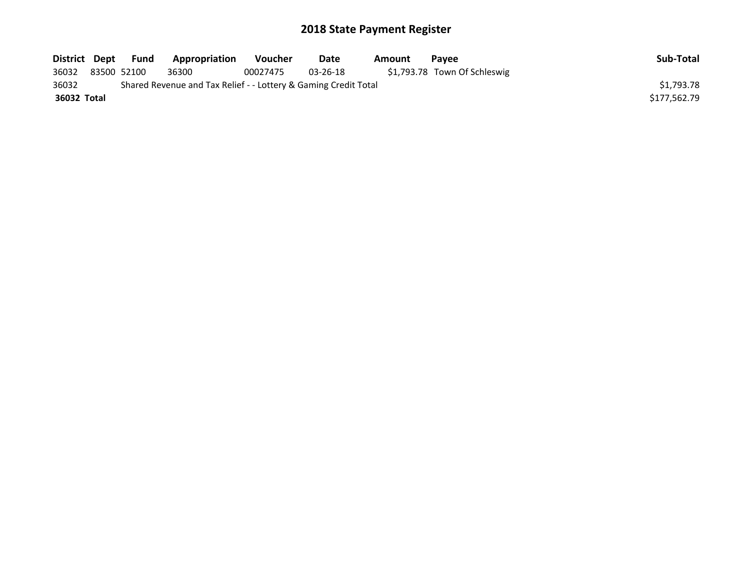# 2018 State Payment Register

| District | Dept | Fund | Appropriation | Voucher | Date | Amount | Payee | Sub-Total |
|---|---|---|---|---|---|---|---|---|
| 36032 | 83500 | 52100 | 36300 | 00027475 | 03-26-18 | $1,793.78 | Town Of Schleswig | |
| 36032 | | Shared Revenue and Tax Relief - - Lottery & Gaming Credit Total | | | | | | $1,793.78 |
| **36032 Total** | | | | | | | | $177,562.79 |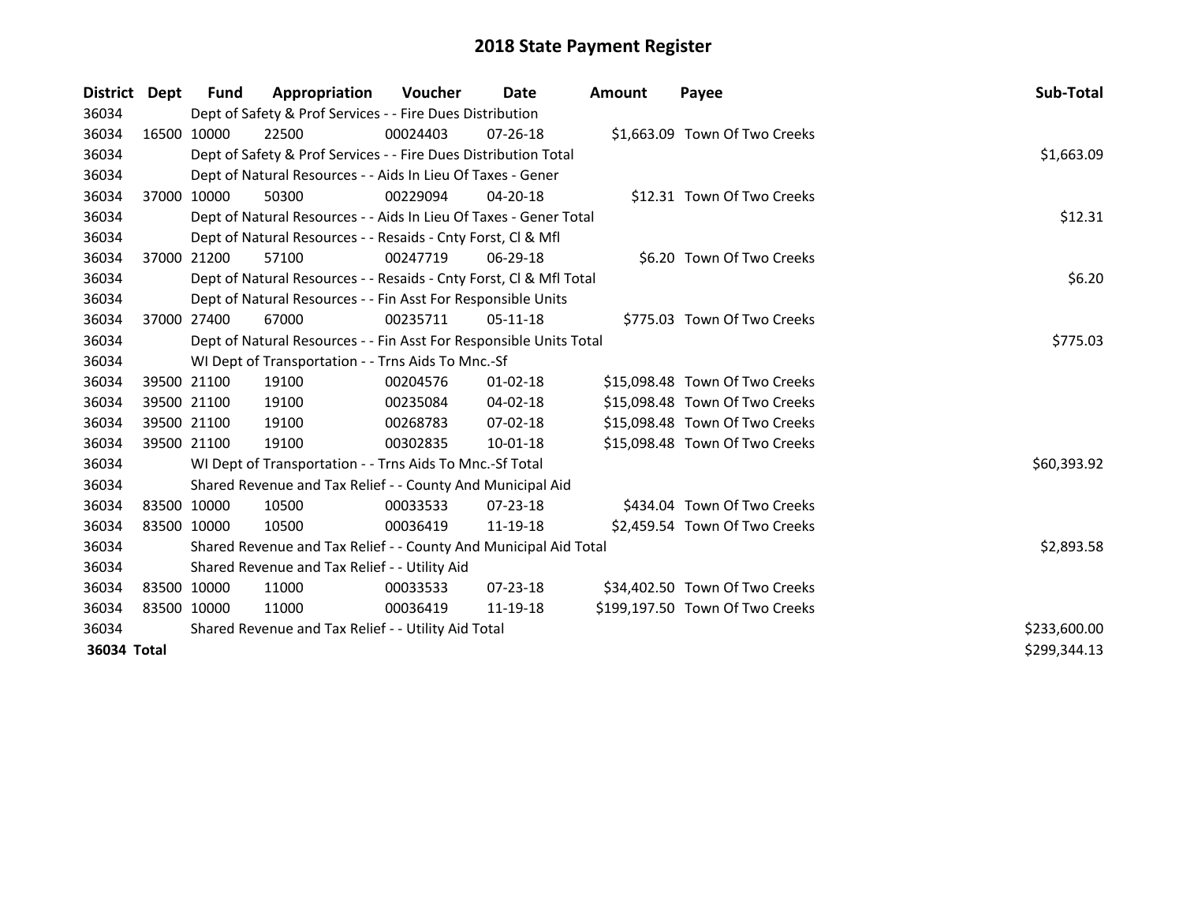# 2018 State Payment Register

| District | Dept | Fund | Appropriation | Voucher | Date | Amount | Payee | Sub-Total |
|---|---|---|---|---|---|---|---|---|
| 36034 | | Dept of Safety & Prof Services - - Fire Dues Distribution | | | | | | |
| 36034 | 16500 | 10000 | 22500 | 00024403 | 07-26-18 | $1,663.09 | Town Of Two Creeks | |
| 36034 | | Dept of Safety & Prof Services - - Fire Dues Distribution Total | | | | | | $1,663.09 |
| 36034 | | Dept of Natural Resources - - Aids In Lieu Of Taxes - Gener | | | | | | |
| 36034 | 37000 | 10000 | 50300 | 00229094 | 04-20-18 | $12.31 | Town Of Two Creeks | |
| 36034 | | Dept of Natural Resources - - Aids In Lieu Of Taxes - Gener Total | | | | | | $12.31 |
| 36034 | | Dept of Natural Resources - - Resaids - Cnty Forst, Cl & Mfl | | | | | | |
| 36034 | 37000 | 21200 | 57100 | 00247719 | 06-29-18 | $6.20 | Town Of Two Creeks | |
| 36034 | | Dept of Natural Resources - - Resaids - Cnty Forst, Cl & Mfl Total | | | | | | $6.20 |
| 36034 | | Dept of Natural Resources - - Fin Asst For Responsible Units | | | | | | |
| 36034 | 37000 | 27400 | 67000 | 00235711 | 05-11-18 | $775.03 | Town Of Two Creeks | |
| 36034 | | Dept of Natural Resources - - Fin Asst For Responsible Units Total | | | | | | $775.03 |
| 36034 | | WI Dept of Transportation - - Trns Aids To Mnc.-Sf | | | | | | |
| 36034 | 39500 | 21100 | 19100 | 00204576 | 01-02-18 | $15,098.48 | Town Of Two Creeks | |
| 36034 | 39500 | 21100 | 19100 | 00235084 | 04-02-18 | $15,098.48 | Town Of Two Creeks | |
| 36034 | 39500 | 21100 | 19100 | 00268783 | 07-02-18 | $15,098.48 | Town Of Two Creeks | |
| 36034 | 39500 | 21100 | 19100 | 00302835 | 10-01-18 | $15,098.48 | Town Of Two Creeks | |
| 36034 | | WI Dept of Transportation - - Trns Aids To Mnc.-Sf Total | | | | | | $60,393.92 |
| 36034 | | Shared Revenue and Tax Relief - - County And Municipal Aid | | | | | | |
| 36034 | 83500 | 10000 | 10500 | 00033533 | 07-23-18 | $434.04 | Town Of Two Creeks | |
| 36034 | 83500 | 10000 | 10500 | 00036419 | 11-19-18 | $2,459.54 | Town Of Two Creeks | |
| 36034 | | Shared Revenue and Tax Relief - - County And Municipal Aid Total | | | | | | $2,893.58 |
| 36034 | | Shared Revenue and Tax Relief - - Utility Aid | | | | | | |
| 36034 | 83500 | 10000 | 11000 | 00033533 | 07-23-18 | $34,402.50 | Town Of Two Creeks | |
| 36034 | 83500 | 10000 | 11000 | 00036419 | 11-19-18 | $199,197.50 | Town Of Two Creeks | |
| 36034 | | Shared Revenue and Tax Relief - - Utility Aid Total | | | | | | $233,600.00 |
| **36034 Total** | | | | | | | | $299,344.13 |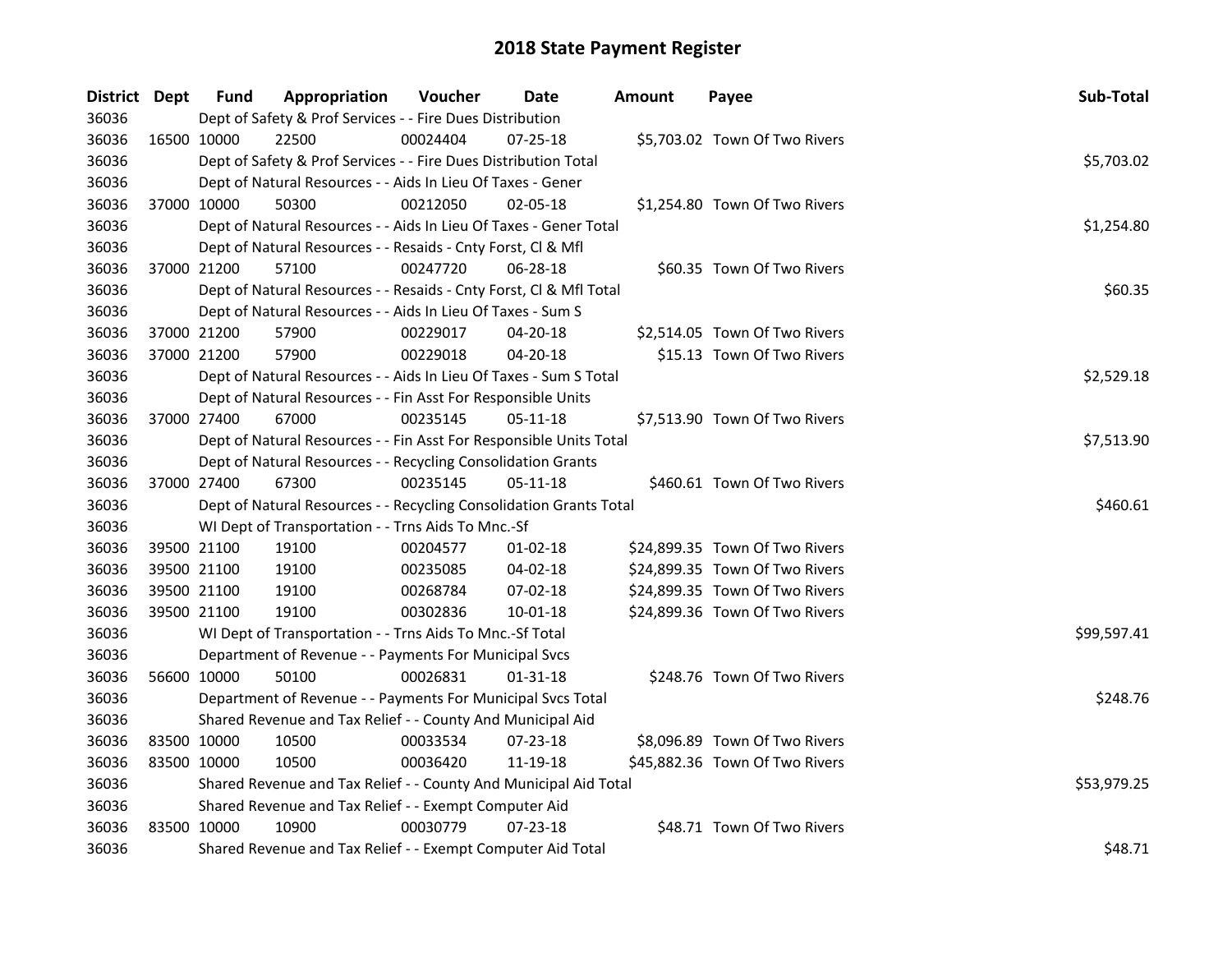# 2018 State Payment Register

| District | Dept | Fund | Appropriation | Voucher | Date | Amount | Payee | Sub-Total |
|---|---|---|---|---|---|---|---|---|
| 36036 | | Dept of Safety & Prof Services - - Fire Dues Distribution | | | | | | |
| 36036 | 16500 | 10000 | 22500 | 00024404 | 07-25-18 | $5,703.02 | Town Of Two Rivers | |
| 36036 | | Dept of Safety & Prof Services - - Fire Dues Distribution Total | | | | | | $5,703.02 |
| 36036 | | Dept of Natural Resources - - Aids In Lieu Of Taxes - Gener | | | | | | |
| 36036 | 37000 | 10000 | 50300 | 00212050 | 02-05-18 | $1,254.80 | Town Of Two Rivers | |
| 36036 | | Dept of Natural Resources - - Aids In Lieu Of Taxes - Gener Total | | | | | | $1,254.80 |
| 36036 | | Dept of Natural Resources - - Resaids - Cnty Forst, Cl & Mfl | | | | | | |
| 36036 | 37000 | 21200 | 57100 | 00247720 | 06-28-18 | $60.35 | Town Of Two Rivers | |
| 36036 | | Dept of Natural Resources - - Resaids - Cnty Forst, Cl & Mfl Total | | | | | | $60.35 |
| 36036 | | Dept of Natural Resources - - Aids In Lieu Of Taxes - Sum S | | | | | | |
| 36036 | 37000 | 21200 | 57900 | 00229017 | 04-20-18 | $2,514.05 | Town Of Two Rivers | |
| 36036 | 37000 | 21200 | 57900 | 00229018 | 04-20-18 | $15.13 | Town Of Two Rivers | |
| 36036 | | Dept of Natural Resources - - Aids In Lieu Of Taxes - Sum S Total | | | | | | $2,529.18 |
| 36036 | | Dept of Natural Resources - - Fin Asst For Responsible Units | | | | | | |
| 36036 | 37000 | 27400 | 67000 | 00235145 | 05-11-18 | $7,513.90 | Town Of Two Rivers | |
| 36036 | | Dept of Natural Resources - - Fin Asst For Responsible Units Total | | | | | | $7,513.90 |
| 36036 | | Dept of Natural Resources - - Recycling Consolidation Grants | | | | | | |
| 36036 | 37000 | 27400 | 67300 | 00235145 | 05-11-18 | $460.61 | Town Of Two Rivers | |
| 36036 | | Dept of Natural Resources - - Recycling Consolidation Grants Total | | | | | | $460.61 |
| 36036 | | WI Dept of Transportation - - Trns Aids To Mnc.-Sf | | | | | | |
| 36036 | 39500 | 21100 | 19100 | 00204577 | 01-02-18 | $24,899.35 | Town Of Two Rivers | |
| 36036 | 39500 | 21100 | 19100 | 00235085 | 04-02-18 | $24,899.35 | Town Of Two Rivers | |
| 36036 | 39500 | 21100 | 19100 | 00268784 | 07-02-18 | $24,899.35 | Town Of Two Rivers | |
| 36036 | 39500 | 21100 | 19100 | 00302836 | 10-01-18 | $24,899.36 | Town Of Two Rivers | |
| 36036 | | WI Dept of Transportation - - Trns Aids To Mnc.-Sf Total | | | | | | $99,597.41 |
| 36036 | | Department of Revenue - - Payments For Municipal Svcs | | | | | | |
| 36036 | 56600 | 10000 | 50100 | 00026831 | 01-31-18 | $248.76 | Town Of Two Rivers | |
| 36036 | | Department of Revenue - - Payments For Municipal Svcs Total | | | | | | $248.76 |
| 36036 | | Shared Revenue and Tax Relief - - County And Municipal Aid | | | | | | |
| 36036 | 83500 | 10000 | 10500 | 00033534 | 07-23-18 | $8,096.89 | Town Of Two Rivers | |
| 36036 | 83500 | 10000 | 10500 | 00036420 | 11-19-18 | $45,882.36 | Town Of Two Rivers | |
| 36036 | | Shared Revenue and Tax Relief - - County And Municipal Aid Total | | | | | | $53,979.25 |
| 36036 | | Shared Revenue and Tax Relief - - Exempt Computer Aid | | | | | | |
| 36036 | 83500 | 10000 | 10900 | 00030779 | 07-23-18 | $48.71 | Town Of Two Rivers | |
| 36036 | | Shared Revenue and Tax Relief - - Exempt Computer Aid Total | | | | | | $48.71 |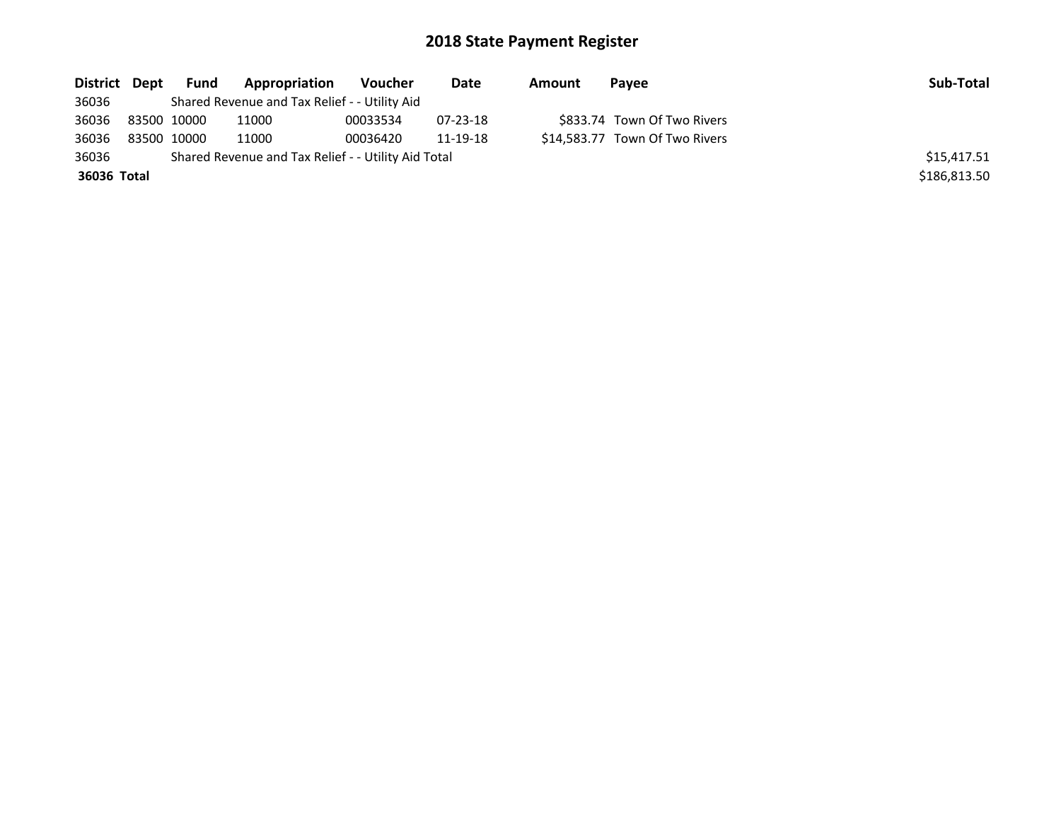# 2018 State Payment Register

| District | Dept | Fund | Appropriation | Voucher | Date | Amount | Payee | Sub-Total |
|---|---|---|---|---|---|---|---|---|
| 36036 | | Shared Revenue and Tax Relief - - Utility Aid | | | | | | |
| 36036 | 83500 | 10000 | 11000 | 00033534 | 07-23-18 | $833.74 | Town Of Two Rivers | |
| 36036 | 83500 | 10000 | 11000 | 00036420 | 11-19-18 | $14,583.77 | Town Of Two Rivers | |
| 36036 | | Shared Revenue and Tax Relief - - Utility Aid Total | | | | | | $15,417.51 |
| **36036 Total** | | | | | | | | $186,813.50 |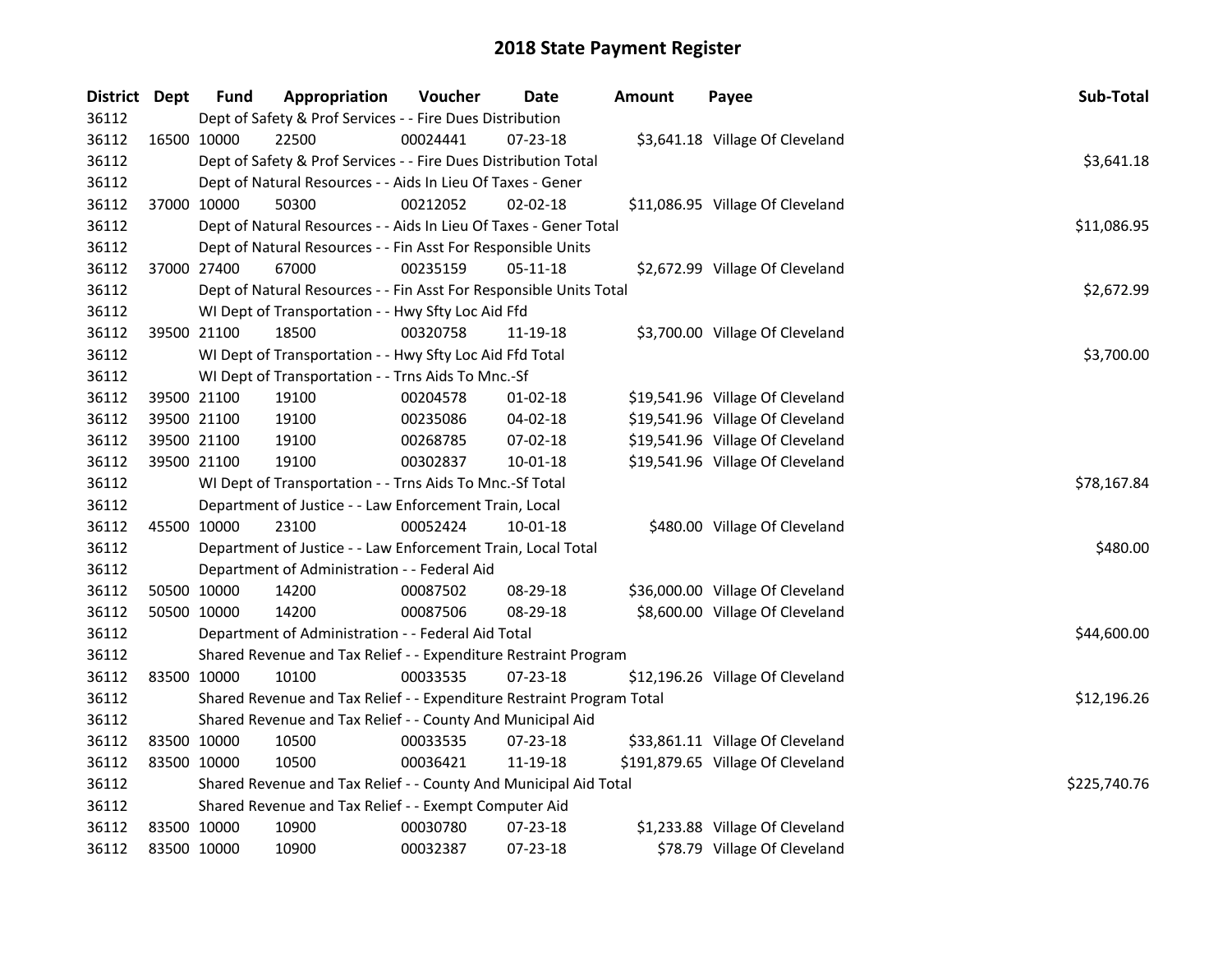# 2018 State Payment Register

| District | Dept | Fund | Appropriation | Voucher | Date | Amount | Payee | Sub-Total |
|---|---|---|---|---|---|---|---|---|
| 36112 | | Dept of Safety & Prof Services - - Fire Dues Distribution | | | | | | |
| 36112 | 16500 | 10000 | 22500 | 00024441 | 07-23-18 | $3,641.18 | Village Of Cleveland | |
| 36112 | | Dept of Safety & Prof Services - - Fire Dues Distribution Total | | | | | | $3,641.18 |
| 36112 | | Dept of Natural Resources - - Aids In Lieu Of Taxes - Gener | | | | | | |
| 36112 | 37000 | 10000 | 50300 | 00212052 | 02-02-18 | $11,086.95 | Village Of Cleveland | |
| 36112 | | Dept of Natural Resources - - Aids In Lieu Of Taxes - Gener Total | | | | | | $11,086.95 |
| 36112 | | Dept of Natural Resources - - Fin Asst For Responsible Units | | | | | | |
| 36112 | 37000 | 27400 | 67000 | 00235159 | 05-11-18 | $2,672.99 | Village Of Cleveland | |
| 36112 | | Dept of Natural Resources - - Fin Asst For Responsible Units Total | | | | | | $2,672.99 |
| 36112 | | WI Dept of Transportation - - Hwy Sfty Loc Aid Ffd | | | | | | |
| 36112 | 39500 | 21100 | 18500 | 00320758 | 11-19-18 | $3,700.00 | Village Of Cleveland | |
| 36112 | | WI Dept of Transportation - - Hwy Sfty Loc Aid Ffd Total | | | | | | $3,700.00 |
| 36112 | | WI Dept of Transportation - - Trns Aids To Mnc.-Sf | | | | | | |
| 36112 | 39500 | 21100 | 19100 | 00204578 | 01-02-18 | $19,541.96 | Village Of Cleveland | |
| 36112 | 39500 | 21100 | 19100 | 00235086 | 04-02-18 | $19,541.96 | Village Of Cleveland | |
| 36112 | 39500 | 21100 | 19100 | 00268785 | 07-02-18 | $19,541.96 | Village Of Cleveland | |
| 36112 | 39500 | 21100 | 19100 | 00302837 | 10-01-18 | $19,541.96 | Village Of Cleveland | |
| 36112 | | WI Dept of Transportation - - Trns Aids To Mnc.-Sf Total | | | | | | $78,167.84 |
| 36112 | | Department of Justice - - Law Enforcement Train, Local | | | | | | |
| 36112 | 45500 | 10000 | 23100 | 00052424 | 10-01-18 | $480.00 | Village Of Cleveland | |
| 36112 | | Department of Justice - - Law Enforcement Train, Local Total | | | | | | $480.00 |
| 36112 | | Department of Administration - - Federal Aid | | | | | | |
| 36112 | 50500 | 10000 | 14200 | 00087502 | 08-29-18 | $36,000.00 | Village Of Cleveland | |
| 36112 | 50500 | 10000 | 14200 | 00087506 | 08-29-18 | $8,600.00 | Village Of Cleveland | |
| 36112 | | Department of Administration - - Federal Aid Total | | | | | | $44,600.00 |
| 36112 | | Shared Revenue and Tax Relief - - Expenditure Restraint Program | | | | | | |
| 36112 | 83500 | 10000 | 10100 | 00033535 | 07-23-18 | $12,196.26 | Village Of Cleveland | |
| 36112 | | Shared Revenue and Tax Relief - - Expenditure Restraint Program Total | | | | | | $12,196.26 |
| 36112 | | Shared Revenue and Tax Relief - - County And Municipal Aid | | | | | | |
| 36112 | 83500 | 10000 | 10500 | 00033535 | 07-23-18 | $33,861.11 | Village Of Cleveland | |
| 36112 | 83500 | 10000 | 10500 | 00036421 | 11-19-18 | $191,879.65 | Village Of Cleveland | |
| 36112 | | Shared Revenue and Tax Relief - - County And Municipal Aid Total | | | | | | $225,740.76 |
| 36112 | | Shared Revenue and Tax Relief - - Exempt Computer Aid | | | | | | |
| 36112 | 83500 | 10000 | 10900 | 00030780 | 07-23-18 | $1,233.88 | Village Of Cleveland | |
| 36112 | 83500 | 10000 | 10900 | 00032387 | 07-23-18 | $78.79 | Village Of Cleveland | |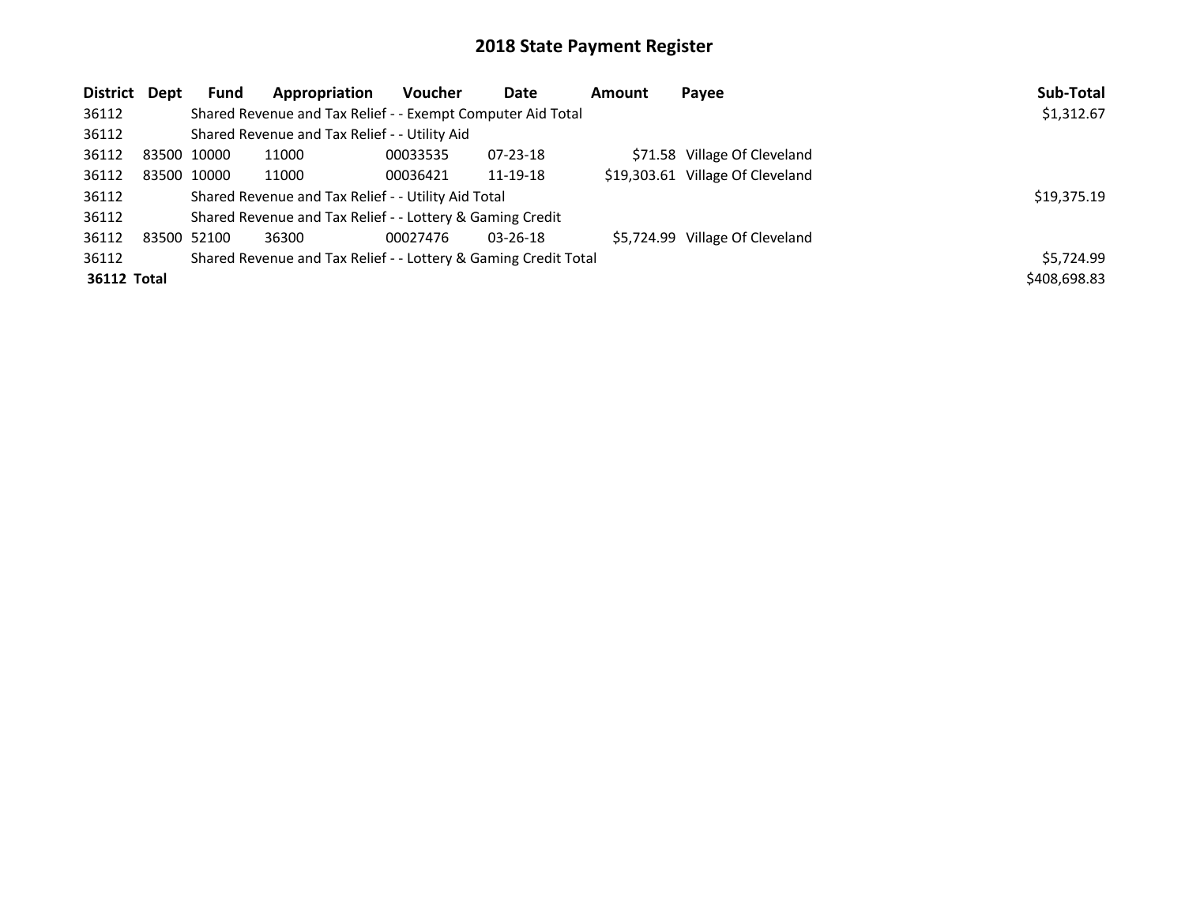# 2018 State Payment Register

| District | Dept | Fund | Appropriation | Voucher | Date | Amount | Payee | Sub-Total |
|---|---|---|---|---|---|---|---|---|
| 36112 | | Shared Revenue and Tax Relief - - Exempt Computer Aid Total | | | | | | $1,312.67 |
| 36112 | | Shared Revenue and Tax Relief - - Utility Aid | | | | | | |
| 36112 | 83500 | 10000 | 11000 | 00033535 | 07-23-18 | $71.58 | Village Of Cleveland | |
| 36112 | 83500 | 10000 | 11000 | 00036421 | 11-19-18 | $19,303.61 | Village Of Cleveland | |
| 36112 | | Shared Revenue and Tax Relief - - Utility Aid Total | | | | | | $19,375.19 |
| 36112 | | Shared Revenue and Tax Relief - - Lottery & Gaming Credit | | | | | | |
| 36112 | 83500 | 52100 | 36300 | 00027476 | 03-26-18 | $5,724.99 | Village Of Cleveland | |
| 36112 | | Shared Revenue and Tax Relief - - Lottery & Gaming Credit Total | | | | | | $5,724.99 |
| **36112 Total** | | | | | | | | $408,698.83 |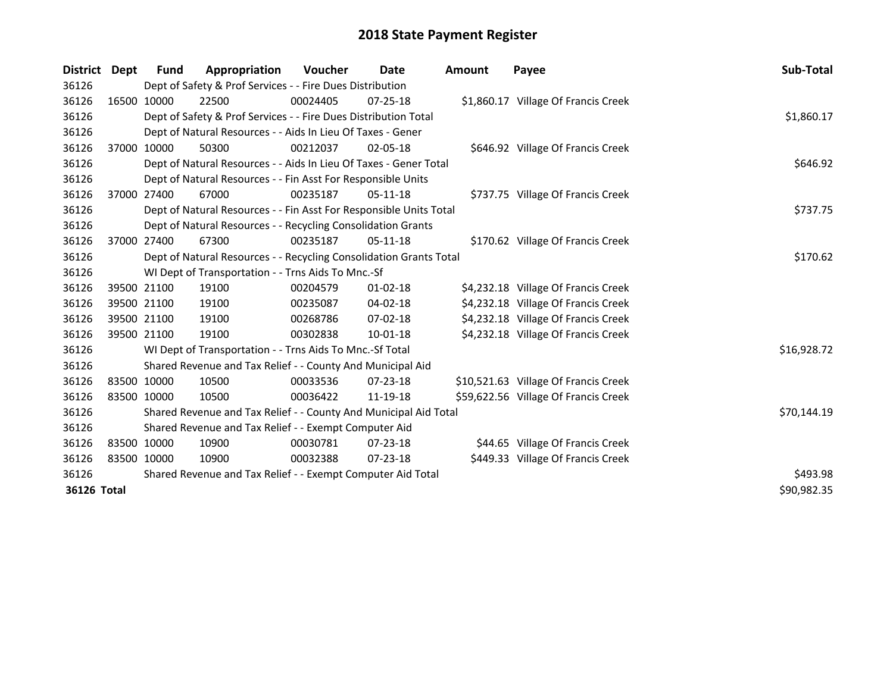# 2018 State Payment Register

| District | Dept | Fund | Appropriation | Voucher | Date | Amount | Payee | Sub-Total |
|---|---|---|---|---|---|---|---|---|
| 36126 | | Dept of Safety & Prof Services - - Fire Dues Distribution | | | | | | |
| 36126 | 16500 | 10000 | 22500 | 00024405 | 07-25-18 | $1,860.17 | Village Of Francis Creek | |
| 36126 | | Dept of Safety & Prof Services - - Fire Dues Distribution Total | | | | | | $1,860.17 |
| 36126 | | Dept of Natural Resources - - Aids In Lieu Of Taxes - Gener | | | | | | |
| 36126 | 37000 | 10000 | 50300 | 00212037 | 02-05-18 | $646.92 | Village Of Francis Creek | |
| 36126 | | Dept of Natural Resources - - Aids In Lieu Of Taxes - Gener Total | | | | | | $646.92 |
| 36126 | | Dept of Natural Resources - - Fin Asst For Responsible Units | | | | | | |
| 36126 | 37000 | 27400 | 67000 | 00235187 | 05-11-18 | $737.75 | Village Of Francis Creek | |
| 36126 | | Dept of Natural Resources - - Fin Asst For Responsible Units Total | | | | | | $737.75 |
| 36126 | | Dept of Natural Resources - - Recycling Consolidation Grants | | | | | | |
| 36126 | 37000 | 27400 | 67300 | 00235187 | 05-11-18 | $170.62 | Village Of Francis Creek | |
| 36126 | | Dept of Natural Resources - - Recycling Consolidation Grants Total | | | | | | $170.62 |
| 36126 | | WI Dept of Transportation - - Trns Aids To Mnc.-Sf | | | | | | |
| 36126 | 39500 | 21100 | 19100 | 00204579 | 01-02-18 | $4,232.18 | Village Of Francis Creek | |
| 36126 | 39500 | 21100 | 19100 | 00235087 | 04-02-18 | $4,232.18 | Village Of Francis Creek | |
| 36126 | 39500 | 21100 | 19100 | 00268786 | 07-02-18 | $4,232.18 | Village Of Francis Creek | |
| 36126 | 39500 | 21100 | 19100 | 00302838 | 10-01-18 | $4,232.18 | Village Of Francis Creek | |
| 36126 | | WI Dept of Transportation - - Trns Aids To Mnc.-Sf Total | | | | | | $16,928.72 |
| 36126 | | Shared Revenue and Tax Relief - - County And Municipal Aid | | | | | | |
| 36126 | 83500 | 10000 | 10500 | 00033536 | 07-23-18 | $10,521.63 | Village Of Francis Creek | |
| 36126 | 83500 | 10000 | 10500 | 00036422 | 11-19-18 | $59,622.56 | Village Of Francis Creek | |
| 36126 | | Shared Revenue and Tax Relief - - County And Municipal Aid Total | | | | | | $70,144.19 |
| 36126 | | Shared Revenue and Tax Relief - - Exempt Computer Aid | | | | | | |
| 36126 | 83500 | 10000 | 10900 | 00030781 | 07-23-18 | $44.65 | Village Of Francis Creek | |
| 36126 | 83500 | 10000 | 10900 | 00032388 | 07-23-18 | $449.33 | Village Of Francis Creek | |
| 36126 | | Shared Revenue and Tax Relief - - Exempt Computer Aid Total | | | | | | $493.98 |
| **36126 Total** | | | | | | | | $90,982.35 |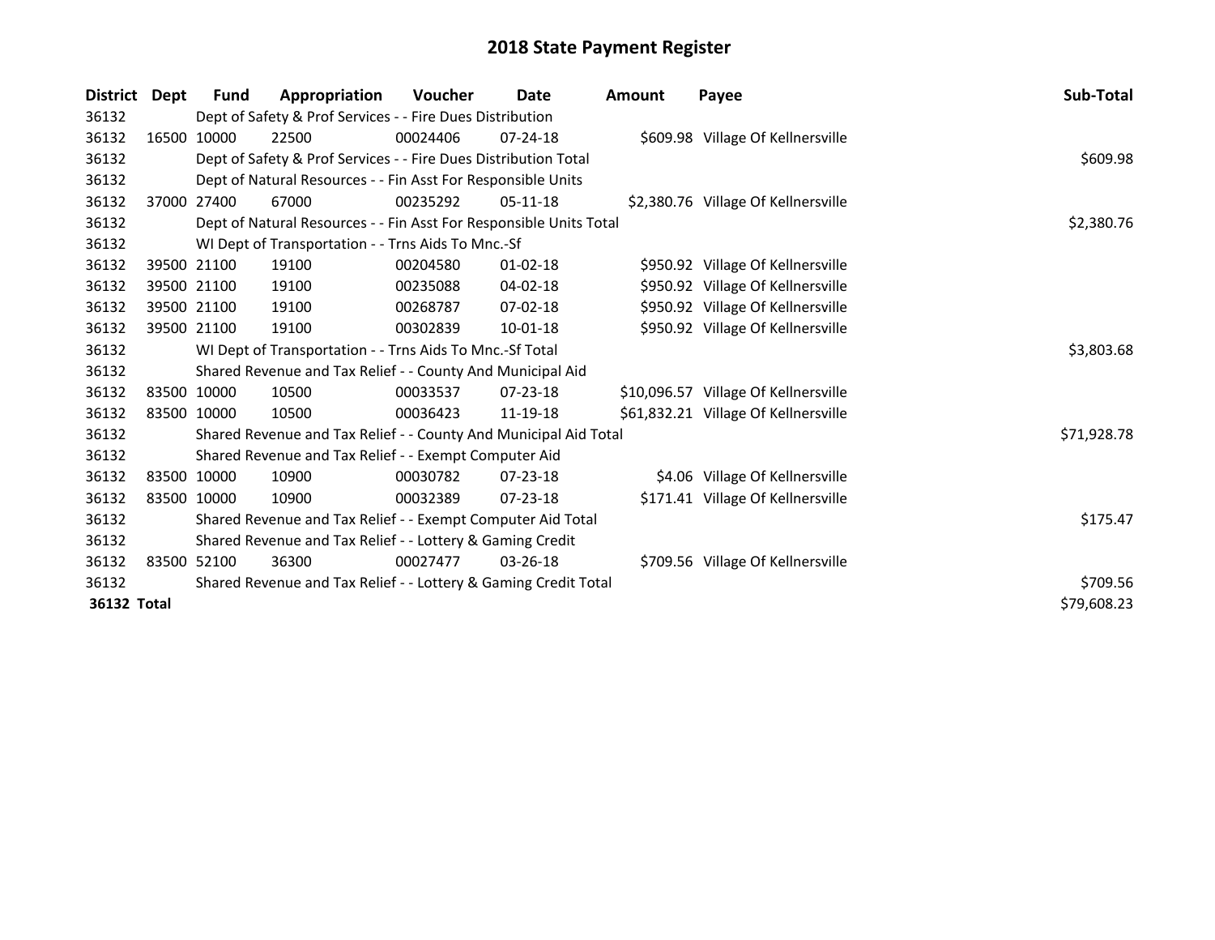# 2018 State Payment Register

| District | Dept | Fund | Appropriation | Voucher | Date | Amount | Payee | Sub-Total |
|---|---|---|---|---|---|---|---|---|
| 36132 | | Dept of Safety & Prof Services - - Fire Dues Distribution | | | | | | |
| 36132 | 16500 | 10000 | 22500 | 00024406 | 07-24-18 | $609.98 | Village Of Kellnersville | |
| 36132 | | Dept of Safety & Prof Services - - Fire Dues Distribution Total | | | | | | $609.98 |
| 36132 | | Dept of Natural Resources - - Fin Asst For Responsible Units | | | | | | |
| 36132 | 37000 | 27400 | 67000 | 00235292 | 05-11-18 | $2,380.76 | Village Of Kellnersville | |
| 36132 | | Dept of Natural Resources - - Fin Asst For Responsible Units Total | | | | | | $2,380.76 |
| 36132 | | WI Dept of Transportation - - Trns Aids To Mnc.-Sf | | | | | | |
| 36132 | 39500 | 21100 | 19100 | 00204580 | 01-02-18 | $950.92 | Village Of Kellnersville | |
| 36132 | 39500 | 21100 | 19100 | 00235088 | 04-02-18 | $950.92 | Village Of Kellnersville | |
| 36132 | 39500 | 21100 | 19100 | 00268787 | 07-02-18 | $950.92 | Village Of Kellnersville | |
| 36132 | 39500 | 21100 | 19100 | 00302839 | 10-01-18 | $950.92 | Village Of Kellnersville | |
| 36132 | | WI Dept of Transportation - - Trns Aids To Mnc.-Sf Total | | | | | | $3,803.68 |
| 36132 | | Shared Revenue and Tax Relief - - County And Municipal Aid | | | | | | |
| 36132 | 83500 | 10000 | 10500 | 00033537 | 07-23-18 | $10,096.57 | Village Of Kellnersville | |
| 36132 | 83500 | 10000 | 10500 | 00036423 | 11-19-18 | $61,832.21 | Village Of Kellnersville | |
| 36132 | | Shared Revenue and Tax Relief - - County And Municipal Aid Total | | | | | | $71,928.78 |
| 36132 | | Shared Revenue and Tax Relief - - Exempt Computer Aid | | | | | | |
| 36132 | 83500 | 10000 | 10900 | 00030782 | 07-23-18 | $4.06 | Village Of Kellnersville | |
| 36132 | 83500 | 10000 | 10900 | 00032389 | 07-23-18 | $171.41 | Village Of Kellnersville | |
| 36132 | | Shared Revenue and Tax Relief - - Exempt Computer Aid Total | | | | | | $175.47 |
| 36132 | | Shared Revenue and Tax Relief - - Lottery & Gaming Credit | | | | | | |
| 36132 | 83500 | 52100 | 36300 | 00027477 | 03-26-18 | $709.56 | Village Of Kellnersville | |
| 36132 | | Shared Revenue and Tax Relief - - Lottery & Gaming Credit Total | | | | | | $709.56 |
| **36132 Total** | | | | | | | | $79,608.23 |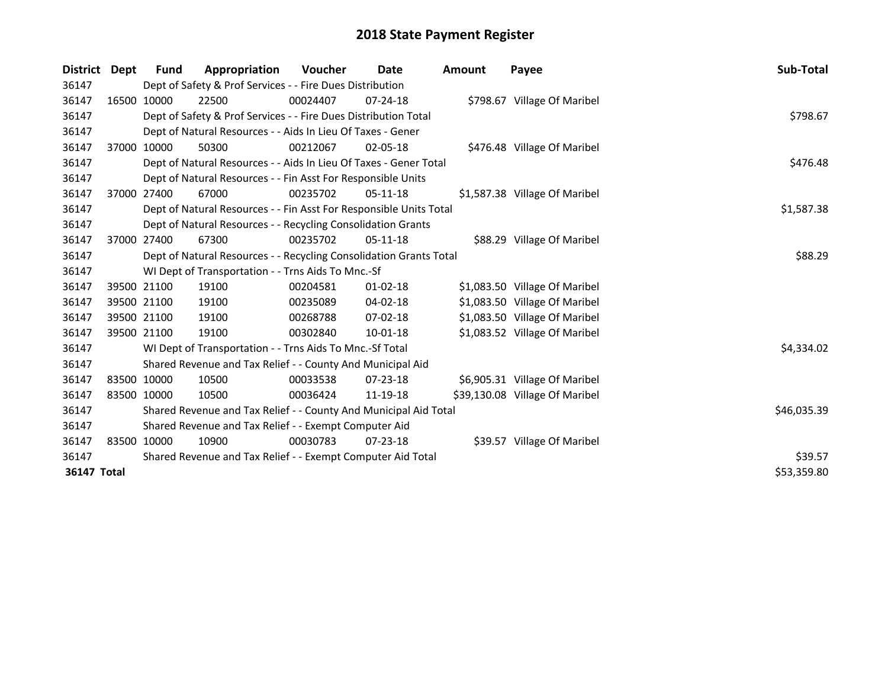# 2018 State Payment Register

| District | Dept | Fund | Appropriation | Voucher | Date | Amount | Payee | Sub-Total |
|---|---|---|---|---|---|---|---|---|
| 36147 | | Dept of Safety & Prof Services - - Fire Dues Distribution | | | | | | |
| 36147 | 16500 | 10000 | 22500 | 00024407 | 07-24-18 | $798.67 | Village Of Maribel | |
| 36147 | | Dept of Safety & Prof Services - - Fire Dues Distribution Total | | | | | | $798.67 |
| 36147 | | Dept of Natural Resources - - Aids In Lieu Of Taxes - Gener | | | | | | |
| 36147 | 37000 | 10000 | 50300 | 00212067 | 02-05-18 | $476.48 | Village Of Maribel | |
| 36147 | | Dept of Natural Resources - - Aids In Lieu Of Taxes - Gener Total | | | | | | $476.48 |
| 36147 | | Dept of Natural Resources - - Fin Asst For Responsible Units | | | | | | |
| 36147 | 37000 | 27400 | 67000 | 00235702 | 05-11-18 | $1,587.38 | Village Of Maribel | |
| 36147 | | Dept of Natural Resources - - Fin Asst For Responsible Units Total | | | | | | $1,587.38 |
| 36147 | | Dept of Natural Resources - - Recycling Consolidation Grants | | | | | | |
| 36147 | 37000 | 27400 | 67300 | 00235702 | 05-11-18 | $88.29 | Village Of Maribel | |
| 36147 | | Dept of Natural Resources - - Recycling Consolidation Grants Total | | | | | | $88.29 |
| 36147 | | WI Dept of Transportation - - Trns Aids To Mnc.-Sf | | | | | | |
| 36147 | 39500 | 21100 | 19100 | 00204581 | 01-02-18 | $1,083.50 | Village Of Maribel | |
| 36147 | 39500 | 21100 | 19100 | 00235089 | 04-02-18 | $1,083.50 | Village Of Maribel | |
| 36147 | 39500 | 21100 | 19100 | 00268788 | 07-02-18 | $1,083.50 | Village Of Maribel | |
| 36147 | 39500 | 21100 | 19100 | 00302840 | 10-01-18 | $1,083.52 | Village Of Maribel | |
| 36147 | | WI Dept of Transportation - - Trns Aids To Mnc.-Sf Total | | | | | | $4,334.02 |
| 36147 | | Shared Revenue and Tax Relief - - County And Municipal Aid | | | | | | |
| 36147 | 83500 | 10000 | 10500 | 00033538 | 07-23-18 | $6,905.31 | Village Of Maribel | |
| 36147 | 83500 | 10000 | 10500 | 00036424 | 11-19-18 | $39,130.08 | Village Of Maribel | |
| 36147 | | Shared Revenue and Tax Relief - - County And Municipal Aid Total | | | | | | $46,035.39 |
| 36147 | | Shared Revenue and Tax Relief - - Exempt Computer Aid | | | | | | |
| 36147 | 83500 | 10000 | 10900 | 00030783 | 07-23-18 | $39.57 | Village Of Maribel | |
| 36147 | | Shared Revenue and Tax Relief - - Exempt Computer Aid Total | | | | | | $39.57 |
| **36147 Total** | | | | | | | | $53,359.80 |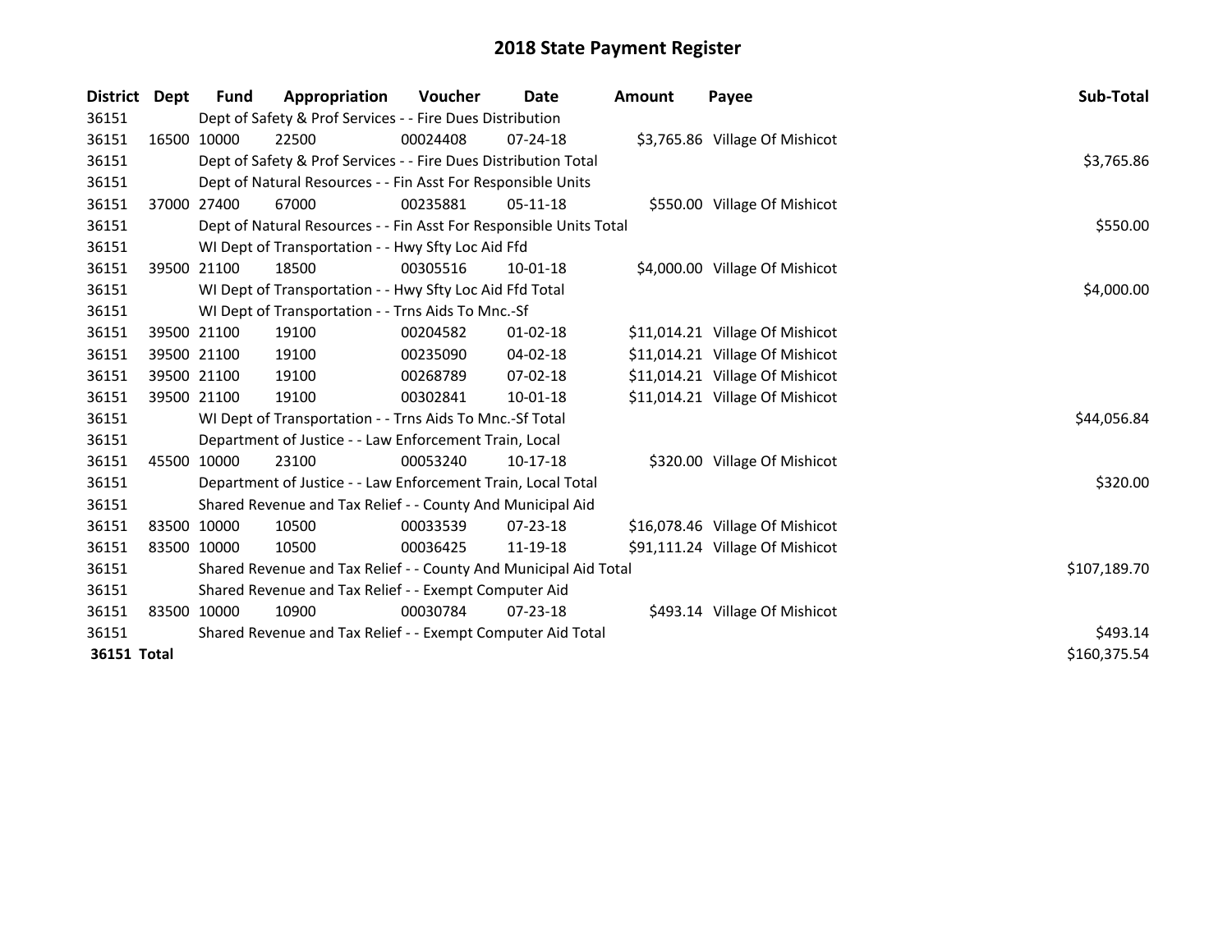# 2018 State Payment Register

| District | Dept | Fund | Appropriation | Voucher | Date | Amount | Payee | Sub-Total |
|---|---|---|---|---|---|---|---|---|
| 36151 | | Dept of Safety & Prof Services - - Fire Dues Distribution | | | | | | |
| 36151 | 16500 | 10000 | 22500 | 00024408 | 07-24-18 | $3,765.86 | Village Of Mishicot | |
| 36151 | | Dept of Safety & Prof Services - - Fire Dues Distribution Total | | | | | | $3,765.86 |
| 36151 | | Dept of Natural Resources - - Fin Asst For Responsible Units | | | | | | |
| 36151 | 37000 | 27400 | 67000 | 00235881 | 05-11-18 | $550.00 | Village Of Mishicot | |
| 36151 | | Dept of Natural Resources - - Fin Asst For Responsible Units Total | | | | | | $550.00 |
| 36151 | | WI Dept of Transportation - - Hwy Sfty Loc Aid Ffd | | | | | | |
| 36151 | 39500 | 21100 | 18500 | 00305516 | 10-01-18 | $4,000.00 | Village Of Mishicot | |
| 36151 | | WI Dept of Transportation - - Hwy Sfty Loc Aid Ffd Total | | | | | | $4,000.00 |
| 36151 | | WI Dept of Transportation - - Trns Aids To Mnc.-Sf | | | | | | |
| 36151 | 39500 | 21100 | 19100 | 00204582 | 01-02-18 | $11,014.21 | Village Of Mishicot | |
| 36151 | 39500 | 21100 | 19100 | 00235090 | 04-02-18 | $11,014.21 | Village Of Mishicot | |
| 36151 | 39500 | 21100 | 19100 | 00268789 | 07-02-18 | $11,014.21 | Village Of Mishicot | |
| 36151 | 39500 | 21100 | 19100 | 00302841 | 10-01-18 | $11,014.21 | Village Of Mishicot | |
| 36151 | | WI Dept of Transportation - - Trns Aids To Mnc.-Sf Total | | | | | | $44,056.84 |
| 36151 | | Department of Justice - - Law Enforcement Train, Local | | | | | | |
| 36151 | 45500 | 10000 | 23100 | 00053240 | 10-17-18 | $320.00 | Village Of Mishicot | |
| 36151 | | Department of Justice - - Law Enforcement Train, Local Total | | | | | | $320.00 |
| 36151 | | Shared Revenue and Tax Relief - - County And Municipal Aid | | | | | | |
| 36151 | 83500 | 10000 | 10500 | 00033539 | 07-23-18 | $16,078.46 | Village Of Mishicot | |
| 36151 | 83500 | 10000 | 10500 | 00036425 | 11-19-18 | $91,111.24 | Village Of Mishicot | |
| 36151 | | Shared Revenue and Tax Relief - - County And Municipal Aid Total | | | | | | $107,189.70 |
| 36151 | | Shared Revenue and Tax Relief - - Exempt Computer Aid | | | | | | |
| 36151 | 83500 | 10000 | 10900 | 00030784 | 07-23-18 | $493.14 | Village Of Mishicot | |
| 36151 | | Shared Revenue and Tax Relief - - Exempt Computer Aid Total | | | | | | $493.14 |
| **36151 Total** | | | | | | | | $160,375.54 |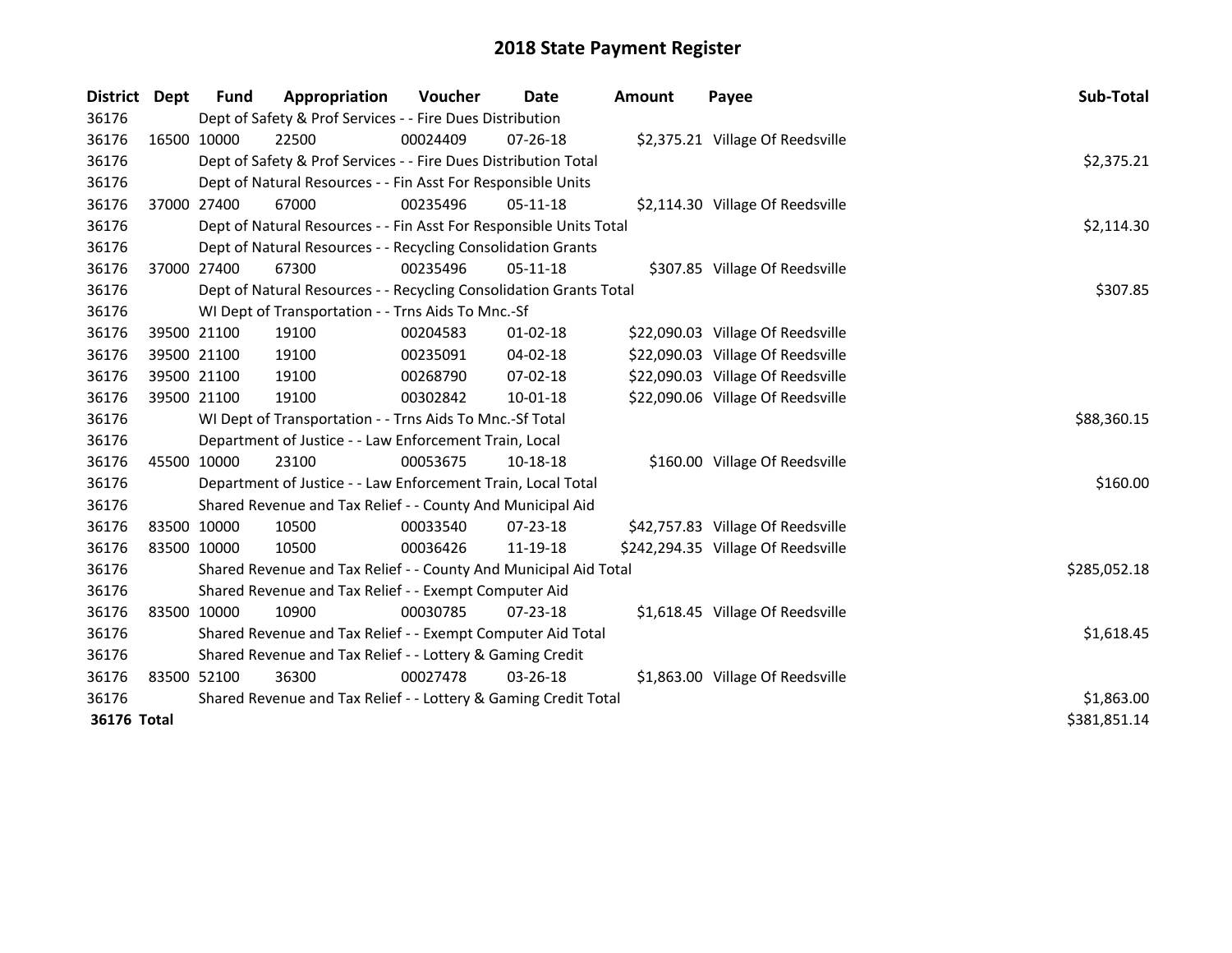# 2018 State Payment Register

| District | Dept | Fund | Appropriation | Voucher | Date | Amount | Payee | Sub-Total |
|---|---|---|---|---|---|---|---|---|
| 36176 | Dept of Safety & Prof Services - - Fire Dues Distribution | | | | | | | |
| 36176 | 16500 | 10000 | 22500 | 00024409 | 07-26-18 | $2,375.21 | Village Of Reedsville | |
| 36176 | Dept of Safety & Prof Services - - Fire Dues Distribution Total | | | | | | | $2,375.21 |
| 36176 | Dept of Natural Resources - - Fin Asst For Responsible Units | | | | | | | |
| 36176 | 37000 | 27400 | 67000 | 00235496 | 05-11-18 | $2,114.30 | Village Of Reedsville | |
| 36176 | Dept of Natural Resources - - Fin Asst For Responsible Units Total | | | | | | | $2,114.30 |
| 36176 | Dept of Natural Resources - - Recycling Consolidation Grants | | | | | | | |
| 36176 | 37000 | 27400 | 67300 | 00235496 | 05-11-18 | $307.85 | Village Of Reedsville | |
| 36176 | Dept of Natural Resources - - Recycling Consolidation Grants Total | | | | | | | $307.85 |
| 36176 | WI Dept of Transportation - - Trns Aids To Mnc.-Sf | | | | | | | |
| 36176 | 39500 | 21100 | 19100 | 00204583 | 01-02-18 | $22,090.03 | Village Of Reedsville | |
| 36176 | 39500 | 21100 | 19100 | 00235091 | 04-02-18 | $22,090.03 | Village Of Reedsville | |
| 36176 | 39500 | 21100 | 19100 | 00268790 | 07-02-18 | $22,090.03 | Village Of Reedsville | |
| 36176 | 39500 | 21100 | 19100 | 00302842 | 10-01-18 | $22,090.06 | Village Of Reedsville | |
| 36176 | WI Dept of Transportation - - Trns Aids To Mnc.-Sf Total | | | | | | | $88,360.15 |
| 36176 | Department of Justice - - Law Enforcement Train, Local | | | | | | | |
| 36176 | 45500 | 10000 | 23100 | 00053675 | 10-18-18 | $160.00 | Village Of Reedsville | |
| 36176 | Department of Justice - - Law Enforcement Train, Local Total | | | | | | | $160.00 |
| 36176 | Shared Revenue and Tax Relief - - County And Municipal Aid | | | | | | | |
| 36176 | 83500 | 10000 | 10500 | 00033540 | 07-23-18 | $42,757.83 | Village Of Reedsville | |
| 36176 | 83500 | 10000 | 10500 | 00036426 | 11-19-18 | $242,294.35 | Village Of Reedsville | |
| 36176 | Shared Revenue and Tax Relief - - County And Municipal Aid Total | | | | | | | $285,052.18 |
| 36176 | Shared Revenue and Tax Relief - - Exempt Computer Aid | | | | | | | |
| 36176 | 83500 | 10000 | 10900 | 00030785 | 07-23-18 | $1,618.45 | Village Of Reedsville | |
| 36176 | Shared Revenue and Tax Relief - - Exempt Computer Aid Total | | | | | | | $1,618.45 |
| 36176 | Shared Revenue and Tax Relief - - Lottery & Gaming Credit | | | | | | | |
| 36176 | 83500 | 52100 | 36300 | 00027478 | 03-26-18 | $1,863.00 | Village Of Reedsville | |
| 36176 | Shared Revenue and Tax Relief - - Lottery & Gaming Credit Total | | | | | | | $1,863.00 |
| **36176 Total** | | | | | | | | $381,851.14 |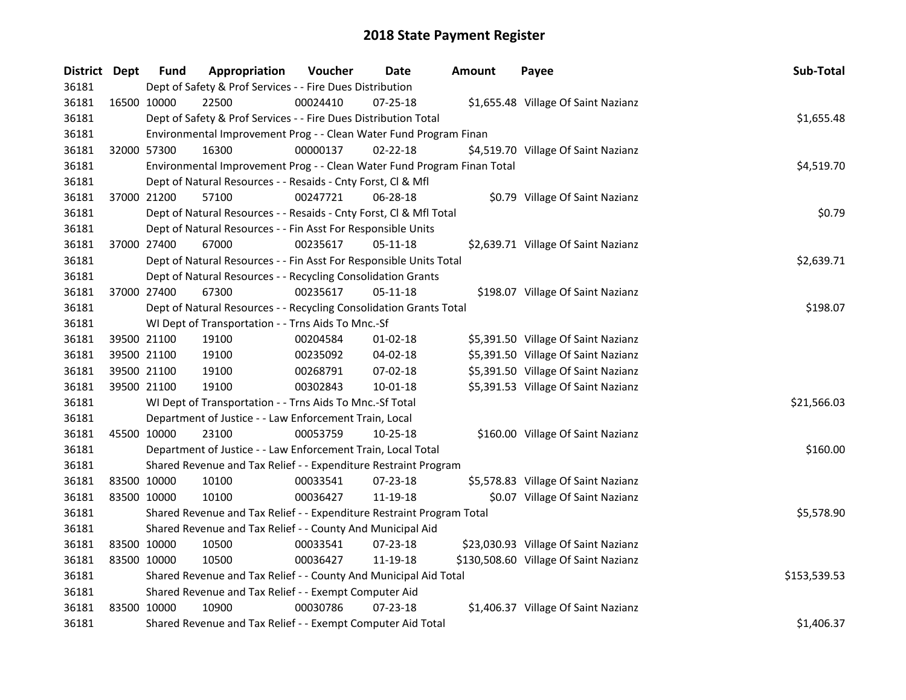# 2018 State Payment Register

| District | Dept | Fund | Appropriation | Voucher | Date | Amount | Payee | Sub-Total |
|---|---|---|---|---|---|---|---|---|
| 36181 | Dept of Safety & Prof Services - - Fire Dues Distribution | | | | | | | |
| 36181 | 16500 | 10000 | 22500 | 00024410 | 07-25-18 | $1,655.48 | Village Of Saint Nazianz | |
| 36181 | Dept of Safety & Prof Services - - Fire Dues Distribution Total | | | | | | | $1,655.48 |
| 36181 | Environmental Improvement Prog - - Clean Water Fund Program Finan | | | | | | | |
| 36181 | 32000 | 57300 | 16300 | 00000137 | 02-22-18 | $4,519.70 | Village Of Saint Nazianz | |
| 36181 | Environmental Improvement Prog - - Clean Water Fund Program Finan Total | | | | | | | $4,519.70 |
| 36181 | Dept of Natural Resources - - Resaids - Cnty Forst, Cl & Mfl | | | | | | | |
| 36181 | 37000 | 21200 | 57100 | 00247721 | 06-28-18 | $0.79 | Village Of Saint Nazianz | |
| 36181 | Dept of Natural Resources - - Resaids - Cnty Forst, Cl & Mfl Total | | | | | | | $0.79 |
| 36181 | Dept of Natural Resources - - Fin Asst For Responsible Units | | | | | | | |
| 36181 | 37000 | 27400 | 67000 | 00235617 | 05-11-18 | $2,639.71 | Village Of Saint Nazianz | |
| 36181 | Dept of Natural Resources - - Fin Asst For Responsible Units Total | | | | | | | $2,639.71 |
| 36181 | Dept of Natural Resources - - Recycling Consolidation Grants | | | | | | | |
| 36181 | 37000 | 27400 | 67300 | 00235617 | 05-11-18 | $198.07 | Village Of Saint Nazianz | |
| 36181 | Dept of Natural Resources - - Recycling Consolidation Grants Total | | | | | | | $198.07 |
| 36181 | WI Dept of Transportation - - Trns Aids To Mnc.-Sf | | | | | | | |
| 36181 | 39500 | 21100 | 19100 | 00204584 | 01-02-18 | $5,391.50 | Village Of Saint Nazianz | |
| 36181 | 39500 | 21100 | 19100 | 00235092 | 04-02-18 | $5,391.50 | Village Of Saint Nazianz | |
| 36181 | 39500 | 21100 | 19100 | 00268791 | 07-02-18 | $5,391.50 | Village Of Saint Nazianz | |
| 36181 | 39500 | 21100 | 19100 | 00302843 | 10-01-18 | $5,391.53 | Village Of Saint Nazianz | |
| 36181 | WI Dept of Transportation - - Trns Aids To Mnc.-Sf Total | | | | | | | $21,566.03 |
| 36181 | Department of Justice - - Law Enforcement Train, Local | | | | | | | |
| 36181 | 45500 | 10000 | 23100 | 00053759 | 10-25-18 | $160.00 | Village Of Saint Nazianz | |
| 36181 | Department of Justice - - Law Enforcement Train, Local Total | | | | | | | $160.00 |
| 36181 | Shared Revenue and Tax Relief - - Expenditure Restraint Program | | | | | | | |
| 36181 | 83500 | 10000 | 10100 | 00033541 | 07-23-18 | $5,578.83 | Village Of Saint Nazianz | |
| 36181 | 83500 | 10000 | 10100 | 00036427 | 11-19-18 | $0.07 | Village Of Saint Nazianz | |
| 36181 | Shared Revenue and Tax Relief - - Expenditure Restraint Program Total | | | | | | | $5,578.90 |
| 36181 | Shared Revenue and Tax Relief - - County And Municipal Aid | | | | | | | |
| 36181 | 83500 | 10000 | 10500 | 00033541 | 07-23-18 | $23,030.93 | Village Of Saint Nazianz | |
| 36181 | 83500 | 10000 | 10500 | 00036427 | 11-19-18 | $130,508.60 | Village Of Saint Nazianz | |
| 36181 | Shared Revenue and Tax Relief - - County And Municipal Aid Total | | | | | | | $153,539.53 |
| 36181 | Shared Revenue and Tax Relief - - Exempt Computer Aid | | | | | | | |
| 36181 | 83500 | 10000 | 10900 | 00030786 | 07-23-18 | $1,406.37 | Village Of Saint Nazianz | |
| 36181 | Shared Revenue and Tax Relief - - Exempt Computer Aid Total | | | | | | | $1,406.37 |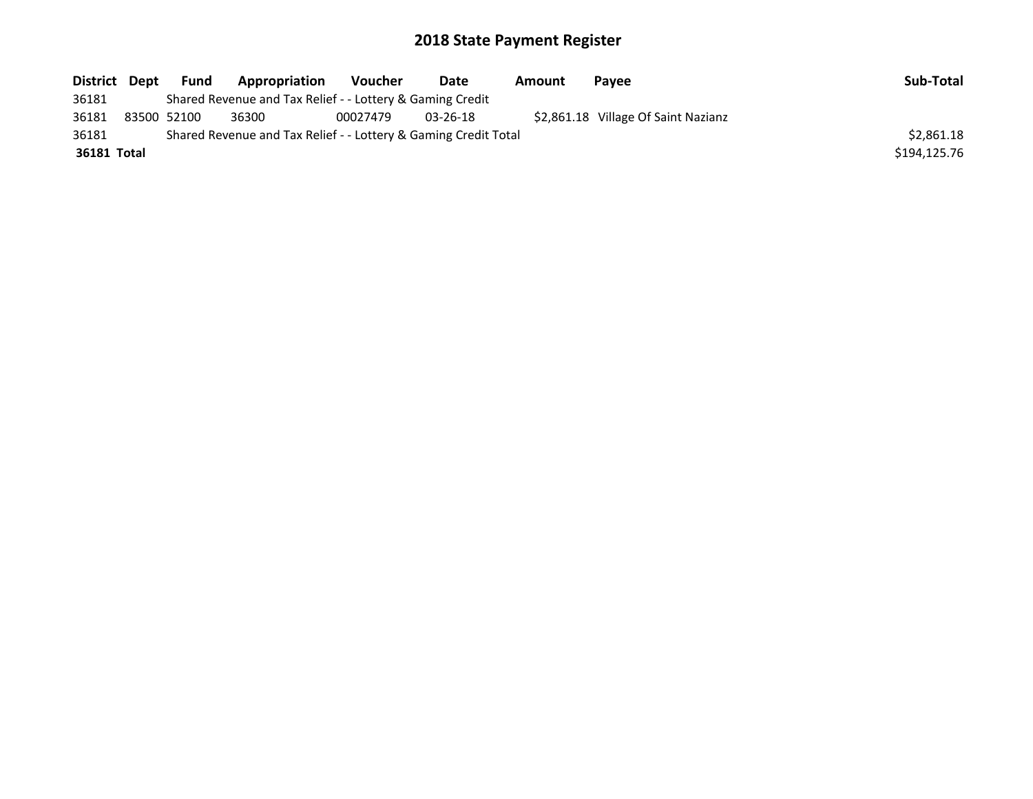# 2018 State Payment Register

| District | Dept | Fund | Appropriation | Voucher | Date | Amount | Payee | Sub-Total |
|---|---|---|---|---|---|---|---|---|
| 36181 | | Shared Revenue and Tax Relief - - Lottery & Gaming Credit | | | | | | |
| 36181 | 83500 | 52100 | 36300 | 00027479 | 03-26-18 | $2,861.18 | Village Of Saint Nazianz | |
| 36181 | | Shared Revenue and Tax Relief - - Lottery & Gaming Credit Total | | | | | | $2,861.18 |
| **36181 Total** | | | | | | | | $194,125.76 |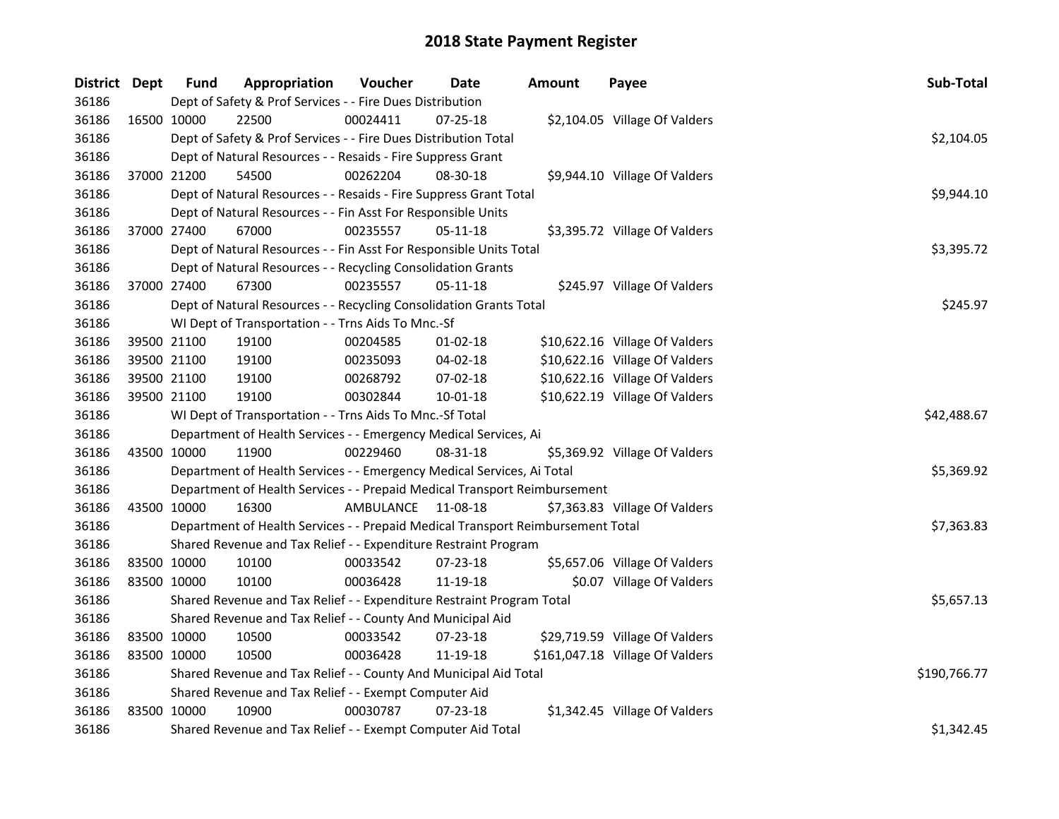# 2018 State Payment Register

| District | Dept | Fund | Appropriation | Voucher | Date | Amount | Payee | Sub-Total |
|---|---|---|---|---|---|---|---|---|
| 36186 | | Dept of Safety & Prof Services - - Fire Dues Distribution | | | | | | |
| 36186 | 16500 | 10000 | 22500 | 00024411 | 07-25-18 | $2,104.05 | Village Of Valders | |
| 36186 | | Dept of Safety & Prof Services - - Fire Dues Distribution Total | | | | | | $2,104.05 |
| 36186 | | Dept of Natural Resources - - Resaids - Fire Suppress Grant | | | | | | |
| 36186 | 37000 | 21200 | 54500 | 00262204 | 08-30-18 | $9,944.10 | Village Of Valders | |
| 36186 | | Dept of Natural Resources - - Resaids - Fire Suppress Grant Total | | | | | | $9,944.10 |
| 36186 | | Dept of Natural Resources - - Fin Asst For Responsible Units | | | | | | |
| 36186 | 37000 | 27400 | 67000 | 00235557 | 05-11-18 | $3,395.72 | Village Of Valders | |
| 36186 | | Dept of Natural Resources - - Fin Asst For Responsible Units Total | | | | | | $3,395.72 |
| 36186 | | Dept of Natural Resources - - Recycling Consolidation Grants | | | | | | |
| 36186 | 37000 | 27400 | 67300 | 00235557 | 05-11-18 | $245.97 | Village Of Valders | |
| 36186 | | Dept of Natural Resources - - Recycling Consolidation Grants Total | | | | | | $245.97 |
| 36186 | | WI Dept of Transportation - - Trns Aids To Mnc.-Sf | | | | | | |
| 36186 | 39500 | 21100 | 19100 | 00204585 | 01-02-18 | $10,622.16 | Village Of Valders | |
| 36186 | 39500 | 21100 | 19100 | 00235093 | 04-02-18 | $10,622.16 | Village Of Valders | |
| 36186 | 39500 | 21100 | 19100 | 00268792 | 07-02-18 | $10,622.16 | Village Of Valders | |
| 36186 | 39500 | 21100 | 19100 | 00302844 | 10-01-18 | $10,622.19 | Village Of Valders | |
| 36186 | | WI Dept of Transportation - - Trns Aids To Mnc.-Sf Total | | | | | | $42,488.67 |
| 36186 | | Department of Health Services - - Emergency Medical Services, Ai | | | | | | |
| 36186 | 43500 | 10000 | 11900 | 00229460 | 08-31-18 | $5,369.92 | Village Of Valders | |
| 36186 | | Department of Health Services - - Emergency Medical Services, Ai Total | | | | | | $5,369.92 |
| 36186 | | Department of Health Services - - Prepaid Medical Transport Reimbursement | | | | | | |
| 36186 | 43500 | 10000 | 16300 | AMBULANCE | 11-08-18 | $7,363.83 | Village Of Valders | |
| 36186 | | Department of Health Services - - Prepaid Medical Transport Reimbursement Total | | | | | | $7,363.83 |
| 36186 | | Shared Revenue and Tax Relief - - Expenditure Restraint Program | | | | | | |
| 36186 | 83500 | 10000 | 10100 | 00033542 | 07-23-18 | $5,657.06 | Village Of Valders | |
| 36186 | 83500 | 10000 | 10100 | 00036428 | 11-19-18 | $0.07 | Village Of Valders | |
| 36186 | | Shared Revenue and Tax Relief - - Expenditure Restraint Program Total | | | | | | $5,657.13 |
| 36186 | | Shared Revenue and Tax Relief - - County And Municipal Aid | | | | | | |
| 36186 | 83500 | 10000 | 10500 | 00033542 | 07-23-18 | $29,719.59 | Village Of Valders | |
| 36186 | 83500 | 10000 | 10500 | 00036428 | 11-19-18 | $161,047.18 | Village Of Valders | |
| 36186 | | Shared Revenue and Tax Relief - - County And Municipal Aid Total | | | | | | $190,766.77 |
| 36186 | | Shared Revenue and Tax Relief - - Exempt Computer Aid | | | | | | |
| 36186 | 83500 | 10000 | 10900 | 00030787 | 07-23-18 | $1,342.45 | Village Of Valders | |
| 36186 | | Shared Revenue and Tax Relief - - Exempt Computer Aid Total | | | | | | $1,342.45 |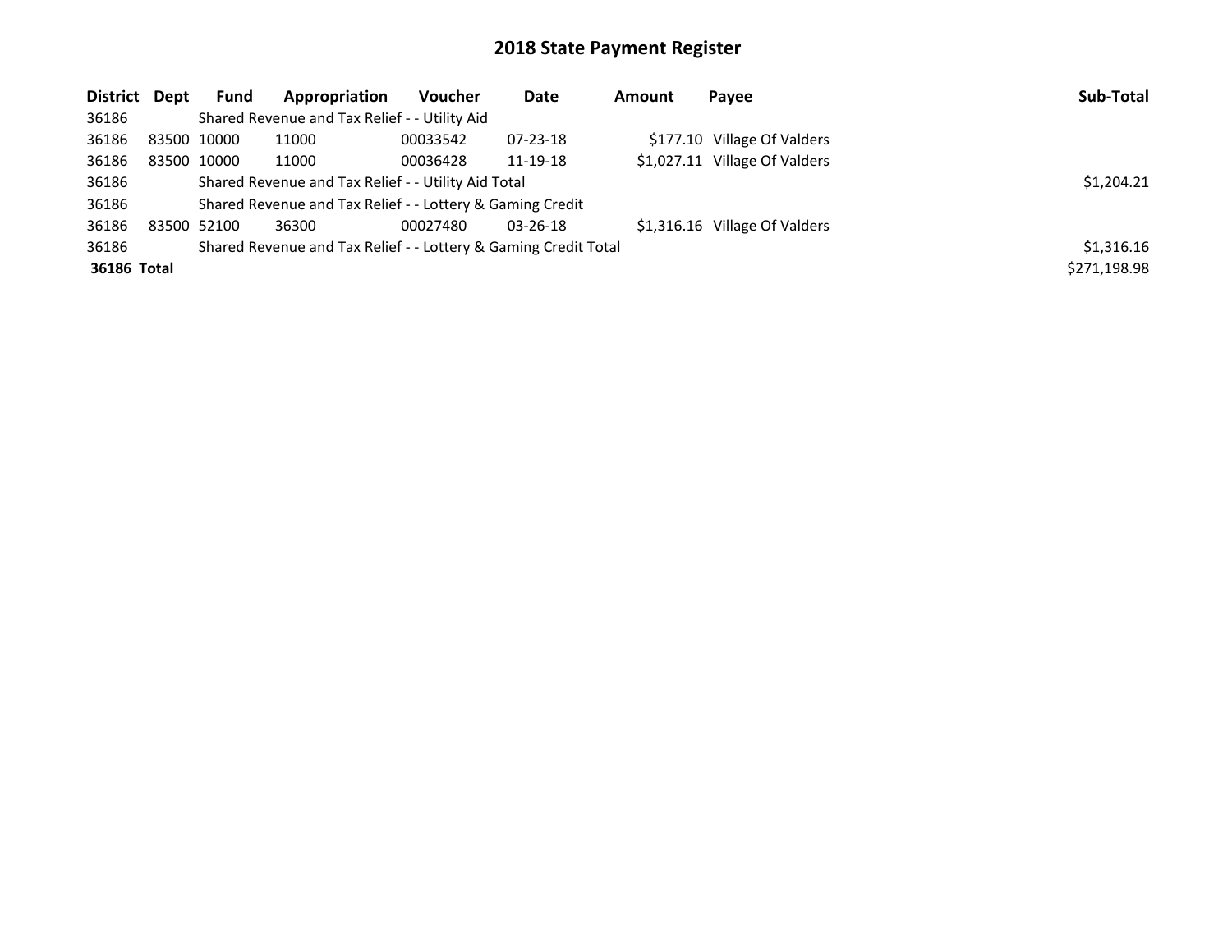# 2018 State Payment Register

| District | Dept | Fund | Appropriation | Voucher | Date | Amount | Payee | Sub-Total |
|---|---|---|---|---|---|---|---|---|
| 36186 | | Shared Revenue and Tax Relief - - Utility Aid | | | | | | |
| 36186 | 83500 | 10000 | 11000 | 00033542 | 07-23-18 | $177.10 | Village Of Valders | |
| 36186 | 83500 | 10000 | 11000 | 00036428 | 11-19-18 | $1,027.11 | Village Of Valders | |
| 36186 | | Shared Revenue and Tax Relief - - Utility Aid Total | | | | | | $1,204.21 |
| 36186 | | Shared Revenue and Tax Relief - - Lottery & Gaming Credit | | | | | | |
| 36186 | 83500 | 52100 | 36300 | 00027480 | 03-26-18 | $1,316.16 | Village Of Valders | |
| 36186 | | Shared Revenue and Tax Relief - - Lottery & Gaming Credit Total | | | | | | $1,316.16 |
| **36186 Total** | | | | | | | | $271,198.98 |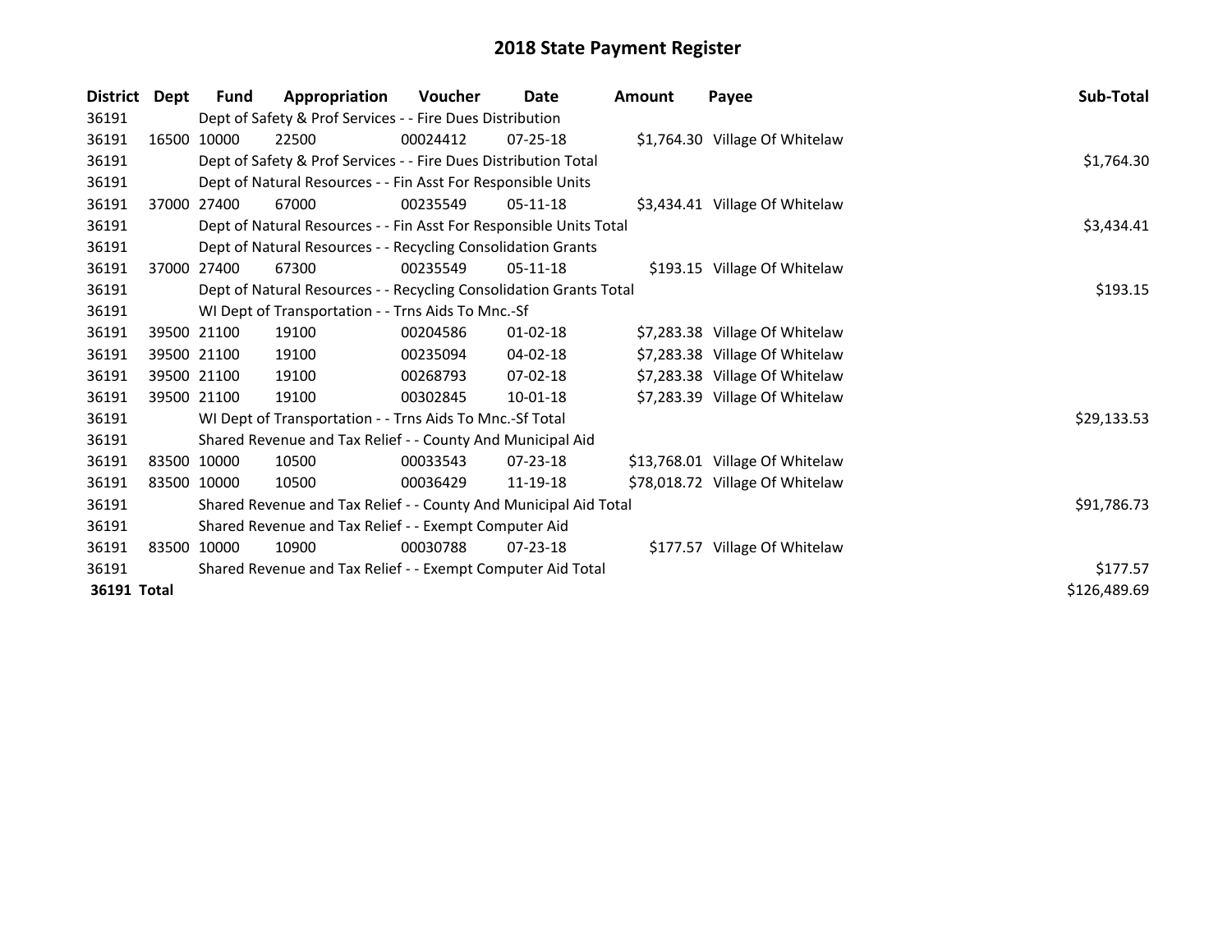# 2018 State Payment Register

| District | Dept | Fund | Appropriation | Voucher | Date | Amount | Payee | Sub-Total |
|---|---|---|---|---|---|---|---|---|
| 36191 | Dept of Safety & Prof Services - - Fire Dues Distribution | | | | | | | |
| 36191 | 16500 | 10000 | 22500 | 00024412 | 07-25-18 | $1,764.30 | Village Of Whitelaw | |
| 36191 | Dept of Safety & Prof Services - - Fire Dues Distribution Total | | | | | | | $1,764.30 |
| 36191 | Dept of Natural Resources - - Fin Asst For Responsible Units | | | | | | | |
| 36191 | 37000 | 27400 | 67000 | 00235549 | 05-11-18 | $3,434.41 | Village Of Whitelaw | |
| 36191 | Dept of Natural Resources - - Fin Asst For Responsible Units Total | | | | | | | $3,434.41 |
| 36191 | Dept of Natural Resources - - Recycling Consolidation Grants | | | | | | | |
| 36191 | 37000 | 27400 | 67300 | 00235549 | 05-11-18 | $193.15 | Village Of Whitelaw | |
| 36191 | Dept of Natural Resources - - Recycling Consolidation Grants Total | | | | | | | $193.15 |
| 36191 | WI Dept of Transportation - - Trns Aids To Mnc.-Sf | | | | | | | |
| 36191 | 39500 | 21100 | 19100 | 00204586 | 01-02-18 | $7,283.38 | Village Of Whitelaw | |
| 36191 | 39500 | 21100 | 19100 | 00235094 | 04-02-18 | $7,283.38 | Village Of Whitelaw | |
| 36191 | 39500 | 21100 | 19100 | 00268793 | 07-02-18 | $7,283.38 | Village Of Whitelaw | |
| 36191 | 39500 | 21100 | 19100 | 00302845 | 10-01-18 | $7,283.39 | Village Of Whitelaw | |
| 36191 | WI Dept of Transportation - - Trns Aids To Mnc.-Sf Total | | | | | | | $29,133.53 |
| 36191 | Shared Revenue and Tax Relief - - County And Municipal Aid | | | | | | | |
| 36191 | 83500 | 10000 | 10500 | 00033543 | 07-23-18 | $13,768.01 | Village Of Whitelaw | |
| 36191 | 83500 | 10000 | 10500 | 00036429 | 11-19-18 | $78,018.72 | Village Of Whitelaw | |
| 36191 | Shared Revenue and Tax Relief - - County And Municipal Aid Total | | | | | | | $91,786.73 |
| 36191 | Shared Revenue and Tax Relief - - Exempt Computer Aid | | | | | | | |
| 36191 | 83500 | 10000 | 10900 | 00030788 | 07-23-18 | $177.57 | Village Of Whitelaw | |
| 36191 | Shared Revenue and Tax Relief - - Exempt Computer Aid Total | | | | | | | $177.57 |
| **36191 Total** | | | | | | | | $126,489.69 |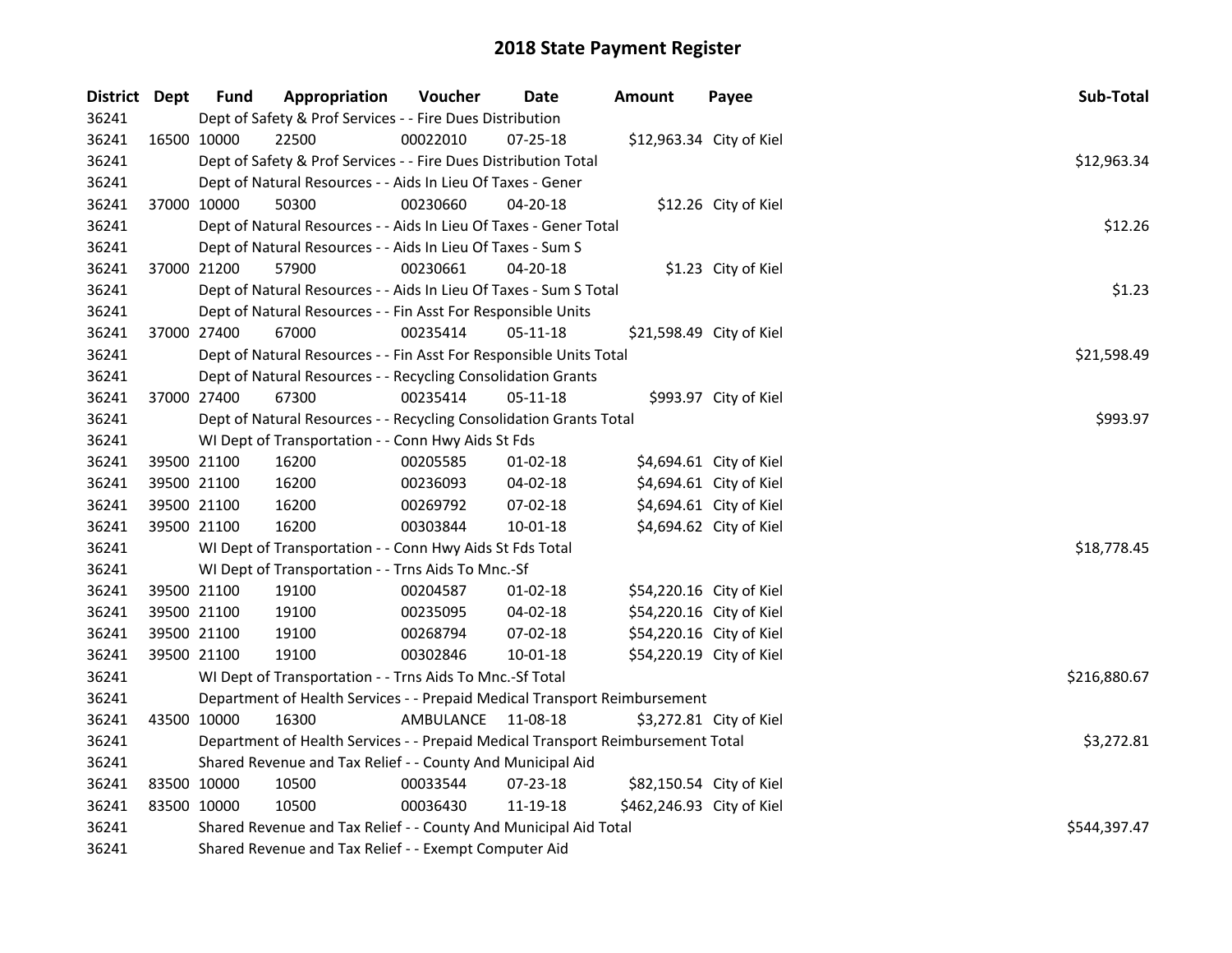# 2018 State Payment Register

| District | Dept | Fund | Appropriation | Voucher | Date | Amount | Payee | Sub-Total |
|---|---|---|---|---|---|---|---|---|
| 36241 | | Dept of Safety & Prof Services - - Fire Dues Distribution | | | | | | |
| 36241 | 16500 | 10000 | 22500 | 00022010 | 07-25-18 | $12,963.34 | City of Kiel | |
| 36241 | | Dept of Safety & Prof Services - - Fire Dues Distribution Total | | | | | | $12,963.34 |
| 36241 | | Dept of Natural Resources - - Aids In Lieu Of Taxes - Gener | | | | | | |
| 36241 | 37000 | 10000 | 50300 | 00230660 | 04-20-18 | $12.26 | City of Kiel | |
| 36241 | | Dept of Natural Resources - - Aids In Lieu Of Taxes - Gener Total | | | | | | $12.26 |
| 36241 | | Dept of Natural Resources - - Aids In Lieu Of Taxes - Sum S | | | | | | |
| 36241 | 37000 | 21200 | 57900 | 00230661 | 04-20-18 | $1.23 | City of Kiel | |
| 36241 | | Dept of Natural Resources - - Aids In Lieu Of Taxes - Sum S Total | | | | | | $1.23 |
| 36241 | | Dept of Natural Resources - - Fin Asst For Responsible Units | | | | | | |
| 36241 | 37000 | 27400 | 67000 | 00235414 | 05-11-18 | $21,598.49 | City of Kiel | |
| 36241 | | Dept of Natural Resources - - Fin Asst For Responsible Units Total | | | | | | $21,598.49 |
| 36241 | | Dept of Natural Resources - - Recycling Consolidation Grants | | | | | | |
| 36241 | 37000 | 27400 | 67300 | 00235414 | 05-11-18 | $993.97 | City of Kiel | |
| 36241 | | Dept of Natural Resources - - Recycling Consolidation Grants Total | | | | | | $993.97 |
| 36241 | | WI Dept of Transportation - - Conn Hwy Aids St Fds | | | | | | |
| 36241 | 39500 | 21100 | 16200 | 00205585 | 01-02-18 | $4,694.61 | City of Kiel | |
| 36241 | 39500 | 21100 | 16200 | 00236093 | 04-02-18 | $4,694.61 | City of Kiel | |
| 36241 | 39500 | 21100 | 16200 | 00269792 | 07-02-18 | $4,694.61 | City of Kiel | |
| 36241 | 39500 | 21100 | 16200 | 00303844 | 10-01-18 | $4,694.62 | City of Kiel | |
| 36241 | | WI Dept of Transportation - - Conn Hwy Aids St Fds Total | | | | | | $18,778.45 |
| 36241 | | WI Dept of Transportation - - Trns Aids To Mnc.-Sf | | | | | | |
| 36241 | 39500 | 21100 | 19100 | 00204587 | 01-02-18 | $54,220.16 | City of Kiel | |
| 36241 | 39500 | 21100 | 19100 | 00235095 | 04-02-18 | $54,220.16 | City of Kiel | |
| 36241 | 39500 | 21100 | 19100 | 00268794 | 07-02-18 | $54,220.16 | City of Kiel | |
| 36241 | 39500 | 21100 | 19100 | 00302846 | 10-01-18 | $54,220.19 | City of Kiel | |
| 36241 | | WI Dept of Transportation - - Trns Aids To Mnc.-Sf Total | | | | | | $216,880.67 |
| 36241 | | Department of Health Services - - Prepaid Medical Transport Reimbursement | | | | | | |
| 36241 | 43500 | 10000 | 16300 | AMBULANCE | 11-08-18 | $3,272.81 | City of Kiel | |
| 36241 | | Department of Health Services - - Prepaid Medical Transport Reimbursement Total | | | | | | $3,272.81 |
| 36241 | | Shared Revenue and Tax Relief - - County And Municipal Aid | | | | | | |
| 36241 | 83500 | 10000 | 10500 | 00033544 | 07-23-18 | $82,150.54 | City of Kiel | |
| 36241 | 83500 | 10000 | 10500 | 00036430 | 11-19-18 | $462,246.93 | City of Kiel | |
| 36241 | | Shared Revenue and Tax Relief - - County And Municipal Aid Total | | | | | | $544,397.47 |
| 36241 | | Shared Revenue and Tax Relief - - Exempt Computer Aid | | | | | | |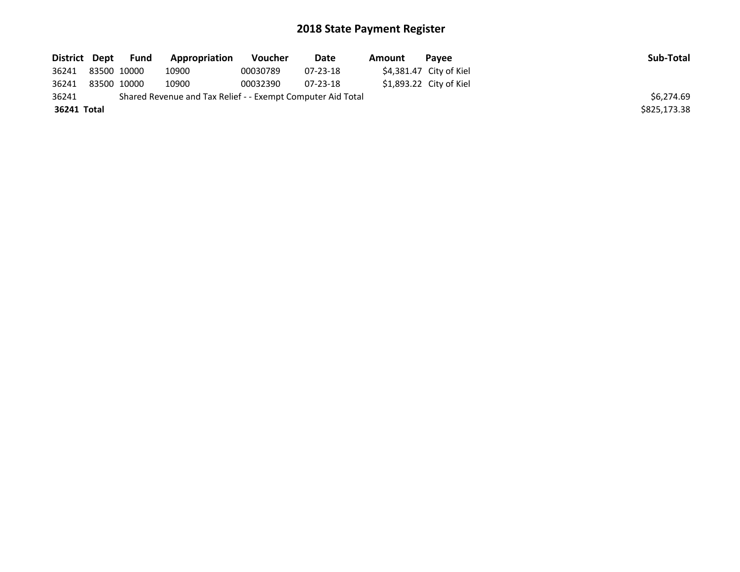# 2018 State Payment Register

| District | Dept | Fund | Appropriation | Voucher | Date | Amount | Payee | Sub-Total |
|---|---|---|---|---|---|---|---|---|
| 36241 | 83500 | 10000 | 10900 | 00030789 | 07-23-18 | $4,381.47 | City of Kiel | |
| 36241 | 83500 | 10000 | 10900 | 00032390 | 07-23-18 | $1,893.22 | City of Kiel | |
| 36241 | | Shared Revenue and Tax Relief - - Exempt Computer Aid Total | | | | | | $6,274.69 |
| **36241** | **Total** | | | | | | | $825,173.38 |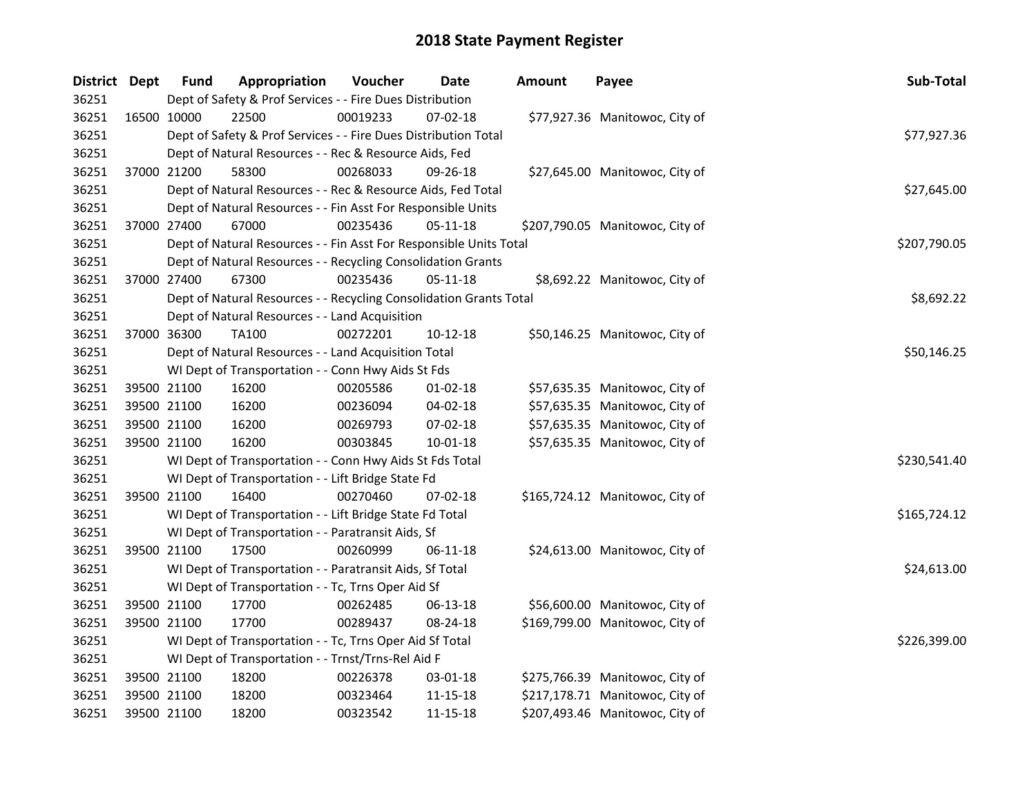# 2018 State Payment Register

| District | Dept | Fund | Appropriation | Voucher | Date | Amount | Payee | Sub-Total |
|---|---|---|---|---|---|---|---|---|
| 36251 | | Dept of Safety & Prof Services - - Fire Dues Distribution | | | | | | |
| 36251 | 16500 | 10000 | 22500 | 00019233 | 07-02-18 | $77,927.36 | Manitowoc, City of | |
| 36251 | | Dept of Safety & Prof Services - - Fire Dues Distribution Total | | | | | | $77,927.36 |
| 36251 | | Dept of Natural Resources - - Rec & Resource Aids, Fed | | | | | | |
| 36251 | 37000 | 21200 | 58300 | 00268033 | 09-26-18 | $27,645.00 | Manitowoc, City of | |
| 36251 | | Dept of Natural Resources - - Rec & Resource Aids, Fed Total | | | | | | $27,645.00 |
| 36251 | | Dept of Natural Resources - - Fin Asst For Responsible Units | | | | | | |
| 36251 | 37000 | 27400 | 67000 | 00235436 | 05-11-18 | $207,790.05 | Manitowoc, City of | |
| 36251 | | Dept of Natural Resources - - Fin Asst For Responsible Units Total | | | | | | $207,790.05 |
| 36251 | | Dept of Natural Resources - - Recycling Consolidation Grants | | | | | | |
| 36251 | 37000 | 27400 | 67300 | 00235436 | 05-11-18 | $8,692.22 | Manitowoc, City of | |
| 36251 | | Dept of Natural Resources - - Recycling Consolidation Grants Total | | | | | | $8,692.22 |
| 36251 | | Dept of Natural Resources - - Land Acquisition | | | | | | |
| 36251 | 37000 | 36300 | TA100 | 00272201 | 10-12-18 | $50,146.25 | Manitowoc, City of | |
| 36251 | | Dept of Natural Resources - - Land Acquisition Total | | | | | | $50,146.25 |
| 36251 | | WI Dept of Transportation - - Conn Hwy Aids St Fds | | | | | | |
| 36251 | 39500 | 21100 | 16200 | 00205586 | 01-02-18 | $57,635.35 | Manitowoc, City of | |
| 36251 | 39500 | 21100 | 16200 | 00236094 | 04-02-18 | $57,635.35 | Manitowoc, City of | |
| 36251 | 39500 | 21100 | 16200 | 00269793 | 07-02-18 | $57,635.35 | Manitowoc, City of | |
| 36251 | 39500 | 21100 | 16200 | 00303845 | 10-01-18 | $57,635.35 | Manitowoc, City of | |
| 36251 | | WI Dept of Transportation - - Conn Hwy Aids St Fds Total | | | | | | $230,541.40 |
| 36251 | | WI Dept of Transportation - - Lift Bridge State Fd | | | | | | |
| 36251 | 39500 | 21100 | 16400 | 00270460 | 07-02-18 | $165,724.12 | Manitowoc, City of | |
| 36251 | | WI Dept of Transportation - - Lift Bridge State Fd Total | | | | | | $165,724.12 |
| 36251 | | WI Dept of Transportation - - Paratransit Aids, Sf | | | | | | |
| 36251 | 39500 | 21100 | 17500 | 00260999 | 06-11-18 | $24,613.00 | Manitowoc, City of | |
| 36251 | | WI Dept of Transportation - - Paratransit Aids, Sf Total | | | | | | $24,613.00 |
| 36251 | | WI Dept of Transportation - - Tc, Trns Oper Aid Sf | | | | | | |
| 36251 | 39500 | 21100 | 17700 | 00262485 | 06-13-18 | $56,600.00 | Manitowoc, City of | |
| 36251 | 39500 | 21100 | 17700 | 00289437 | 08-24-18 | $169,799.00 | Manitowoc, City of | |
| 36251 | | WI Dept of Transportation - - Tc, Trns Oper Aid Sf Total | | | | | | $226,399.00 |
| 36251 | | WI Dept of Transportation - - Trnst/Trns-Rel Aid F | | | | | | |
| 36251 | 39500 | 21100 | 18200 | 00226378 | 03-01-18 | $275,766.39 | Manitowoc, City of | |
| 36251 | 39500 | 21100 | 18200 | 00323464 | 11-15-18 | $217,178.71 | Manitowoc, City of | |
| 36251 | 39500 | 21100 | 18200 | 00323542 | 11-15-18 | $207,493.46 | Manitowoc, City of | |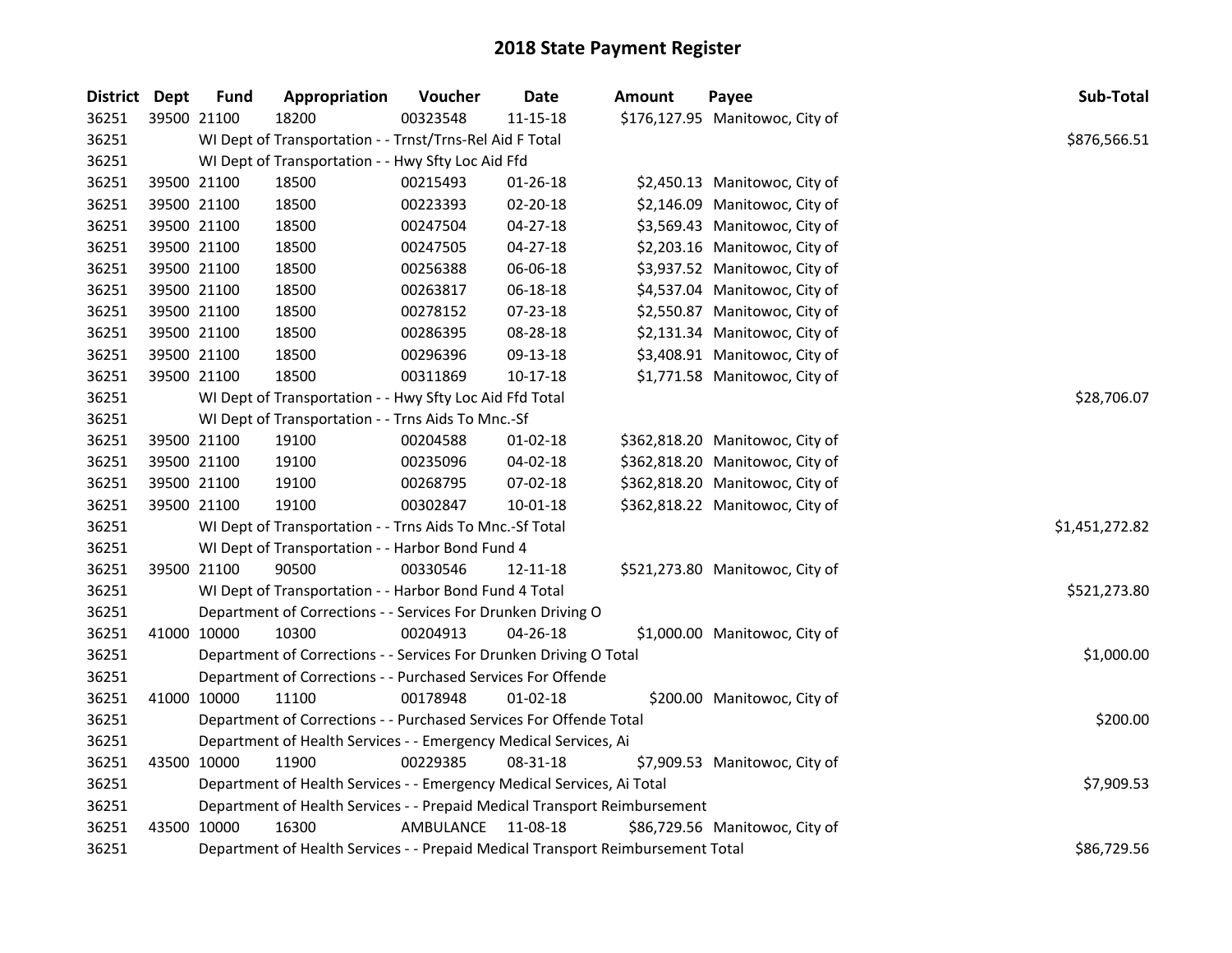# 2018 State Payment Register

| District | Dept | Fund | Appropriation | Voucher | Date | Amount | Payee | Sub-Total |
|---|---|---|---|---|---|---|---|---|
| 36251 | 39500 | 21100 | 18200 | 00323548 | 11-15-18 | $176,127.95 | Manitowoc, City of | |
| 36251 | | WI Dept of Transportation - - Trnst/Trns-Rel Aid F Total | | | | | | $876,566.51 |
| 36251 | | WI Dept of Transportation - - Hwy Sfty Loc Aid Ffd | | | | | | |
| 36251 | 39500 | 21100 | 18500 | 00215493 | 01-26-18 | $2,450.13 | Manitowoc, City of | |
| 36251 | 39500 | 21100 | 18500 | 00223393 | 02-20-18 | $2,146.09 | Manitowoc, City of | |
| 36251 | 39500 | 21100 | 18500 | 00247504 | 04-27-18 | $3,569.43 | Manitowoc, City of | |
| 36251 | 39500 | 21100 | 18500 | 00247505 | 04-27-18 | $2,203.16 | Manitowoc, City of | |
| 36251 | 39500 | 21100 | 18500 | 00256388 | 06-06-18 | $3,937.52 | Manitowoc, City of | |
| 36251 | 39500 | 21100 | 18500 | 00263817 | 06-18-18 | $4,537.04 | Manitowoc, City of | |
| 36251 | 39500 | 21100 | 18500 | 00278152 | 07-23-18 | $2,550.87 | Manitowoc, City of | |
| 36251 | 39500 | 21100 | 18500 | 00286395 | 08-28-18 | $2,131.34 | Manitowoc, City of | |
| 36251 | 39500 | 21100 | 18500 | 00296396 | 09-13-18 | $3,408.91 | Manitowoc, City of | |
| 36251 | 39500 | 21100 | 18500 | 00311869 | 10-17-18 | $1,771.58 | Manitowoc, City of | |
| 36251 | | WI Dept of Transportation - - Hwy Sfty Loc Aid Ffd Total | | | | | | $28,706.07 |
| 36251 | | WI Dept of Transportation - - Trns Aids To Mnc.-Sf | | | | | | |
| 36251 | 39500 | 21100 | 19100 | 00204588 | 01-02-18 | $362,818.20 | Manitowoc, City of | |
| 36251 | 39500 | 21100 | 19100 | 00235096 | 04-02-18 | $362,818.20 | Manitowoc, City of | |
| 36251 | 39500 | 21100 | 19100 | 00268795 | 07-02-18 | $362,818.20 | Manitowoc, City of | |
| 36251 | 39500 | 21100 | 19100 | 00302847 | 10-01-18 | $362,818.22 | Manitowoc, City of | |
| 36251 | | WI Dept of Transportation - - Trns Aids To Mnc.-Sf Total | | | | | | $1,451,272.82 |
| 36251 | | WI Dept of Transportation - - Harbor Bond Fund 4 | | | | | | |
| 36251 | 39500 | 21100 | 90500 | 00330546 | 12-11-18 | $521,273.80 | Manitowoc, City of | |
| 36251 | | WI Dept of Transportation - - Harbor Bond Fund 4 Total | | | | | | $521,273.80 |
| 36251 | | Department of Corrections - - Services For Drunken Driving O | | | | | | |
| 36251 | 41000 | 10000 | 10300 | 00204913 | 04-26-18 | $1,000.00 | Manitowoc, City of | |
| 36251 | | Department of Corrections - - Services For Drunken Driving O Total | | | | | | $1,000.00 |
| 36251 | | Department of Corrections - - Purchased Services For Offende | | | | | | |
| 36251 | 41000 | 10000 | 11100 | 00178948 | 01-02-18 | $200.00 | Manitowoc, City of | |
| 36251 | | Department of Corrections - - Purchased Services For Offende Total | | | | | | $200.00 |
| 36251 | | Department of Health Services - - Emergency Medical Services, Ai | | | | | | |
| 36251 | 43500 | 10000 | 11900 | 00229385 | 08-31-18 | $7,909.53 | Manitowoc, City of | |
| 36251 | | Department of Health Services - - Emergency Medical Services, Ai Total | | | | | | $7,909.53 |
| 36251 | | Department of Health Services - - Prepaid Medical Transport Reimbursement | | | | | | |
| 36251 | 43500 | 10000 | 16300 | AMBULANCE | 11-08-18 | $86,729.56 | Manitowoc, City of | |
| 36251 | | Department of Health Services - - Prepaid Medical Transport Reimbursement Total | | | | | | $86,729.56 |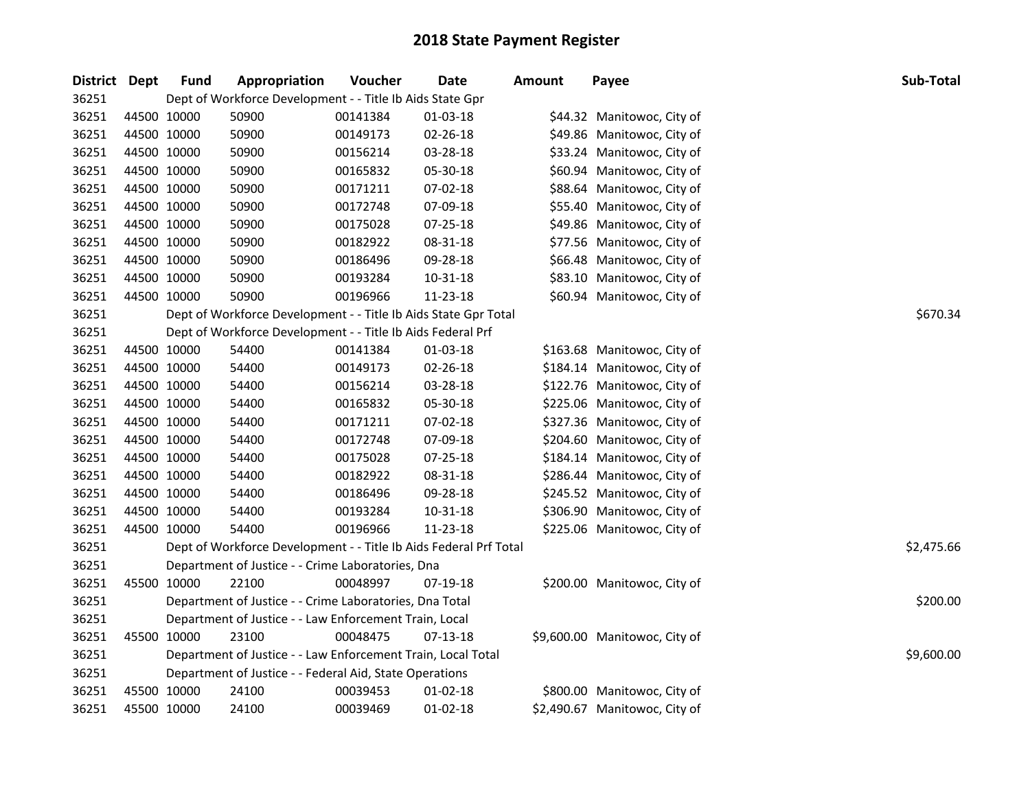# 2018 State Payment Register

| District | Dept | Fund | Appropriation | Voucher | Date | Amount | Payee | Sub-Total |
|---|---|---|---|---|---|---|---|---|
| 36251 | | | Dept of Workforce Development - - Title Ib Aids State Gpr | | | | | |
| 36251 | 44500 | 10000 | 50900 | 00141384 | 01-03-18 | $44.32 | Manitowoc, City of | |
| 36251 | 44500 | 10000 | 50900 | 00149173 | 02-26-18 | $49.86 | Manitowoc, City of | |
| 36251 | 44500 | 10000 | 50900 | 00156214 | 03-28-18 | $33.24 | Manitowoc, City of | |
| 36251 | 44500 | 10000 | 50900 | 00165832 | 05-30-18 | $60.94 | Manitowoc, City of | |
| 36251 | 44500 | 10000 | 50900 | 00171211 | 07-02-18 | $88.64 | Manitowoc, City of | |
| 36251 | 44500 | 10000 | 50900 | 00172748 | 07-09-18 | $55.40 | Manitowoc, City of | |
| 36251 | 44500 | 10000 | 50900 | 00175028 | 07-25-18 | $49.86 | Manitowoc, City of | |
| 36251 | 44500 | 10000 | 50900 | 00182922 | 08-31-18 | $77.56 | Manitowoc, City of | |
| 36251 | 44500 | 10000 | 50900 | 00186496 | 09-28-18 | $66.48 | Manitowoc, City of | |
| 36251 | 44500 | 10000 | 50900 | 00193284 | 10-31-18 | $83.10 | Manitowoc, City of | |
| 36251 | 44500 | 10000 | 50900 | 00196966 | 11-23-18 | $60.94 | Manitowoc, City of | |
| 36251 | | | Dept of Workforce Development - - Title Ib Aids State Gpr Total | | | | | $670.34 |
| 36251 | | | Dept of Workforce Development - - Title Ib Aids Federal Prf | | | | | |
| 36251 | 44500 | 10000 | 54400 | 00141384 | 01-03-18 | $163.68 | Manitowoc, City of | |
| 36251 | 44500 | 10000 | 54400 | 00149173 | 02-26-18 | $184.14 | Manitowoc, City of | |
| 36251 | 44500 | 10000 | 54400 | 00156214 | 03-28-18 | $122.76 | Manitowoc, City of | |
| 36251 | 44500 | 10000 | 54400 | 00165832 | 05-30-18 | $225.06 | Manitowoc, City of | |
| 36251 | 44500 | 10000 | 54400 | 00171211 | 07-02-18 | $327.36 | Manitowoc, City of | |
| 36251 | 44500 | 10000 | 54400 | 00172748 | 07-09-18 | $204.60 | Manitowoc, City of | |
| 36251 | 44500 | 10000 | 54400 | 00175028 | 07-25-18 | $184.14 | Manitowoc, City of | |
| 36251 | 44500 | 10000 | 54400 | 00182922 | 08-31-18 | $286.44 | Manitowoc, City of | |
| 36251 | 44500 | 10000 | 54400 | 00186496 | 09-28-18 | $245.52 | Manitowoc, City of | |
| 36251 | 44500 | 10000 | 54400 | 00193284 | 10-31-18 | $306.90 | Manitowoc, City of | |
| 36251 | 44500 | 10000 | 54400 | 00196966 | 11-23-18 | $225.06 | Manitowoc, City of | |
| 36251 | | | Dept of Workforce Development - - Title Ib Aids Federal Prf Total | | | | | $2,475.66 |
| 36251 | | | Department of Justice - - Crime Laboratories, Dna | | | | | |
| 36251 | 45500 | 10000 | 22100 | 00048997 | 07-19-18 | $200.00 | Manitowoc, City of | |
| 36251 | | | Department of Justice - - Crime Laboratories, Dna Total | | | | | $200.00 |
| 36251 | | | Department of Justice - - Law Enforcement Train, Local | | | | | |
| 36251 | 45500 | 10000 | 23100 | 00048475 | 07-13-18 | $9,600.00 | Manitowoc, City of | |
| 36251 | | | Department of Justice - - Law Enforcement Train, Local Total | | | | | $9,600.00 |
| 36251 | | | Department of Justice - - Federal Aid, State Operations | | | | | |
| 36251 | 45500 | 10000 | 24100 | 00039453 | 01-02-18 | $800.00 | Manitowoc, City of | |
| 36251 | 45500 | 10000 | 24100 | 00039469 | 01-02-18 | $2,490.67 | Manitowoc, City of | |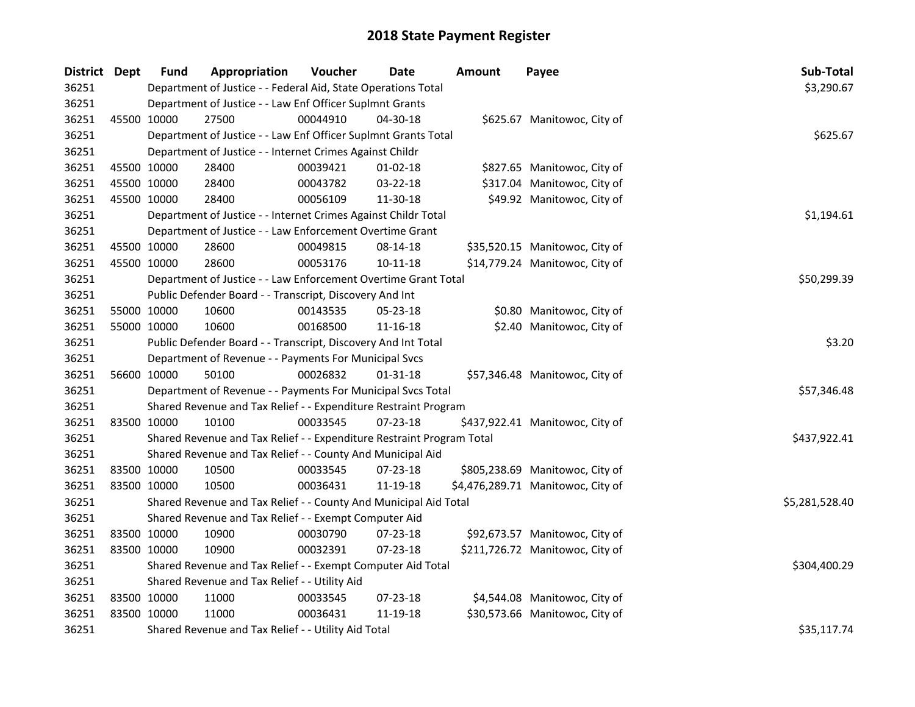# 2018 State Payment Register

| District | Dept | Fund | Appropriation | Voucher | Date | Amount | Payee | Sub-Total |
|---|---|---|---|---|---|---|---|---|
| 36251 | | Department of Justice - - Federal Aid, State Operations Total | | | | | | $3,290.67 |
| 36251 | | Department of Justice - - Law Enf Officer Suplmnt Grants | | | | | | |
| 36251 | 45500 | 10000 | 27500 | 00044910 | 04-30-18 | $625.67 | Manitowoc, City of | |
| 36251 | | Department of Justice - - Law Enf Officer Suplmnt Grants Total | | | | | | $625.67 |
| 36251 | | Department of Justice - - Internet Crimes Against Childr | | | | | | |
| 36251 | 45500 | 10000 | 28400 | 00039421 | 01-02-18 | $827.65 | Manitowoc, City of | |
| 36251 | 45500 | 10000 | 28400 | 00043782 | 03-22-18 | $317.04 | Manitowoc, City of | |
| 36251 | 45500 | 10000 | 28400 | 00056109 | 11-30-18 | $49.92 | Manitowoc, City of | |
| 36251 | | Department of Justice - - Internet Crimes Against Childr Total | | | | | | $1,194.61 |
| 36251 | | Department of Justice - - Law Enforcement Overtime Grant | | | | | | |
| 36251 | 45500 | 10000 | 28600 | 00049815 | 08-14-18 | $35,520.15 | Manitowoc, City of | |
| 36251 | 45500 | 10000 | 28600 | 00053176 | 10-11-18 | $14,779.24 | Manitowoc, City of | |
| 36251 | | Department of Justice - - Law Enforcement Overtime Grant Total | | | | | | $50,299.39 |
| 36251 | | Public Defender Board - - Transcript, Discovery And Int | | | | | | |
| 36251 | 55000 | 10000 | 10600 | 00143535 | 05-23-18 | $0.80 | Manitowoc, City of | |
| 36251 | 55000 | 10000 | 10600 | 00168500 | 11-16-18 | $2.40 | Manitowoc, City of | |
| 36251 | | Public Defender Board - - Transcript, Discovery And Int Total | | | | | | $3.20 |
| 36251 | | Department of Revenue - - Payments For Municipal Svcs | | | | | | |
| 36251 | 56600 | 10000 | 50100 | 00026832 | 01-31-18 | $57,346.48 | Manitowoc, City of | |
| 36251 | | Department of Revenue - - Payments For Municipal Svcs Total | | | | | | $57,346.48 |
| 36251 | | Shared Revenue and Tax Relief - - Expenditure Restraint Program | | | | | | |
| 36251 | 83500 | 10000 | 10100 | 00033545 | 07-23-18 | $437,922.41 | Manitowoc, City of | |
| 36251 | | Shared Revenue and Tax Relief - - Expenditure Restraint Program Total | | | | | | $437,922.41 |
| 36251 | | Shared Revenue and Tax Relief - - County And Municipal Aid | | | | | | |
| 36251 | 83500 | 10000 | 10500 | 00033545 | 07-23-18 | $805,238.69 | Manitowoc, City of | |
| 36251 | 83500 | 10000 | 10500 | 00036431 | 11-19-18 | $4,476,289.71 | Manitowoc, City of | |
| 36251 | | Shared Revenue and Tax Relief - - County And Municipal Aid Total | | | | | | $5,281,528.40 |
| 36251 | | Shared Revenue and Tax Relief - - Exempt Computer Aid | | | | | | |
| 36251 | 83500 | 10000 | 10900 | 00030790 | 07-23-18 | $92,673.57 | Manitowoc, City of | |
| 36251 | 83500 | 10000 | 10900 | 00032391 | 07-23-18 | $211,726.72 | Manitowoc, City of | |
| 36251 | | Shared Revenue and Tax Relief - - Exempt Computer Aid Total | | | | | | $304,400.29 |
| 36251 | | Shared Revenue and Tax Relief - - Utility Aid | | | | | | |
| 36251 | 83500 | 10000 | 11000 | 00033545 | 07-23-18 | $4,544.08 | Manitowoc, City of | |
| 36251 | 83500 | 10000 | 11000 | 00036431 | 11-19-18 | $30,573.66 | Manitowoc, City of | |
| 36251 | | Shared Revenue and Tax Relief - - Utility Aid Total | | | | | | $35,117.74 |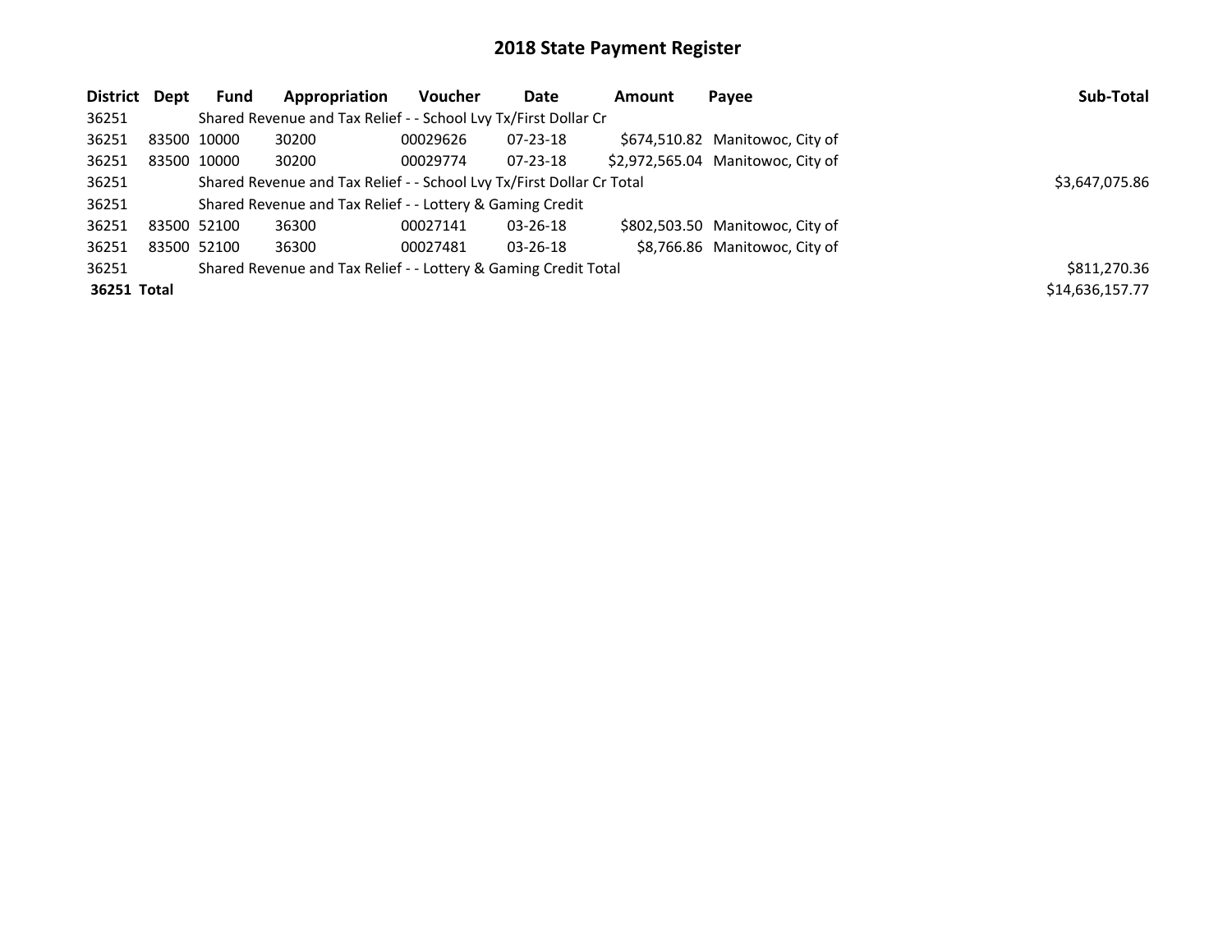# 2018 State Payment Register

| District | Dept | Fund | Appropriation | Voucher | Date | Amount | Payee | Sub-Total |
|---|---|---|---|---|---|---|---|---|
| 36251 | | Shared Revenue and Tax Relief - - School Lvy Tx/First Dollar Cr | | | | | | |
| 36251 | 83500 | 10000 | 30200 | 00029626 | 07-23-18 | $674,510.82 | Manitowoc, City of | |
| 36251 | 83500 | 10000 | 30200 | 00029774 | 07-23-18 | $2,972,565.04 | Manitowoc, City of | |
| 36251 | | Shared Revenue and Tax Relief - - School Lvy Tx/First Dollar Cr Total | | | | | | $3,647,075.86 |
| 36251 | | Shared Revenue and Tax Relief - - Lottery & Gaming Credit | | | | | | |
| 36251 | 83500 | 52100 | 36300 | 00027141 | 03-26-18 | $802,503.50 | Manitowoc, City of | |
| 36251 | 83500 | 52100 | 36300 | 00027481 | 03-26-18 | $8,766.86 | Manitowoc, City of | |
| 36251 | | Shared Revenue and Tax Relief - - Lottery & Gaming Credit Total | | | | | | $811,270.36 |
| **36251 Total** | | | | | | | | $14,636,157.77 |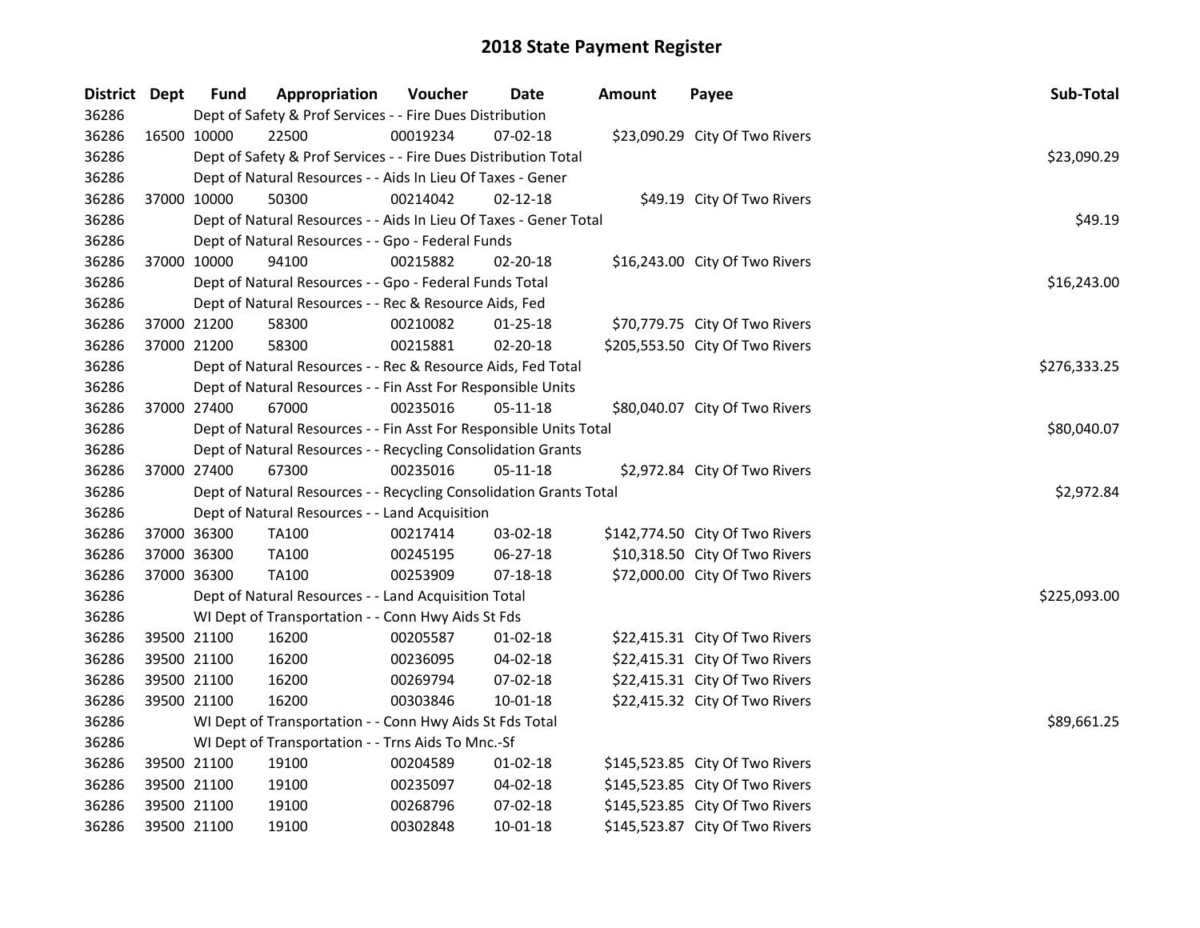# 2018 State Payment Register

| District | Dept | Fund | Appropriation | Voucher | Date | Amount | Payee | Sub-Total |
|---|---|---|---|---|---|---|---|---|
| 36286 | | Dept of Safety & Prof Services - - Fire Dues Distribution | | | | | | |
| 36286 | 16500 | 10000 | 22500 | 00019234 | 07-02-18 | $23,090.29 | City Of Two Rivers | |
| 36286 | | Dept of Safety & Prof Services - - Fire Dues Distribution Total | | | | | | $23,090.29 |
| 36286 | | Dept of Natural Resources - - Aids In Lieu Of Taxes - Gener | | | | | | |
| 36286 | 37000 | 10000 | 50300 | 00214042 | 02-12-18 | $49.19 | City Of Two Rivers | |
| 36286 | | Dept of Natural Resources - - Aids In Lieu Of Taxes - Gener Total | | | | | | $49.19 |
| 36286 | | Dept of Natural Resources - - Gpo - Federal Funds | | | | | | |
| 36286 | 37000 | 10000 | 94100 | 00215882 | 02-20-18 | $16,243.00 | City Of Two Rivers | |
| 36286 | | Dept of Natural Resources - - Gpo - Federal Funds Total | | | | | | $16,243.00 |
| 36286 | | Dept of Natural Resources - - Rec & Resource Aids, Fed | | | | | | |
| 36286 | 37000 | 21200 | 58300 | 00210082 | 01-25-18 | $70,779.75 | City Of Two Rivers | |
| 36286 | 37000 | 21200 | 58300 | 00215881 | 02-20-18 | $205,553.50 | City Of Two Rivers | |
| 36286 | | Dept of Natural Resources - - Rec & Resource Aids, Fed Total | | | | | | $276,333.25 |
| 36286 | | Dept of Natural Resources - - Fin Asst For Responsible Units | | | | | | |
| 36286 | 37000 | 27400 | 67000 | 00235016 | 05-11-18 | $80,040.07 | City Of Two Rivers | |
| 36286 | | Dept of Natural Resources - - Fin Asst For Responsible Units Total | | | | | | $80,040.07 |
| 36286 | | Dept of Natural Resources - - Recycling Consolidation Grants | | | | | | |
| 36286 | 37000 | 27400 | 67300 | 00235016 | 05-11-18 | $2,972.84 | City Of Two Rivers | |
| 36286 | | Dept of Natural Resources - - Recycling Consolidation Grants Total | | | | | | $2,972.84 |
| 36286 | | Dept of Natural Resources - - Land Acquisition | | | | | | |
| 36286 | 37000 | 36300 | TA100 | 00217414 | 03-02-18 | $142,774.50 | City Of Two Rivers | |
| 36286 | 37000 | 36300 | TA100 | 00245195 | 06-27-18 | $10,318.50 | City Of Two Rivers | |
| 36286 | 37000 | 36300 | TA100 | 00253909 | 07-18-18 | $72,000.00 | City Of Two Rivers | |
| 36286 | | Dept of Natural Resources - - Land Acquisition Total | | | | | | $225,093.00 |
| 36286 | | WI Dept of Transportation - - Conn Hwy Aids St Fds | | | | | | |
| 36286 | 39500 | 21100 | 16200 | 00205587 | 01-02-18 | $22,415.31 | City Of Two Rivers | |
| 36286 | 39500 | 21100 | 16200 | 00236095 | 04-02-18 | $22,415.31 | City Of Two Rivers | |
| 36286 | 39500 | 21100 | 16200 | 00269794 | 07-02-18 | $22,415.31 | City Of Two Rivers | |
| 36286 | 39500 | 21100 | 16200 | 00303846 | 10-01-18 | $22,415.32 | City Of Two Rivers | |
| 36286 | | WI Dept of Transportation - - Conn Hwy Aids St Fds Total | | | | | | $89,661.25 |
| 36286 | | WI Dept of Transportation - - Trns Aids To Mnc.-Sf | | | | | | |
| 36286 | 39500 | 21100 | 19100 | 00204589 | 01-02-18 | $145,523.85 | City Of Two Rivers | |
| 36286 | 39500 | 21100 | 19100 | 00235097 | 04-02-18 | $145,523.85 | City Of Two Rivers | |
| 36286 | 39500 | 21100 | 19100 | 00268796 | 07-02-18 | $145,523.85 | City Of Two Rivers | |
| 36286 | 39500 | 21100 | 19100 | 00302848 | 10-01-18 | $145,523.87 | City Of Two Rivers | |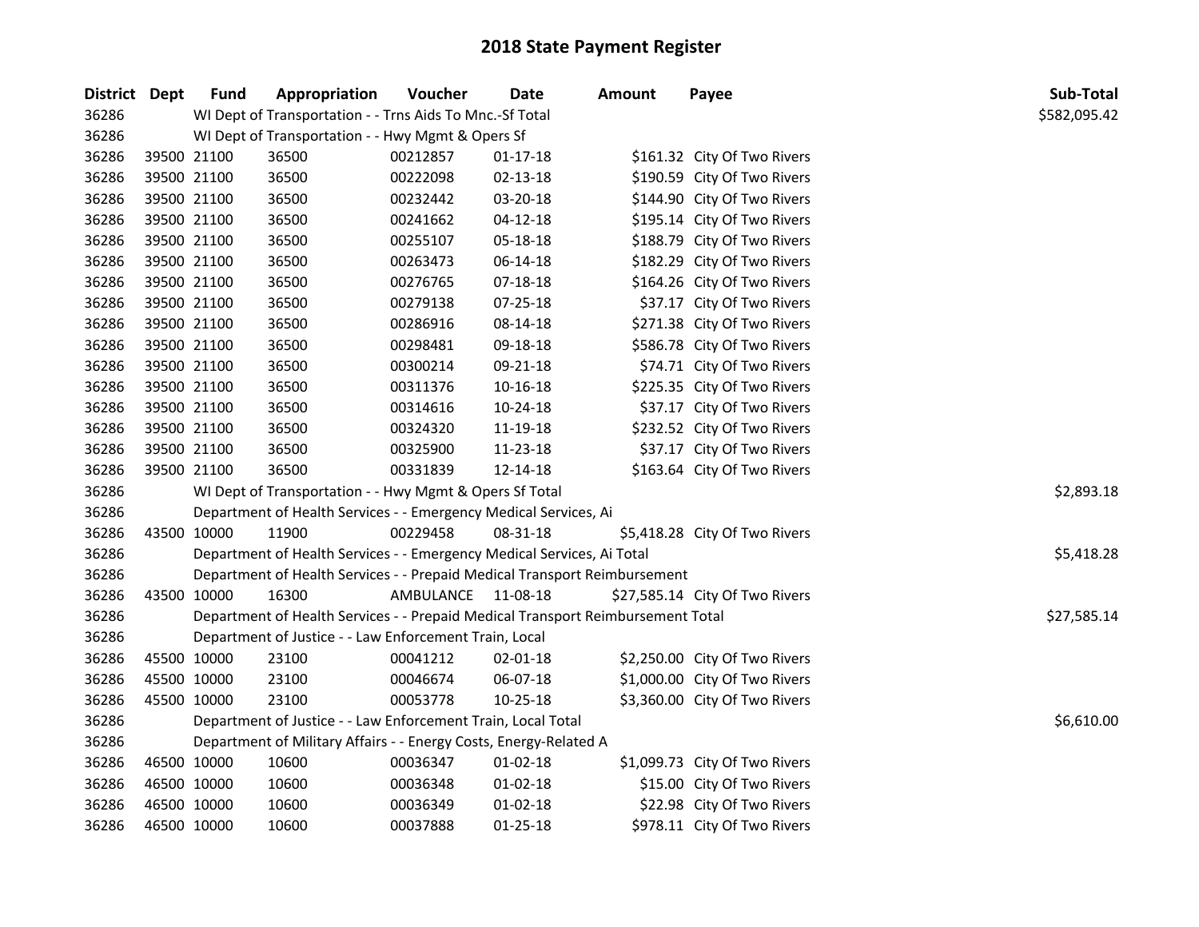# 2018 State Payment Register

| District | Dept | Fund | Appropriation | Voucher | Date | Amount | Payee | Sub-Total |
|---|---|---|---|---|---|---|---|---|
| 36286 | | WI Dept of Transportation - - Trns Aids To Mnc.-Sf Total | | | | | | $582,095.42 |
| 36286 | | WI Dept of Transportation - - Hwy Mgmt & Opers Sf | | | | | | |
| 36286 | 39500 | 21100 | 36500 | 00212857 | 01-17-18 | $161.32 | City Of Two Rivers | |
| 36286 | 39500 | 21100 | 36500 | 00222098 | 02-13-18 | $190.59 | City Of Two Rivers | |
| 36286 | 39500 | 21100 | 36500 | 00232442 | 03-20-18 | $144.90 | City Of Two Rivers | |
| 36286 | 39500 | 21100 | 36500 | 00241662 | 04-12-18 | $195.14 | City Of Two Rivers | |
| 36286 | 39500 | 21100 | 36500 | 00255107 | 05-18-18 | $188.79 | City Of Two Rivers | |
| 36286 | 39500 | 21100 | 36500 | 00263473 | 06-14-18 | $182.29 | City Of Two Rivers | |
| 36286 | 39500 | 21100 | 36500 | 00276765 | 07-18-18 | $164.26 | City Of Two Rivers | |
| 36286 | 39500 | 21100 | 36500 | 00279138 | 07-25-18 | $37.17 | City Of Two Rivers | |
| 36286 | 39500 | 21100 | 36500 | 00286916 | 08-14-18 | $271.38 | City Of Two Rivers | |
| 36286 | 39500 | 21100 | 36500 | 00298481 | 09-18-18 | $586.78 | City Of Two Rivers | |
| 36286 | 39500 | 21100 | 36500 | 00300214 | 09-21-18 | $74.71 | City Of Two Rivers | |
| 36286 | 39500 | 21100 | 36500 | 00311376 | 10-16-18 | $225.35 | City Of Two Rivers | |
| 36286 | 39500 | 21100 | 36500 | 00314616 | 10-24-18 | $37.17 | City Of Two Rivers | |
| 36286 | 39500 | 21100 | 36500 | 00324320 | 11-19-18 | $232.52 | City Of Two Rivers | |
| 36286 | 39500 | 21100 | 36500 | 00325900 | 11-23-18 | $37.17 | City Of Two Rivers | |
| 36286 | 39500 | 21100 | 36500 | 00331839 | 12-14-18 | $163.64 | City Of Two Rivers | |
| 36286 | | WI Dept of Transportation - - Hwy Mgmt & Opers Sf Total | | | | | | $2,893.18 |
| 36286 | | Department of Health Services - - Emergency Medical Services, Ai | | | | | | |
| 36286 | 43500 | 10000 | 11900 | 00229458 | 08-31-18 | $5,418.28 | City Of Two Rivers | |
| 36286 | | Department of Health Services - - Emergency Medical Services, Ai Total | | | | | | $5,418.28 |
| 36286 | | Department of Health Services - - Prepaid Medical Transport Reimbursement | | | | | | |
| 36286 | 43500 | 10000 | 16300 | AMBULANCE | 11-08-18 | $27,585.14 | City Of Two Rivers | |
| 36286 | | Department of Health Services - - Prepaid Medical Transport Reimbursement Total | | | | | | $27,585.14 |
| 36286 | | Department of Justice - - Law Enforcement Train, Local | | | | | | |
| 36286 | 45500 | 10000 | 23100 | 00041212 | 02-01-18 | $2,250.00 | City Of Two Rivers | |
| 36286 | 45500 | 10000 | 23100 | 00046674 | 06-07-18 | $1,000.00 | City Of Two Rivers | |
| 36286 | 45500 | 10000 | 23100 | 00053778 | 10-25-18 | $3,360.00 | City Of Two Rivers | |
| 36286 | | Department of Justice - - Law Enforcement Train, Local Total | | | | | | $6,610.00 |
| 36286 | | Department of Military Affairs - - Energy Costs, Energy-Related A | | | | | | |
| 36286 | 46500 | 10000 | 10600 | 00036347 | 01-02-18 | $1,099.73 | City Of Two Rivers | |
| 36286 | 46500 | 10000 | 10600 | 00036348 | 01-02-18 | $15.00 | City Of Two Rivers | |
| 36286 | 46500 | 10000 | 10600 | 00036349 | 01-02-18 | $22.98 | City Of Two Rivers | |
| 36286 | 46500 | 10000 | 10600 | 00037888 | 01-25-18 | $978.11 | City Of Two Rivers | |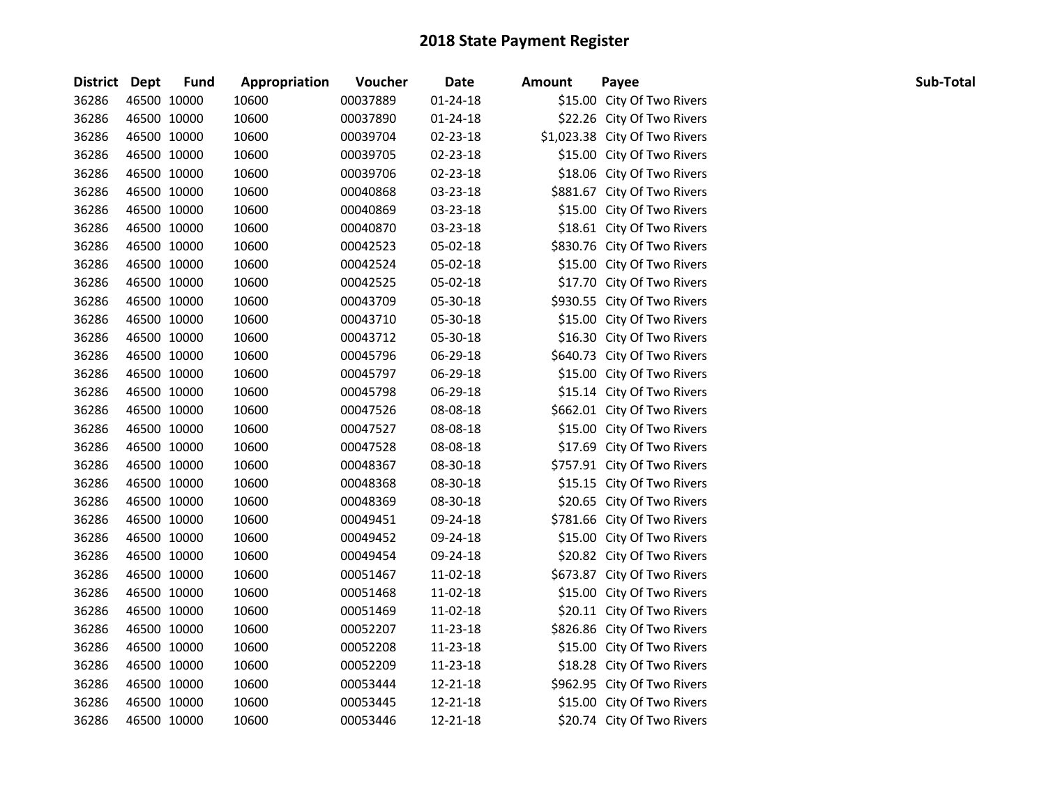# 2018 State Payment Register

| District | Dept | Fund | Appropriation | Voucher | Date | Amount | Payee | Sub-Total |
|---|---|---|---|---|---|---|---|---|
| 36286 | 46500 | 10000 | 10600 | 00037889 | 01-24-18 | $15.00 | City Of Two Rivers | |
| 36286 | 46500 | 10000 | 10600 | 00037890 | 01-24-18 | $22.26 | City Of Two Rivers | |
| 36286 | 46500 | 10000 | 10600 | 00039704 | 02-23-18 | $1,023.38 | City Of Two Rivers | |
| 36286 | 46500 | 10000 | 10600 | 00039705 | 02-23-18 | $15.00 | City Of Two Rivers | |
| 36286 | 46500 | 10000 | 10600 | 00039706 | 02-23-18 | $18.06 | City Of Two Rivers | |
| 36286 | 46500 | 10000 | 10600 | 00040868 | 03-23-18 | $881.67 | City Of Two Rivers | |
| 36286 | 46500 | 10000 | 10600 | 00040869 | 03-23-18 | $15.00 | City Of Two Rivers | |
| 36286 | 46500 | 10000 | 10600 | 00040870 | 03-23-18 | $18.61 | City Of Two Rivers | |
| 36286 | 46500 | 10000 | 10600 | 00042523 | 05-02-18 | $830.76 | City Of Two Rivers | |
| 36286 | 46500 | 10000 | 10600 | 00042524 | 05-02-18 | $15.00 | City Of Two Rivers | |
| 36286 | 46500 | 10000 | 10600 | 00042525 | 05-02-18 | $17.70 | City Of Two Rivers | |
| 36286 | 46500 | 10000 | 10600 | 00043709 | 05-30-18 | $930.55 | City Of Two Rivers | |
| 36286 | 46500 | 10000 | 10600 | 00043710 | 05-30-18 | $15.00 | City Of Two Rivers | |
| 36286 | 46500 | 10000 | 10600 | 00043712 | 05-30-18 | $16.30 | City Of Two Rivers | |
| 36286 | 46500 | 10000 | 10600 | 00045796 | 06-29-18 | $640.73 | City Of Two Rivers | |
| 36286 | 46500 | 10000 | 10600 | 00045797 | 06-29-18 | $15.00 | City Of Two Rivers | |
| 36286 | 46500 | 10000 | 10600 | 00045798 | 06-29-18 | $15.14 | City Of Two Rivers | |
| 36286 | 46500 | 10000 | 10600 | 00047526 | 08-08-18 | $662.01 | City Of Two Rivers | |
| 36286 | 46500 | 10000 | 10600 | 00047527 | 08-08-18 | $15.00 | City Of Two Rivers | |
| 36286 | 46500 | 10000 | 10600 | 00047528 | 08-08-18 | $17.69 | City Of Two Rivers | |
| 36286 | 46500 | 10000 | 10600 | 00048367 | 08-30-18 | $757.91 | City Of Two Rivers | |
| 36286 | 46500 | 10000 | 10600 | 00048368 | 08-30-18 | $15.15 | City Of Two Rivers | |
| 36286 | 46500 | 10000 | 10600 | 00048369 | 08-30-18 | $20.65 | City Of Two Rivers | |
| 36286 | 46500 | 10000 | 10600 | 00049451 | 09-24-18 | $781.66 | City Of Two Rivers | |
| 36286 | 46500 | 10000 | 10600 | 00049452 | 09-24-18 | $15.00 | City Of Two Rivers | |
| 36286 | 46500 | 10000 | 10600 | 00049454 | 09-24-18 | $20.82 | City Of Two Rivers | |
| 36286 | 46500 | 10000 | 10600 | 00051467 | 11-02-18 | $673.87 | City Of Two Rivers | |
| 36286 | 46500 | 10000 | 10600 | 00051468 | 11-02-18 | $15.00 | City Of Two Rivers | |
| 36286 | 46500 | 10000 | 10600 | 00051469 | 11-02-18 | $20.11 | City Of Two Rivers | |
| 36286 | 46500 | 10000 | 10600 | 00052207 | 11-23-18 | $826.86 | City Of Two Rivers | |
| 36286 | 46500 | 10000 | 10600 | 00052208 | 11-23-18 | $15.00 | City Of Two Rivers | |
| 36286 | 46500 | 10000 | 10600 | 00052209 | 11-23-18 | $18.28 | City Of Two Rivers | |
| 36286 | 46500 | 10000 | 10600 | 00053444 | 12-21-18 | $962.95 | City Of Two Rivers | |
| 36286 | 46500 | 10000 | 10600 | 00053445 | 12-21-18 | $15.00 | City Of Two Rivers | |
| 36286 | 46500 | 10000 | 10600 | 00053446 | 12-21-18 | $20.74 | City Of Two Rivers | |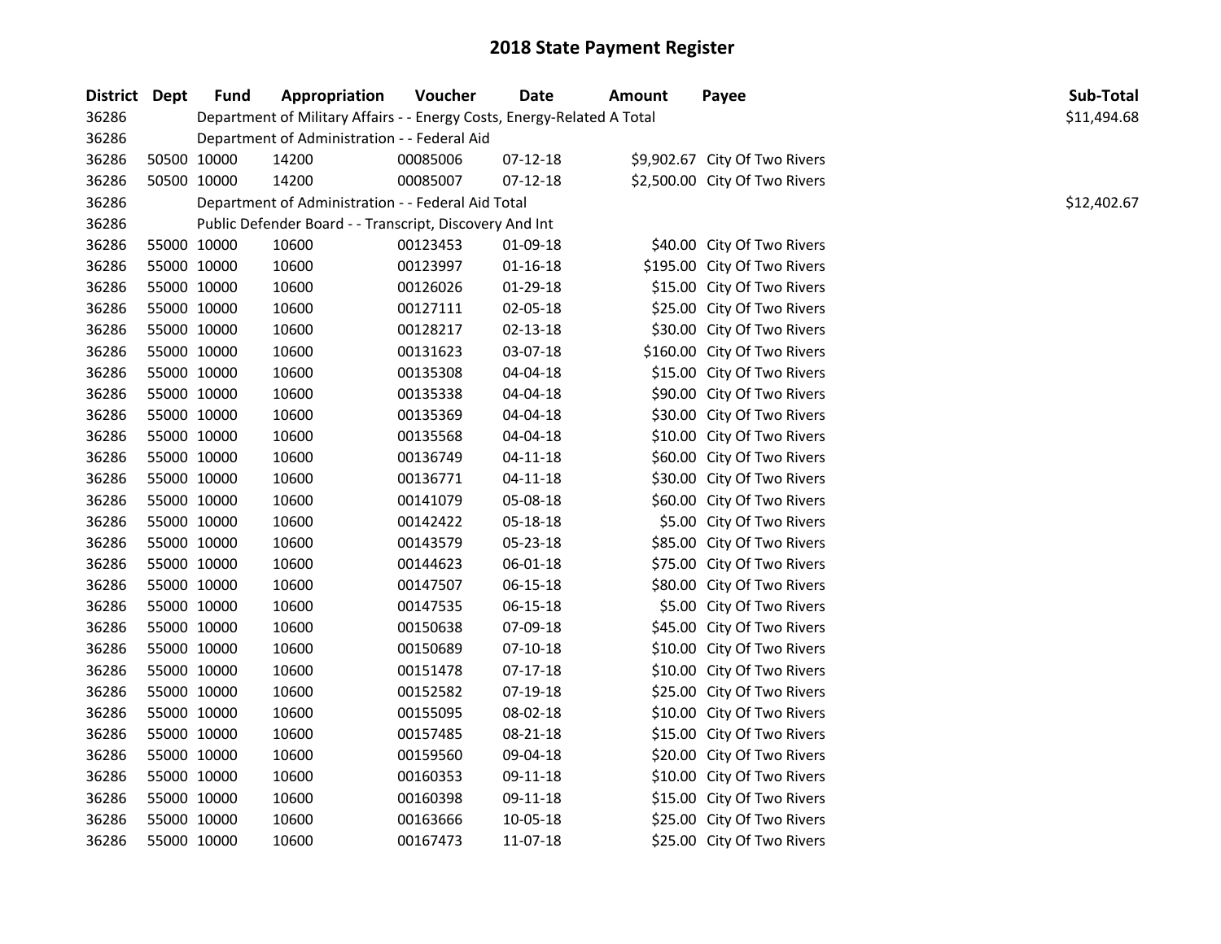# 2018 State Payment Register

| District | Dept | Fund | Appropriation | Voucher | Date | Amount | Payee | Sub-Total |
|---|---|---|---|---|---|---|---|---|
| 36286 | | Department of Military Affairs - - Energy Costs, Energy-Related A Total | | | | | | $11,494.68 |
| 36286 | | Department of Administration - - Federal Aid | | | | | | |
| 36286 | 50500 | 10000 | 14200 | 00085006 | 07-12-18 | $9,902.67 | City Of Two Rivers | |
| 36286 | 50500 | 10000 | 14200 | 00085007 | 07-12-18 | $2,500.00 | City Of Two Rivers | |
| 36286 | | Department of Administration - - Federal Aid Total | | | | | | $12,402.67 |
| 36286 | | Public Defender Board - - Transcript, Discovery And Int | | | | | | |
| 36286 | 55000 | 10000 | 10600 | 00123453 | 01-09-18 | $40.00 | City Of Two Rivers | |
| 36286 | 55000 | 10000 | 10600 | 00123997 | 01-16-18 | $195.00 | City Of Two Rivers | |
| 36286 | 55000 | 10000 | 10600 | 00126026 | 01-29-18 | $15.00 | City Of Two Rivers | |
| 36286 | 55000 | 10000 | 10600 | 00127111 | 02-05-18 | $25.00 | City Of Two Rivers | |
| 36286 | 55000 | 10000 | 10600 | 00128217 | 02-13-18 | $30.00 | City Of Two Rivers | |
| 36286 | 55000 | 10000 | 10600 | 00131623 | 03-07-18 | $160.00 | City Of Two Rivers | |
| 36286 | 55000 | 10000 | 10600 | 00135308 | 04-04-18 | $15.00 | City Of Two Rivers | |
| 36286 | 55000 | 10000 | 10600 | 00135338 | 04-04-18 | $90.00 | City Of Two Rivers | |
| 36286 | 55000 | 10000 | 10600 | 00135369 | 04-04-18 | $30.00 | City Of Two Rivers | |
| 36286 | 55000 | 10000 | 10600 | 00135568 | 04-04-18 | $10.00 | City Of Two Rivers | |
| 36286 | 55000 | 10000 | 10600 | 00136749 | 04-11-18 | $60.00 | City Of Two Rivers | |
| 36286 | 55000 | 10000 | 10600 | 00136771 | 04-11-18 | $30.00 | City Of Two Rivers | |
| 36286 | 55000 | 10000 | 10600 | 00141079 | 05-08-18 | $60.00 | City Of Two Rivers | |
| 36286 | 55000 | 10000 | 10600 | 00142422 | 05-18-18 | $5.00 | City Of Two Rivers | |
| 36286 | 55000 | 10000 | 10600 | 00143579 | 05-23-18 | $85.00 | City Of Two Rivers | |
| 36286 | 55000 | 10000 | 10600 | 00144623 | 06-01-18 | $75.00 | City Of Two Rivers | |
| 36286 | 55000 | 10000 | 10600 | 00147507 | 06-15-18 | $80.00 | City Of Two Rivers | |
| 36286 | 55000 | 10000 | 10600 | 00147535 | 06-15-18 | $5.00 | City Of Two Rivers | |
| 36286 | 55000 | 10000 | 10600 | 00150638 | 07-09-18 | $45.00 | City Of Two Rivers | |
| 36286 | 55000 | 10000 | 10600 | 00150689 | 07-10-18 | $10.00 | City Of Two Rivers | |
| 36286 | 55000 | 10000 | 10600 | 00151478 | 07-17-18 | $10.00 | City Of Two Rivers | |
| 36286 | 55000 | 10000 | 10600 | 00152582 | 07-19-18 | $25.00 | City Of Two Rivers | |
| 36286 | 55000 | 10000 | 10600 | 00155095 | 08-02-18 | $10.00 | City Of Two Rivers | |
| 36286 | 55000 | 10000 | 10600 | 00157485 | 08-21-18 | $15.00 | City Of Two Rivers | |
| 36286 | 55000 | 10000 | 10600 | 00159560 | 09-04-18 | $20.00 | City Of Two Rivers | |
| 36286 | 55000 | 10000 | 10600 | 00160353 | 09-11-18 | $10.00 | City Of Two Rivers | |
| 36286 | 55000 | 10000 | 10600 | 00160398 | 09-11-18 | $15.00 | City Of Two Rivers | |
| 36286 | 55000 | 10000 | 10600 | 00163666 | 10-05-18 | $25.00 | City Of Two Rivers | |
| 36286 | 55000 | 10000 | 10600 | 00167473 | 11-07-18 | $25.00 | City Of Two Rivers | |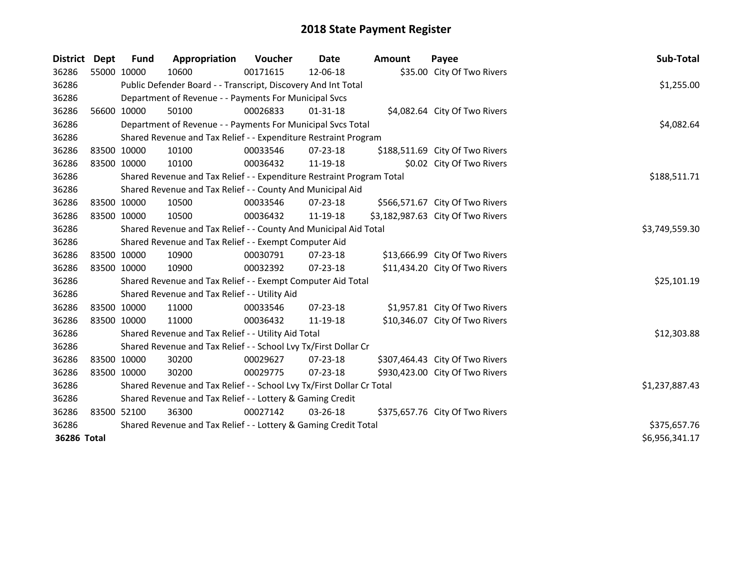# 2018 State Payment Register

| District | Dept | Fund | Appropriation | Voucher | Date | Amount | Payee | Sub-Total |
|---|---|---|---|---|---|---|---|---|
| 36286 | 55000 | 10000 | 10600 | 00171615 | 12-06-18 | $35.00 | City Of Two Rivers | |
| 36286 | | Public Defender Board - - Transcript, Discovery And Int Total | | | | | | $1,255.00 |
| 36286 | | Department of Revenue - - Payments For Municipal Svcs | | | | | | |
| 36286 | 56600 | 10000 | 50100 | 00026833 | 01-31-18 | $4,082.64 | City Of Two Rivers | |
| 36286 | | Department of Revenue - - Payments For Municipal Svcs Total | | | | | | $4,082.64 |
| 36286 | | Shared Revenue and Tax Relief - - Expenditure Restraint Program | | | | | | |
| 36286 | 83500 | 10000 | 10100 | 00033546 | 07-23-18 | $188,511.69 | City Of Two Rivers | |
| 36286 | 83500 | 10000 | 10100 | 00036432 | 11-19-18 | $0.02 | City Of Two Rivers | |
| 36286 | | Shared Revenue and Tax Relief - - Expenditure Restraint Program Total | | | | | | $188,511.71 |
| 36286 | | Shared Revenue and Tax Relief - - County And Municipal Aid | | | | | | |
| 36286 | 83500 | 10000 | 10500 | 00033546 | 07-23-18 | $566,571.67 | City Of Two Rivers | |
| 36286 | 83500 | 10000 | 10500 | 00036432 | 11-19-18 | $3,182,987.63 | City Of Two Rivers | |
| 36286 | | Shared Revenue and Tax Relief - - County And Municipal Aid Total | | | | | | $3,749,559.30 |
| 36286 | | Shared Revenue and Tax Relief - - Exempt Computer Aid | | | | | | |
| 36286 | 83500 | 10000 | 10900 | 00030791 | 07-23-18 | $13,666.99 | City Of Two Rivers | |
| 36286 | 83500 | 10000 | 10900 | 00032392 | 07-23-18 | $11,434.20 | City Of Two Rivers | |
| 36286 | | Shared Revenue and Tax Relief - - Exempt Computer Aid Total | | | | | | $25,101.19 |
| 36286 | | Shared Revenue and Tax Relief - - Utility Aid | | | | | | |
| 36286 | 83500 | 10000 | 11000 | 00033546 | 07-23-18 | $1,957.81 | City Of Two Rivers | |
| 36286 | 83500 | 10000 | 11000 | 00036432 | 11-19-18 | $10,346.07 | City Of Two Rivers | |
| 36286 | | Shared Revenue and Tax Relief - - Utility Aid Total | | | | | | $12,303.88 |
| 36286 | | Shared Revenue and Tax Relief - - School Lvy Tx/First Dollar Cr | | | | | | |
| 36286 | 83500 | 10000 | 30200 | 00029627 | 07-23-18 | $307,464.43 | City Of Two Rivers | |
| 36286 | 83500 | 10000 | 30200 | 00029775 | 07-23-18 | $930,423.00 | City Of Two Rivers | |
| 36286 | | Shared Revenue and Tax Relief - - School Lvy Tx/First Dollar Cr Total | | | | | | $1,237,887.43 |
| 36286 | | Shared Revenue and Tax Relief - - Lottery & Gaming Credit | | | | | | |
| 36286 | 83500 | 52100 | 36300 | 00027142 | 03-26-18 | $375,657.76 | City Of Two Rivers | |
| 36286 | | Shared Revenue and Tax Relief - - Lottery & Gaming Credit Total | | | | | | $375,657.76 |
| **36286 Total** | | | | | | | | $6,956,341.17 |